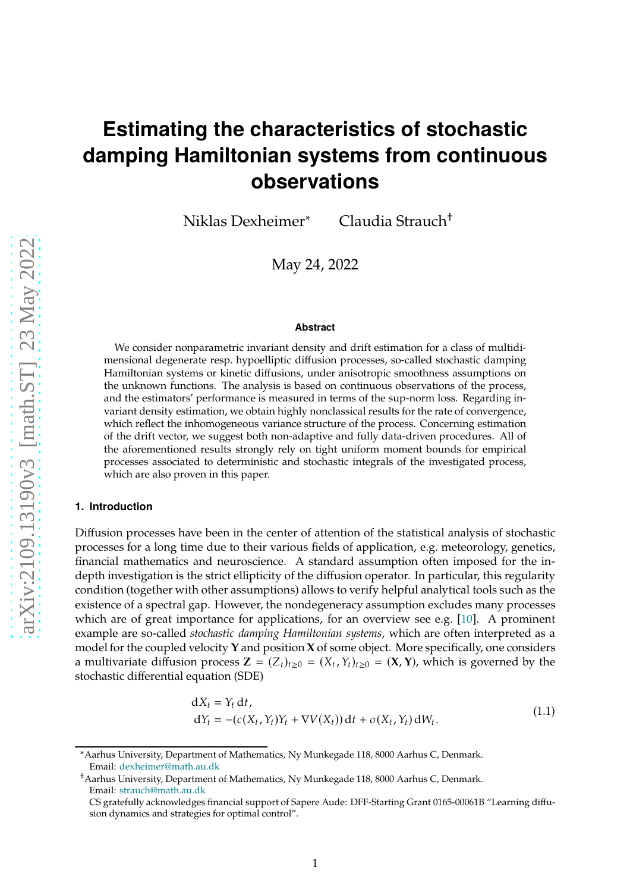# Estimating the characteristics of stochastic damping Hamiltonian systems from continuous observations

Niklas Dexheimer[*] Claudia Strauch[†]

May 24, 2022

### Abstract

We consider nonparametric invariant density and drift estimation for a class of multidimensional degenerate resp. hypoelliptic diffusion processes, so-called stochastic damping Hamiltonian systems or kinetic diffusions, under anisotropic smoothness assumptions on the unknown functions. The analysis is based on continuous observations of the process, and the estimators' performance is measured in terms of the sup-norm loss. Regarding invariant density estimation, we obtain highly nonclassical results for the rate of convergence, which reflect the inhomogeneous variance structure of the process. Concerning estimation of the drift vector, we suggest both non-adaptive and fully data-driven procedures. All of the aforementioned results strongly rely on tight uniform moment bounds for empirical processes associated to deterministic and stochastic integrals of the investigated process, which are also proven in this paper.

## 1. Introduction

Diffusion processes have been in the center of attention of the statistical analysis of stochastic processes for a long time due to their various fields of application, e.g. meteorology, genetics, financial mathematics and neuroscience. A standard assumption often imposed for the in-depth investigation is the strict ellipticity of the diffusion operator. In particular, this regularity condition (together with other assumptions) allows to verify helpful analytical tools such as the existence of a spectral gap. However, the nondegeneracy assumption excludes many processes which are of great importance for applications, for an overview see e.g. [10]. A prominent example are so-called *stochastic damping Hamiltonian systems*, which are often interpreted as a model for the coupled velocity $\mathbf{Y}$ and position $\mathbf{X}$ of some object. More specifically, one considers a multivariate diffusion process $\mathbf{Z} = (Z_t)_{t\geq 0} = (X_t, Y_t)_{t\geq 0} = (\mathbf{X}, \mathbf{Y})$, which is governed by the stochastic differential equation (SDE)

$$
\begin{aligned}
\mathrm{d}X_t &= Y_t\,\mathrm{d}t,\\
\mathrm{d}Y_t &= -(c(X_t, Y_t)Y_t + \nabla V(X_t))\,\mathrm{d}t + \sigma(X_t, Y_t)\,\mathrm{d}W_t.
\end{aligned}
\tag{1.1}
$$

[*] Aarhus University, Department of Mathematics, Ny Munkegade 118, 8000 Aarhus C, Denmark. Email: dexheimer@math.au.dk

[†] Aarhus University, Department of Mathematics, Ny Munkegade 118, 8000 Aarhus C, Denmark. Email: strauch@math.au.dk

CS gratefully acknowledges financial support of Sapere Aude: DFF-Starting Grant 0165-00061B "Learning diffusion dynamics and strategies for optimal control".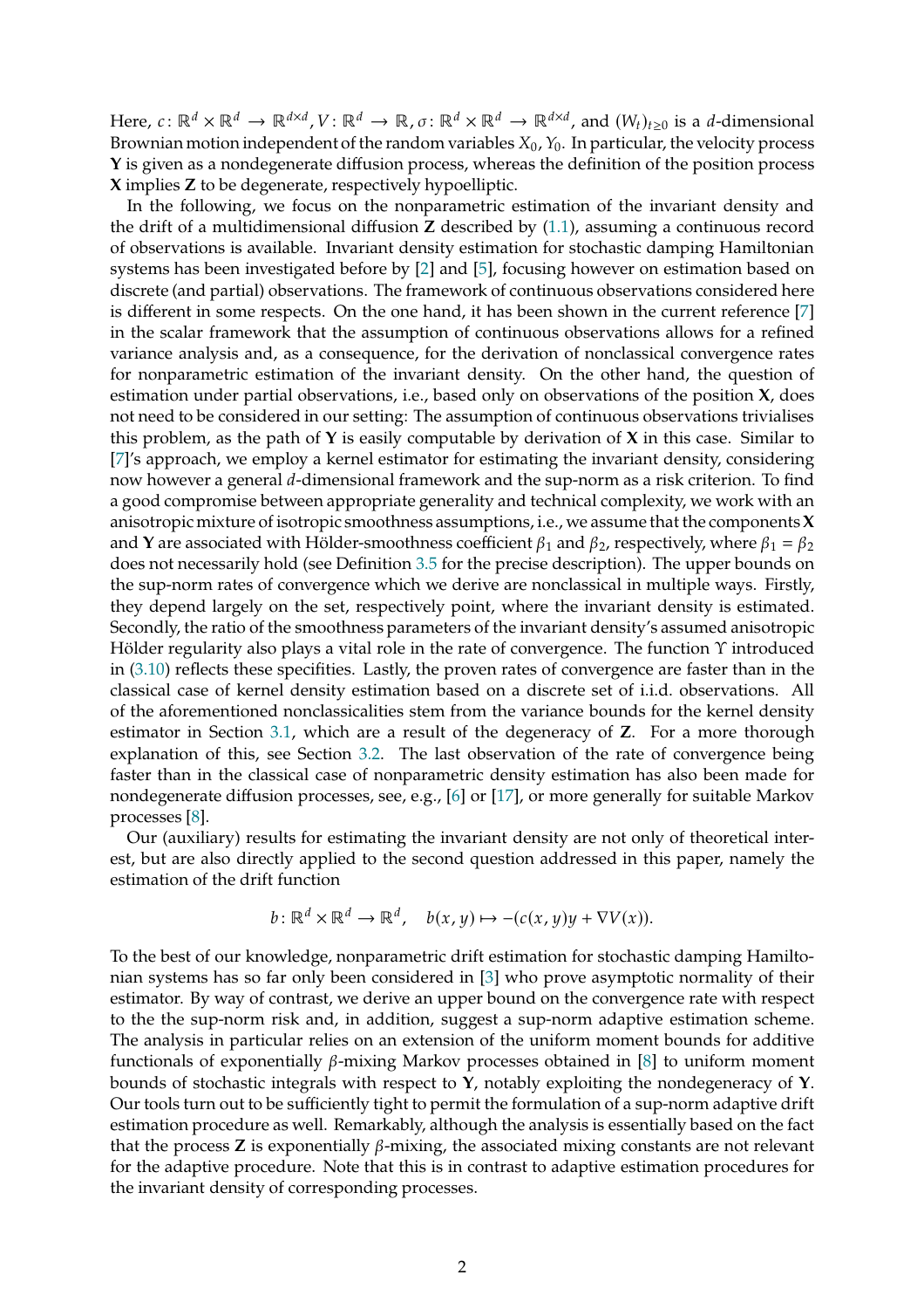Here, $c\colon \mathbb{R}^d \times \mathbb{R}^d \to \mathbb{R}^{d\times d}$, $V\colon \mathbb{R}^d \to \mathbb{R}$, $\sigma\colon \mathbb{R}^d \times \mathbb{R}^d \to \mathbb{R}^{d\times d}$, and $(W_t)_{t\geq 0}$ is a $d$-dimensional Brownian motion independent of the random variables $X_0, Y_0$. In particular, the velocity process $\mathbf{Y}$ is given as a nondegenerate diffusion process, whereas the definition of the position process $\mathbf{X}$ implies $\mathbf{Z}$ to be degenerate, respectively hypoelliptic.

In the following, we focus on the nonparametric estimation of the invariant density and the drift of a multidimensional diffusion $\mathbf{Z}$ described by (1.1), assuming a continuous record of observations is available. Invariant density estimation for stochastic damping Hamiltonian systems has been investigated before by [2] and [5], focusing however on estimation based on discrete (and partial) observations. The framework of continuous observations considered here is different in some respects. On the one hand, it has been shown in the current reference [7] in the scalar framework that the assumption of continuous observations allows for a refined variance analysis and, as a consequence, for the derivation of nonclassical convergence rates for nonparametric estimation of the invariant density. On the other hand, the question of estimation under partial observations, i.e., based only on observations of the position $\mathbf{X}$, does not need to be considered in our setting: The assumption of continuous observations trivialises this problem, as the path of $\mathbf{Y}$ is easily computable by derivation of $\mathbf{X}$ in this case. Similar to [7]'s approach, we employ a kernel estimator for estimating the invariant density, considering now however a general $d$-dimensional framework and the sup-norm as a risk criterion. To find a good compromise between appropriate generality and technical complexity, we work with an anisotropic mixture of isotropic smoothness assumptions, i.e., we assume that the components $\mathbf{X}$ and $\mathbf{Y}$ are associated with Hölder-smoothness coefficient $\beta_1$ and $\beta_2$, respectively, where $\beta_1 = \beta_2$ does not necessarily hold (see Definition 3.5 for the precise description). The upper bounds on the sup-norm rates of convergence which we derive are nonclassical in multiple ways. Firstly, they depend largely on the set, respectively point, where the invariant density is estimated. Secondly, the ratio of the smoothness parameters of the invariant density's assumed anisotropic Hölder regularity also plays a vital role in the rate of convergence. The function $\Upsilon$ introduced in (3.10) reflects these specifities. Lastly, the proven rates of convergence are faster than in the classical case of kernel density estimation based on a discrete set of i.i.d. observations. All of the aforementioned nonclassicalities stem from the variance bounds for the kernel density estimator in Section 3.1, which are a result of the degeneracy of $\mathbf{Z}$. For a more thorough explanation of this, see Section 3.2. The last observation of the rate of convergence being faster than in the classical case of nonparametric density estimation has also been made for nondegenerate diffusion processes, see, e.g., [6] or [17], or more generally for suitable Markov processes [8].

Our (auxiliary) results for estimating the invariant density are not only of theoretical interest, but are also directly applied to the second question addressed in this paper, namely the estimation of the drift function

$$b\colon \mathbb{R}^d \times \mathbb{R}^d \to \mathbb{R}^d, \quad b(x,y) \mapsto -(c(x,y)y + \nabla V(x)).$$

To the best of our knowledge, nonparametric drift estimation for stochastic damping Hamiltonian systems has so far only been considered in [3] who prove asymptotic normality of their estimator. By way of contrast, we derive an upper bound on the convergence rate with respect to the the sup-norm risk and, in addition, suggest a sup-norm adaptive estimation scheme. The analysis in particular relies on an extension of the uniform moment bounds for additive functionals of exponentially $\beta$-mixing Markov processes obtained in [8] to uniform moment bounds of stochastic integrals with respect to $\mathbf{Y}$, notably exploiting the nondegeneracy of $\mathbf{Y}$. Our tools turn out to be sufficiently tight to permit the formulation of a sup-norm adaptive drift estimation procedure as well. Remarkably, although the analysis is essentially based on the fact that the process $\mathbf{Z}$ is exponentially $\beta$-mixing, the associated mixing constants are not relevant for the adaptive procedure. Note that this is in contrast to adaptive estimation procedures for the invariant density of corresponding processes.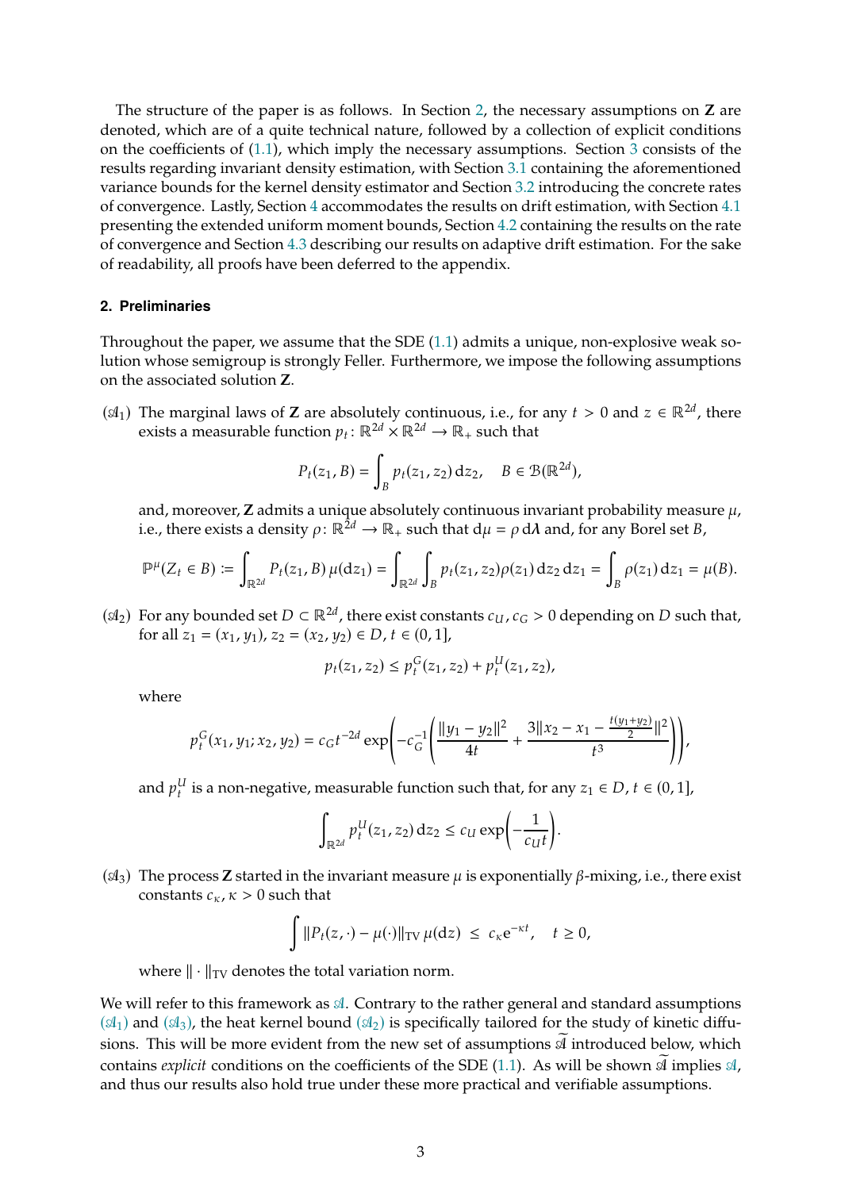The structure of the paper is as follows. In Section 2, the necessary assumptions on $\mathbf{Z}$ are denoted, which are of a quite technical nature, followed by a collection of explicit conditions on the coefficients of (1.1), which imply the necessary assumptions. Section 3 consists of the results regarding invariant density estimation, with Section 3.1 containing the aforementioned variance bounds for the kernel density estimator and Section 3.2 introducing the concrete rates of convergence. Lastly, Section 4 accommodates the results on drift estimation, with Section 4.1 presenting the extended uniform moment bounds, Section 4.2 containing the results on the rate of convergence and Section 4.3 describing our results on adaptive drift estimation. For the sake of readability, all proofs have been deferred to the appendix.

## 2. Preliminaries

Throughout the paper, we assume that the SDE (1.1) admits a unique, non-explosive weak solution whose semigroup is strongly Feller. Furthermore, we impose the following assumptions on the associated solution $\mathbf{Z}$.

($\mathscr{A}_1$) The marginal laws of $\mathbf{Z}$ are absolutely continuous, i.e., for any $t > 0$ and $z \in \mathbb{R}^{2d}$, there exists a measurable function $p_t\colon \mathbb{R}^{2d} \times \mathbb{R}^{2d} \to \mathbb{R}_+$ such that

$$P_t(z_1, B) = \int_B p_t(z_1, z_2)\,\mathrm{d}z_2, \quad B \in \mathcal{B}(\mathbb{R}^{2d}),$$

and, moreover, $\mathbf{Z}$ admits a unique absolutely continuous invariant probability measure $\mu$, i.e., there exists a density $\rho\colon \mathbb{R}^{2d} \to \mathbb{R}_+$ such that $\mathrm{d}\mu = \rho\,\mathrm{d}\boldsymbol{\lambda}$ and, for any Borel set $B$,

$$\mathbb{P}^\mu(Z_t \in B) := \int_{\mathbb{R}^{2d}} P_t(z_1, B)\,\mu(\mathrm{d}z_1) = \int_{\mathbb{R}^{2d}} \int_B p_t(z_1, z_2)\rho(z_1)\,\mathrm{d}z_2\,\mathrm{d}z_1 = \int_B \rho(z_1)\,\mathrm{d}z_1 = \mu(B).$$

($\mathscr{A}_2$) For any bounded set $D \subset \mathbb{R}^{2d}$, there exist constants $c_U, c_G > 0$ depending on $D$ such that, for all $z_1 = (x_1, y_1)$, $z_2 = (x_2, y_2) \in D$, $t \in (0, 1]$,

$$p_t(z_1, z_2) \leq p_t^G(z_1, z_2) + p_t^U(z_1, z_2),$$

where

$$p_t^G(x_1, y_1; x_2, y_2) = c_G t^{-2d} \exp\left(-c_G^{-1}\left(\frac{\|y_1 - y_2\|^2}{4t} + \frac{3\|x_2 - x_1 - \frac{t(y_1+y_2)}{2}\|^2}{t^3}\right)\right),$$

and $p_t^U$ is a non-negative, measurable function such that, for any $z_1 \in D$, $t \in (0, 1]$,

$$\int_{\mathbb{R}^{2d}} p_t^U(z_1, z_2)\,\mathrm{d}z_2 \leq c_U \exp\left(-\frac{1}{c_U t}\right).$$

($\mathscr{A}_3$) The process $\mathbf{Z}$ started in the invariant measure $\mu$ is exponentially $\beta$-mixing, i.e., there exist constants $c_\kappa, \kappa > 0$ such that

$$\int \|P_t(z, \cdot) - \mu(\cdot)\|_{\mathrm{TV}}\,\mu(\mathrm{d}z) \ \leq\ c_\kappa \mathrm{e}^{-\kappa t}, \quad t \geq 0,$$

where $\|\cdot\|_{\mathrm{TV}}$ denotes the total variation norm.

We will refer to this framework as $\mathscr{A}$. Contrary to the rather general and standard assumptions ($\mathscr{A}_1$) and ($\mathscr{A}_3$), the heat kernel bound ($\mathscr{A}_2$) is specifically tailored for the study of kinetic diffusions. This will be more evident from the new set of assumptions $\widetilde{\mathscr{A}}$ introduced below, which contains *explicit* conditions on the coefficients of the SDE (1.1). As will be shown $\widetilde{\mathscr{A}}$ implies $\mathscr{A}$, and thus our results also hold true under these more practical and verifiable assumptions.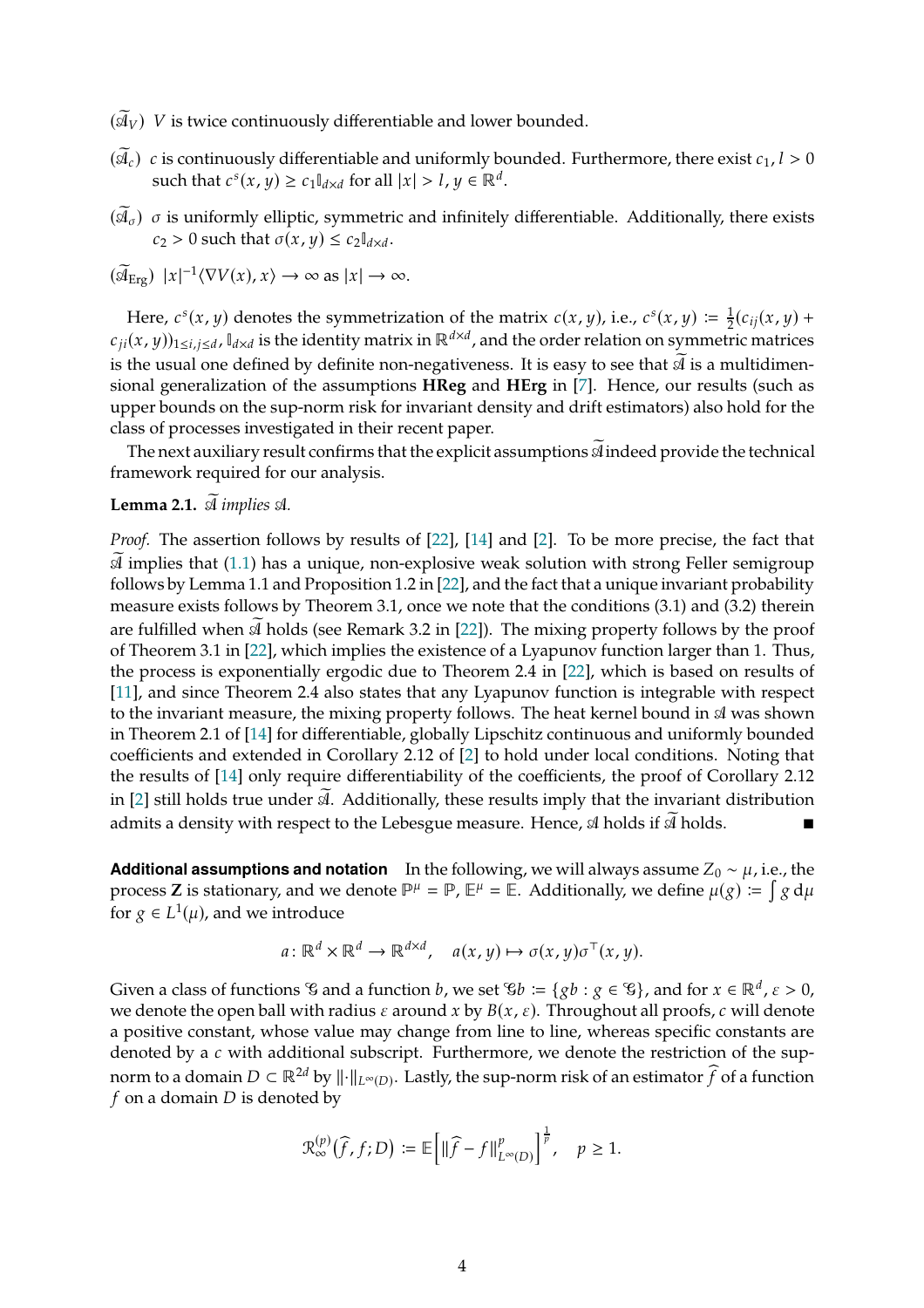($\widetilde{\mathscr{A}}_V$) $V$ is twice continuously differentiable and lower bounded.

($\widetilde{\mathscr{A}}_c$) $c$ is continuously differentiable and uniformly bounded. Furthermore, there exist $c_1, l > 0$ such that $c^s(x,y) \geq c_1 \mathbb{I}_{d\times d}$ for all $|x| > l$, $y \in \mathbb{R}^d$.

($\widetilde{\mathscr{A}}_\sigma$) $\sigma$ is uniformly elliptic, symmetric and infinitely differentiable. Additionally, there exists $c_2 > 0$ such that $\sigma(x,y) \leq c_2 \mathbb{I}_{d\times d}$.

($\widetilde{\mathscr{A}}_{\mathrm{Erg}}$) $|x|^{-1}\langle \nabla V(x), x\rangle \to \infty$ as $|x| \to \infty$.

Here, $c^s(x,y)$ denotes the symmetrization of the matrix $c(x,y)$, i.e., $c^s(x,y) := \frac{1}{2}(c_{ij}(x,y) + c_{ji}(x,y))_{1\leq i,j\leq d}$, $\mathbb{I}_{d\times d}$ is the identity matrix in $\mathbb{R}^{d\times d}$, and the order relation on symmetric matrices is the usual one defined by definite non-negativeness. It is easy to see that $\widetilde{\mathscr{A}}$ is a multidimensional generalization of the assumptions **HReg** and **HErg** in [7]. Hence, our results (such as upper bounds on the sup-norm risk for invariant density and drift estimators) also hold for the class of processes investigated in their recent paper.

The next auxiliary result confirms that the explicit assumptions $\widetilde{\mathscr{A}}$ indeed provide the technical framework required for our analysis.

**Lemma 2.1.** *$\widetilde{\mathscr{A}}$ implies $\mathscr{A}$.*

*Proof.* The assertion follows by results of [22], [14] and [2]. To be more precise, the fact that $\widetilde{\mathscr{A}}$ implies that (1.1) has a unique, non-explosive weak solution with strong Feller semigroup follows by Lemma 1.1 and Proposition 1.2 in [22], and the fact that a unique invariant probability measure exists follows by Theorem 3.1, once we note that the conditions (3.1) and (3.2) therein are fulfilled when $\widetilde{\mathscr{A}}$ holds (see Remark 3.2 in [22]). The mixing property follows by the proof of Theorem 3.1 in [22], which implies the existence of a Lyapunov function larger than 1. Thus, the process is exponentially ergodic due to Theorem 2.4 in [22], which is based on results of [11], and since Theorem 2.4 also states that any Lyapunov function is integrable with respect to the invariant measure, the mixing property follows. The heat kernel bound in $\mathscr{A}$ was shown in Theorem 2.1 of [14] for differentiable, globally Lipschitz continuous and uniformly bounded coefficients and extended in Corollary 2.12 of [2] to hold under local conditions. Noting that the results of [14] only require differentiability of the coefficients, the proof of Corollary 2.12 in [2] still holds true under $\widetilde{\mathscr{A}}$. Additionally, these results imply that the invariant distribution admits a density with respect to the Lebesgue measure. Hence, $\mathscr{A}$ holds if $\widetilde{\mathscr{A}}$ holds. ∎

**Additional assumptions and notation** In the following, we will always assume $Z_0 \sim \mu$, i.e., the process $\mathbf{Z}$ is stationary, and we denote $\mathbb{P}^\mu = \mathbb{P}$, $\mathbb{E}^\mu = \mathbb{E}$. Additionally, we define $\mu(g) := \int g \,\mathrm{d}\mu$ for $g \in L^1(\mu)$, and we introduce

$$a\colon \mathbb{R}^d \times \mathbb{R}^d \to \mathbb{R}^{d\times d}, \quad a(x,y) \mapsto \sigma(x,y)\sigma^\top(x,y).$$

Given a class of functions $\mathscr{G}$ and a function $b$, we set $\mathscr{G}b := \{gb : g \in \mathscr{G}\}$, and for $x \in \mathbb{R}^d$, $\varepsilon > 0$, we denote the open ball with radius $\varepsilon$ around $x$ by $B(x,\varepsilon)$. Throughout all proofs, $c$ will denote a positive constant, whose value may change from line to line, whereas specific constants are denoted by a $c$ with additional subscript. Furthermore, we denote the restriction of the sup-norm to a domain $D \subset \mathbb{R}^{2d}$ by $\|\cdot\|_{L^\infty(D)}$. Lastly, the sup-norm risk of an estimator $\widehat{f}$ of a function $f$ on a domain $D$ is denoted by

$$\mathcal{R}_\infty^{(p)}\big(\widehat{f}, f; D\big) := \mathbb{E}\Big[\|\widehat{f} - f\|_{L^\infty(D)}^p\Big]^{\frac{1}{p}}, \quad p \geq 1.$$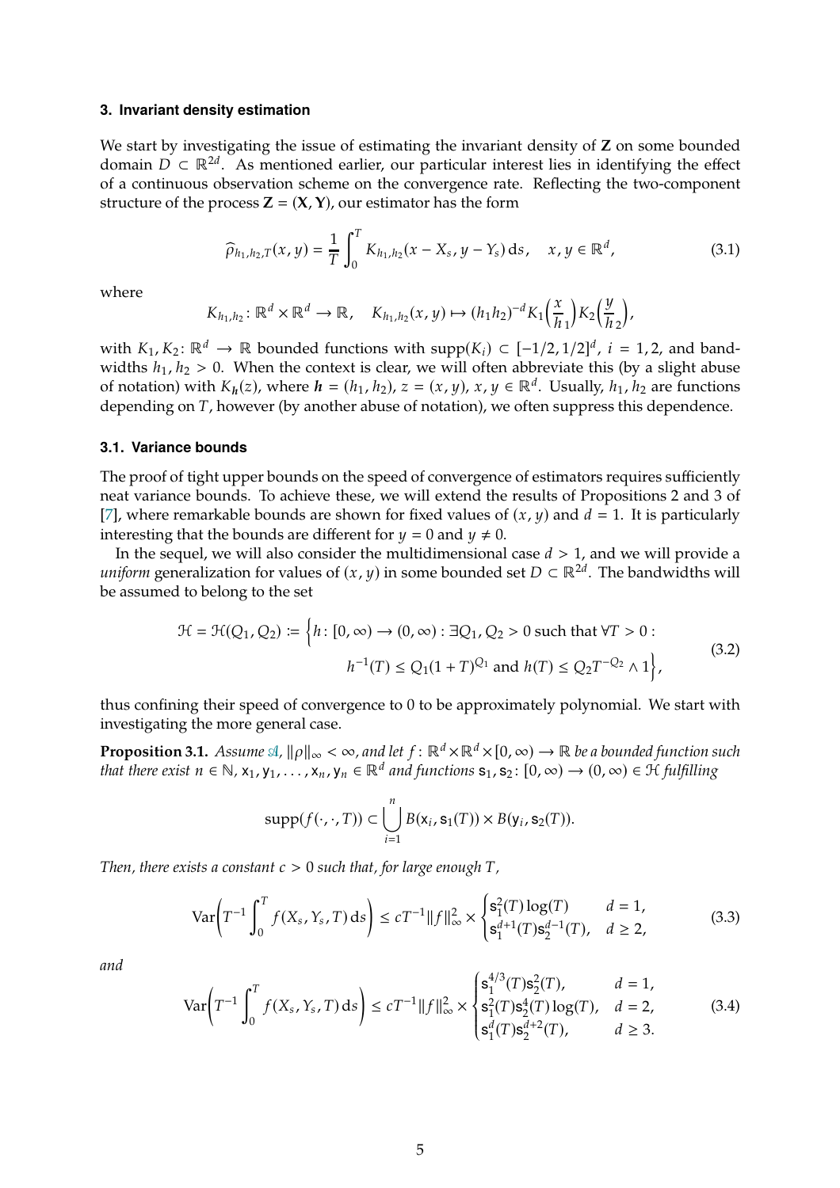## 3. Invariant density estimation

We start by investigating the issue of estimating the invariant density of $\mathbf{Z}$ on some bounded domain $D \subset \mathbb{R}^{2d}$. As mentioned earlier, our particular interest lies in identifying the effect of a continuous observation scheme on the convergence rate. Reflecting the two-component structure of the process $\mathbf{Z} = (\mathbf{X}, \mathbf{Y})$, our estimator has the form

$$\widehat{\rho}_{h_1,h_2,T}(x,y) = \frac{1}{T}\int_0^T K_{h_1,h_2}(x - X_s, y - Y_s)\,\mathrm{d}s, \quad x, y \in \mathbb{R}^d, \tag{3.1}$$

where

$$K_{h_1,h_2} \colon \mathbb{R}^d \times \mathbb{R}^d \to \mathbb{R}, \quad K_{h_1,h_2}(x,y) \mapsto (h_1 h_2)^{-d} K_1\Big(\frac{x}{h_1}\Big) K_2\Big(\frac{y}{h_2}\Big),$$

with $K_1, K_2 \colon \mathbb{R}^d \to \mathbb{R}$ bounded functions with $\operatorname{supp}(K_i) \subset [-1/2, 1/2]^d$, $i = 1, 2$, and bandwidths $h_1, h_2 > 0$. When the context is clear, we will often abbreviate this (by a slight abuse of notation) with $K_{\boldsymbol{h}}(z)$, where $\boldsymbol{h} = (h_1, h_2)$, $z = (x, y)$, $x, y \in \mathbb{R}^d$. Usually, $h_1, h_2$ are functions depending on $T$, however (by another abuse of notation), we often suppress this dependence.

### 3.1. Variance bounds

The proof of tight upper bounds on the speed of convergence of estimators requires sufficiently neat variance bounds. To achieve these, we will extend the results of Propositions 2 and 3 of [7], where remarkable bounds are shown for fixed values of $(x, y)$ and $d = 1$. It is particularly interesting that the bounds are different for $y = 0$ and $y \neq 0$.

In the sequel, we will also consider the multidimensional case $d > 1$, and we will provide a *uniform* generalization for values of $(x, y)$ in some bounded set $D \subset \mathbb{R}^{2d}$. The bandwidths will be assumed to belong to the set

$$\begin{aligned}\mathcal{H} = \mathcal{H}(Q_1, Q_2) \coloneqq \Big\{ h \colon [0,\infty) \to (0,\infty) : \exists Q_1, Q_2 > 0 \text{ such that } \forall T > 0 : \\ h^{-1}(T) \leq Q_1(1+T)^{Q_1} \text{ and } h(T) \leq Q_2 T^{-Q_2} \wedge 1 \Big\},\end{aligned} \tag{3.2}$$

thus confining their speed of convergence to 0 to be approximately polynomial. We start with investigating the more general case.

**Proposition 3.1.** *Assume* $\mathscr{A}$, $\|\rho\|_\infty < \infty$, *and let* $f \colon \mathbb{R}^d \times \mathbb{R}^d \times [0,\infty) \to \mathbb{R}$ *be a bounded function such that there exist* $n \in \mathbb{N}$, $\mathsf{x}_1, \mathsf{y}_1, \ldots, \mathsf{x}_n, \mathsf{y}_n \in \mathbb{R}^d$ *and functions* $\mathsf{s}_1, \mathsf{s}_2 \colon [0,\infty) \to (0,\infty) \in \mathcal{H}$ *fulfilling*

$$\operatorname{supp}(f(\cdot,\cdot,T)) \subset \bigcup_{i=1}^n B(\mathsf{x}_i, \mathsf{s}_1(T)) \times B(\mathsf{y}_i, \mathsf{s}_2(T)).$$

*Then, there exists a constant* $c > 0$ *such that, for large enough* $T$,

$$\operatorname{Var}\Big(T^{-1}\int_0^T f(X_s, Y_s, T)\,\mathrm{d}s\Big) \leq c T^{-1} \|f\|_\infty^2 \times \begin{cases} \mathsf{s}_1^2(T)\log(T) & d = 1, \\ \mathsf{s}_1^{d+1}(T)\mathsf{s}_2^{d-1}(T), & d \geq 2, \end{cases} \tag{3.3}$$

*and*

$$\operatorname{Var}\Big(T^{-1}\int_0^T f(X_s, Y_s, T)\,\mathrm{d}s\Big) \leq c T^{-1} \|f\|_\infty^2 \times \begin{cases} \mathsf{s}_1^{4/3}(T)\mathsf{s}_2^2(T), & d = 1, \\ \mathsf{s}_1^2(T)\mathsf{s}_2^4(T)\log(T), & d = 2, \\ \mathsf{s}_1^d(T)\mathsf{s}_2^{d+2}(T), & d \geq 3. \end{cases} \tag{3.4}$$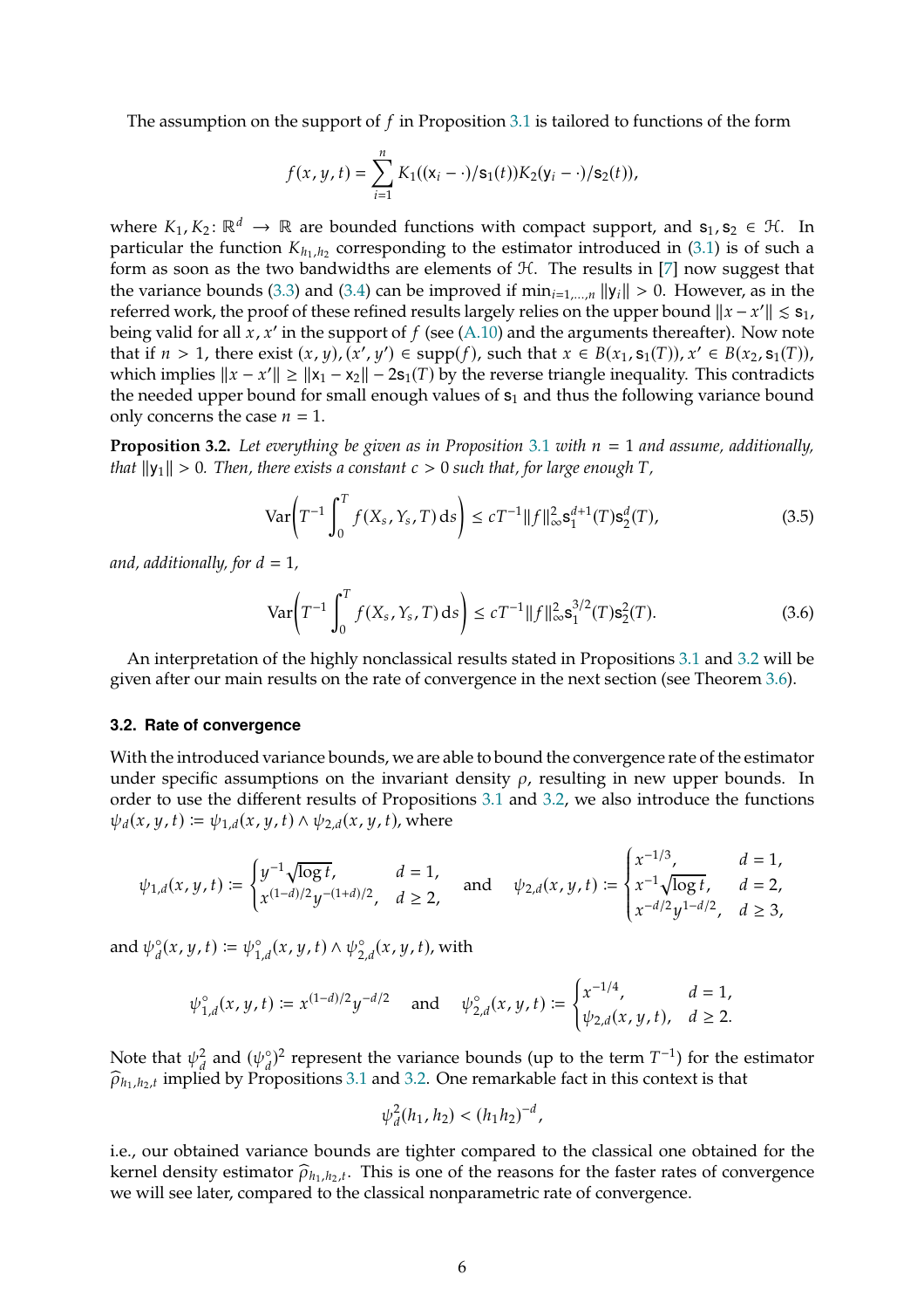The assumption on the support of $f$ in Proposition 3.1 is tailored to functions of the form

$$f(x, y, t) = \sum_{i=1}^{n} K_1((\mathsf{x}_i - \cdot)/\mathsf{s}_1(t))K_2(\mathsf{y}_i - \cdot)/\mathsf{s}_2(t)),$$

where $K_1, K_2 \colon \mathbb{R}^d \to \mathbb{R}$ are bounded functions with compact support, and $\mathsf{s}_1, \mathsf{s}_2 \in \mathcal{H}$. In particular the function $K_{h_1,h_2}$ corresponding to the estimator introduced in (3.1) is of such a form as soon as the two bandwidths are elements of $\mathcal{H}$. The results in [7] now suggest that the variance bounds (3.3) and (3.4) can be improved if $\min_{i=1,\ldots,n} \|\mathsf{y}_i\| > 0$. However, as in the referred work, the proof of these refined results largely relies on the upper bound $\|x - x'\| \lesssim \mathsf{s}_1$, being valid for all $x, x'$ in the support of $f$ (see (A.10) and the arguments thereafter). Now note that if $n > 1$, there exist $(x, y), (x', y') \in \operatorname{supp}(f)$, such that $x \in B(x_1, \mathsf{s}_1(T)), x' \in B(x_2, \mathsf{s}_1(T))$, which implies $\|x - x'\| \geq \|\mathsf{x}_1 - \mathsf{x}_2\| - 2\mathsf{s}_1(T)$ by the reverse triangle inequality. This contradicts the needed upper bound for small enough values of $\mathsf{s}_1$ and thus the following variance bound only concerns the case $n = 1$.

**Proposition 3.2.** *Let everything be given as in Proposition 3.1 with $n = 1$ and assume, additionally, that $\|\mathsf{y}_1\| > 0$. Then, there exists a constant $c > 0$ such that, for large enough $T$,*

$$\operatorname{Var}\left(T^{-1} \int_0^T f(X_s, Y_s, T)\, \mathrm{d}s\right) \leq cT^{-1}\|f\|_\infty^2 \mathsf{s}_1^{d+1}(T)\mathsf{s}_2^d(T), \tag{3.5}$$

*and, additionally, for $d = 1$,*

$$\operatorname{Var}\left(T^{-1} \int_0^T f(X_s, Y_s, T)\, \mathrm{d}s\right) \leq cT^{-1}\|f\|_\infty^2 \mathsf{s}_1^{3/2}(T)\mathsf{s}_2^2(T). \tag{3.6}$$

An interpretation of the highly nonclassical results stated in Propositions 3.1 and 3.2 will be given after our main results on the rate of convergence in the next section (see Theorem 3.6).

### 3.2. Rate of convergence

With the introduced variance bounds, we are able to bound the convergence rate of the estimator under specific assumptions on the invariant density $\rho$, resulting in new upper bounds. In order to use the different results of Propositions 3.1 and 3.2, we also introduce the functions $\psi_d(x, y, t) := \psi_{1,d}(x, y, t) \wedge \psi_{2,d}(x, y, t)$, where

$$\psi_{1,d}(x, y, t) := \begin{cases} y^{-1}\sqrt{\log t}, & d = 1, \\ x^{(1-d)/2}y^{-(1+d)/2}, & d \geq 2, \end{cases} \quad \text{and} \quad \psi_{2,d}(x, y, t) := \begin{cases} x^{-1/3}, & d = 1, \\ x^{-1}\sqrt{\log t}, & d = 2, \\ x^{-d/2}y^{1-d/2}, & d \geq 3, \end{cases}$$

and $\psi_d^\circ(x, y, t) := \psi_{1,d}^\circ(x, y, t) \wedge \psi_{2,d}^\circ(x, y, t)$, with

$$\psi_{1,d}^\circ(x, y, t) := x^{(1-d)/2}y^{-d/2} \quad \text{and} \quad \psi_{2,d}^\circ(x, y, t) := \begin{cases} x^{-1/4}, & d = 1, \\ \psi_{2,d}(x, y, t), & d \geq 2. \end{cases}$$

Note that $\psi_d^2$ and $(\psi_d^\circ)^2$ represent the variance bounds (up to the term $T^{-1}$) for the estimator $\widehat{\rho}_{h_1,h_2,t}$ implied by Propositions 3.1 and 3.2. One remarkable fact in this context is that

$$\psi_d^2(h_1, h_2) < (h_1 h_2)^{-d},$$

i.e., our obtained variance bounds are tighter compared to the classical one obtained for the kernel density estimator $\widehat{\rho}_{h_1,h_2,t}$. This is one of the reasons for the faster rates of convergence we will see later, compared to the classical nonparametric rate of convergence.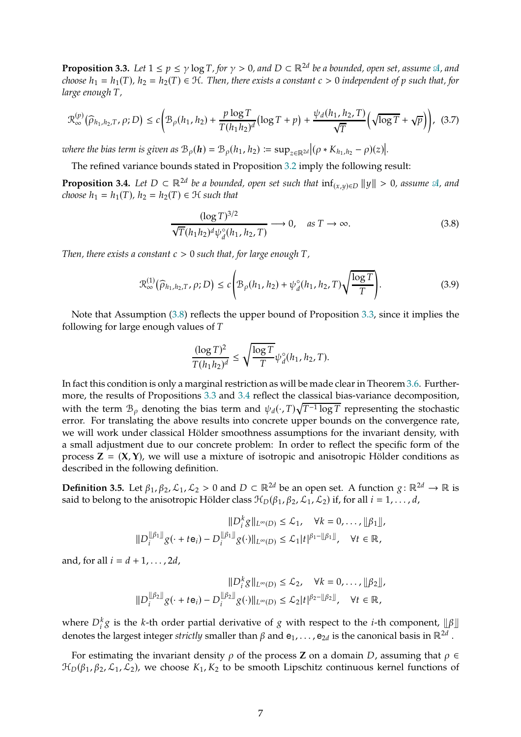**Proposition 3.3.** *Let $1 \le p \le \gamma \log T$, for $\gamma > 0$, and $D \subset \mathbb{R}^{2d}$ be a bounded, open set, assume $\mathscr{A}$, and choose $h_1 = h_1(T)$, $h_2 = h_2(T) \in \mathcal{H}$. Then, there exists a constant $c > 0$ independent of $p$ such that, for large enough $T$,*

$$\mathcal{R}_\infty^{(p)}\big(\widehat{\rho}_{h_1,h_2,T}, \rho; D\big) \le c\left(\mathcal{B}_\rho(h_1,h_2) + \frac{p\log T}{T(h_1h_2)^d}(\log T + p) + \frac{\psi_d(h_1,h_2,T)}{\sqrt{T}}\Big(\sqrt{\log T} + \sqrt{p}\Big)\right), \quad (3.7)$$

*where the bias term is given as $\mathcal{B}_\rho(\boldsymbol{h}) = \mathcal{B}_\rho(h_1,h_2) := \sup_{z\in\mathbb{R}^{2d}}\big|(\rho * K_{h_1,h_2} - \rho)(z)\big|$.*

The refined variance bounds stated in Proposition 3.2 imply the following result:

**Proposition 3.4.** *Let $D \subset \mathbb{R}^{2d}$ be a bounded, open set such that $\inf_{(x,y)\in D}\|y\| > 0$, assume $\mathscr{A}$, and choose $h_1 = h_1(T)$, $h_2 = h_2(T) \in \mathcal{H}$ such that*

$$\frac{(\log T)^{3/2}}{\sqrt{T}(h_1h_2)^d\psi_d^\circ(h_1,h_2,T)} \longrightarrow 0, \quad \text{as } T \to \infty. \quad (3.8)$$

*Then, there exists a constant $c > 0$ such that, for large enough $T$,*

$$\mathcal{R}_\infty^{(1)}\big(\widehat{\rho}_{h_1,h_2,T}, \rho; D\big) \le c\left(\mathcal{B}_\rho(h_1,h_2) + \psi_d^\circ(h_1,h_2,T)\sqrt{\frac{\log T}{T}}\right). \quad (3.9)$$

Note that Assumption (3.8) reflects the upper bound of Proposition 3.3, since it implies the following for large enough values of $T$

$$\frac{(\log T)^2}{T(h_1h_2)^d} \le \sqrt{\frac{\log T}{T}}\psi_d^\circ(h_1,h_2,T).$$

In fact this condition is only a marginal restriction as will be made clear in Theorem 3.6. Furthermore, the results of Propositions 3.3 and 3.4 reflect the classical bias-variance decomposition, with the term $\mathcal{B}_\rho$ denoting the bias term and $\psi_d(\cdot,T)\sqrt{T^{-1}\log T}$ representing the stochastic error. For translating the above results into concrete upper bounds on the convergence rate, we will work under classical Hölder smoothness assumptions for the invariant density, with a small adjustment due to our concrete problem: In order to reflect the specific form of the process $\mathbf{Z} = (\mathbf{X},\mathbf{Y})$, we will use a mixture of isotropic and anisotropic Hölder conditions as described in the following definition.

**Definition 3.5.** Let $\beta_1, \beta_2, \mathcal{L}_1, \mathcal{L}_2 > 0$ and $D \subset \mathbb{R}^{2d}$ be an open set. A function $g\colon \mathbb{R}^{2d} \to \mathbb{R}$ is said to belong to the anisotropic Hölder class $\mathcal{H}_D(\beta_1,\beta_2,\mathcal{L}_1,\mathcal{L}_2)$ if, for all $i = 1,\ldots,d$,

$$\|D_i^k g\|_{L^\infty(D)} \le \mathcal{L}_1, \quad \forall k = 0,\ldots,\llbracket\beta_1\rrbracket,$$
$$\|D_i^{\llbracket\beta_1\rrbracket}g(\cdot + t\mathsf{e}_i) - D_i^{\llbracket\beta_1\rrbracket}g(\cdot)\|_{L^\infty(D)} \le \mathcal{L}_1|t|^{\beta_1-\llbracket\beta_1\rrbracket}, \quad \forall t \in \mathbb{R},$$

and, for all $i = d+1,\ldots,2d$,

$$\|D_i^k g\|_{L^\infty(D)} \le \mathcal{L}_2, \quad \forall k = 0,\ldots,\llbracket\beta_2\rrbracket,$$
$$\|D_i^{\llbracket\beta_2\rrbracket}g(\cdot + t\mathsf{e}_i) - D_i^{\llbracket\beta_2\rrbracket}g(\cdot)\|_{L^\infty(D)} \le \mathcal{L}_2|t|^{\beta_2-\llbracket\beta_2\rrbracket}, \quad \forall t \in \mathbb{R},$$

where $D_i^k g$ is the $k$-th order partial derivative of $g$ with respect to the $i$-th component, $\llbracket\beta\rrbracket$ denotes the largest integer *strictly* smaller than $\beta$ and $\mathsf{e}_1,\ldots,\mathsf{e}_{2d}$ is the canonical basis in $\mathbb{R}^{2d}$.

For estimating the invariant density $\rho$ of the process $\mathbf{Z}$ on a domain $D$, assuming that $\rho \in \mathcal{H}_D(\beta_1,\beta_2,\mathcal{L}_1,\mathcal{L}_2)$, we choose $K_1, K_2$ to be smooth Lipschitz continuous kernel functions of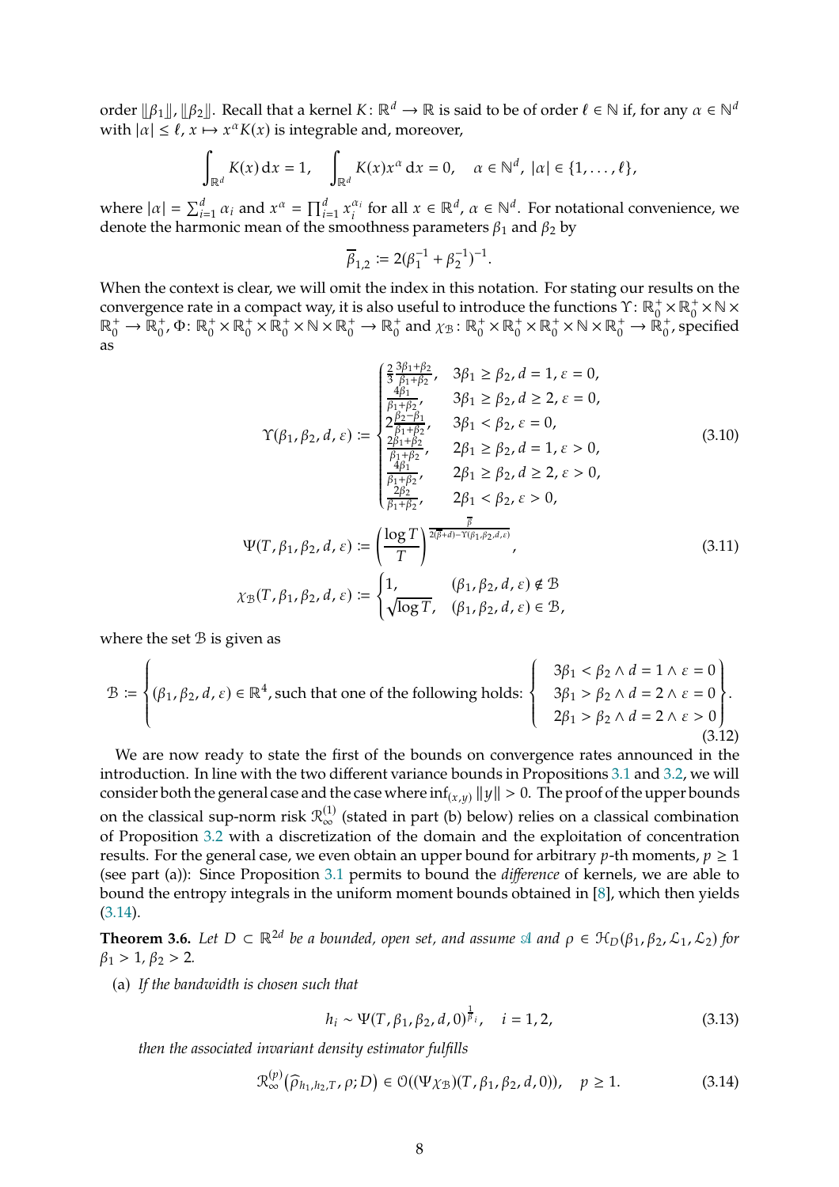order $\lfloor\beta_1\rfloor$, $\lfloor\beta_2\rfloor$. Recall that a kernel $K\colon \mathbb{R}^d \to \mathbb{R}$ is said to be of order $\ell \in \mathbb{N}$ if, for any $\alpha \in \mathbb{N}^d$ with $|\alpha| \leq \ell$, $x \mapsto x^\alpha K(x)$ is integrable and, moreover,

$$\int_{\mathbb{R}^d} K(x)\,\mathrm{d}x = 1, \quad \int_{\mathbb{R}^d} K(x) x^\alpha\,\mathrm{d}x = 0, \quad \alpha \in \mathbb{N}^d,\ |\alpha| \in \{1,\ldots,\ell\},$$

where $|\alpha| = \sum_{i=1}^d \alpha_i$ and $x^\alpha = \prod_{i=1}^d x_i^{\alpha_i}$ for all $x \in \mathbb{R}^d$, $\alpha \in \mathbb{N}^d$. For notational convenience, we denote the harmonic mean of the smoothness parameters $\beta_1$ and $\beta_2$ by

$$\overline{\beta}_{1,2} := 2(\beta_1^{-1} + \beta_2^{-1})^{-1}.$$

When the context is clear, we will omit the index in this notation. For stating our results on the convergence rate in a compact way, it is also useful to introduce the functions $\Upsilon\colon \mathbb{R}_0^+ \times \mathbb{R}_0^+ \times \mathbb{N} \times \mathbb{R}_0^+ \to \mathbb{R}_0^+$, $\Phi\colon \mathbb{R}_0^+ \times \mathbb{R}_0^+ \times \mathbb{R}_0^+ \times \mathbb{N} \times \mathbb{R}_0^+ \to \mathbb{R}_0^+$ and $\chi_{\mathcal{B}}\colon \mathbb{R}_0^+ \times \mathbb{R}_0^+ \times \mathbb{R}_0^+ \times \mathbb{N} \times \mathbb{R}_0^+ \to \mathbb{R}_0^+$, specified as

$$\Upsilon(\beta_1,\beta_2,d,\varepsilon) := \begin{cases} \frac{2}{3}\frac{3\beta_1+\beta_2}{\beta_1+\beta_2}, & 3\beta_1 \geq \beta_2, d = 1, \varepsilon = 0,\\ \frac{4\beta_1}{\beta_1+\beta_2}, & 3\beta_1 \geq \beta_2, d \geq 2, \varepsilon = 0,\\ 2\frac{\beta_2-\beta_1}{\beta_1+\beta_2}, & 3\beta_1 < \beta_2, \varepsilon = 0,\\ \frac{2\beta_1+\beta_2}{\beta_1+\beta_2}, & 2\beta_1 \geq \beta_2, d = 1, \varepsilon > 0,\\ \frac{4\beta_1}{\beta_1+\beta_2}, & 2\beta_1 \geq \beta_2, d \geq 2, \varepsilon > 0,\\ \frac{2\beta_2}{\beta_1+\beta_2}, & 2\beta_1 < \beta_2, \varepsilon > 0, \end{cases} \tag{3.10}$$

$$\Psi(T,\beta_1,\beta_2,d,\varepsilon) := \left(\frac{\log T}{T}\right)^{\frac{\overline{\beta}}{2(\overline{\beta}+d)-\Upsilon(\beta_1,\beta_2,d,\varepsilon)}}, \tag{3.11}$$

$$\chi_{\mathcal{B}}(T,\beta_1,\beta_2,d,\varepsilon) := \begin{cases} 1, & (\beta_1,\beta_2,d,\varepsilon) \notin \mathcal{B}\\ \sqrt{\log T}, & (\beta_1,\beta_2,d,\varepsilon) \in \mathcal{B}, \end{cases}$$

where the set $\mathcal{B}$ is given as

$$\mathcal{B} := \left\{ (\beta_1,\beta_2,d,\varepsilon) \in \mathbb{R}^4, \text{such that one of the following holds: } \left\{ \begin{array}{l} 3\beta_1 < \beta_2 \wedge d = 1 \wedge \varepsilon = 0\\ 3\beta_1 > \beta_2 \wedge d = 2 \wedge \varepsilon = 0\\ 2\beta_1 > \beta_2 \wedge d = 2 \wedge \varepsilon > 0 \end{array} \right\} \right\}. \tag{3.12}$$

We are now ready to state the first of the bounds on convergence rates announced in the introduction. In line with the two different variance bounds in Propositions 3.1 and 3.2, we will consider both the general case and the case where $\inf_{(x,y)} \|y\| > 0$. The proof of the upper bounds on the classical sup-norm risk $\mathcal{R}_\infty^{(1)}$ (stated in part (b) below) relies on a classical combination of Proposition 3.2 with a discretization of the domain and the exploitation of concentration results. For the general case, we even obtain an upper bound for arbitrary $p$-th moments, $p \geq 1$ (see part (a)): Since Proposition 3.1 permits to bound the *difference* of kernels, we are able to bound the entropy integrals in the uniform moment bounds obtained in [8], which then yields (3.14).

**Theorem 3.6.** *Let $D \subset \mathbb{R}^{2d}$ be a bounded, open set, and assume $\mathbb{A}$ and $\rho \in \mathcal{H}_D(\beta_1,\beta_2,\mathcal{L}_1,\mathcal{L}_2)$ for $\beta_1 > 1$, $\beta_2 > 2$.*

(a) *If the bandwidth is chosen such that*

$$h_i \sim \Psi(T,\beta_1,\beta_2,d,0)^{\frac{1}{\beta_i}}, \quad i = 1,2, \tag{3.13}$$

*then the associated invariant density estimator fulfills*

$$\mathcal{R}_\infty^{(p)}\big(\widehat{\rho}_{h_1,h_2,T},\rho;D\big) \in \mathcal{O}((\Psi\chi_{\mathcal{B}})(T,\beta_1,\beta_2,d,0)), \quad p \geq 1. \tag{3.14}$$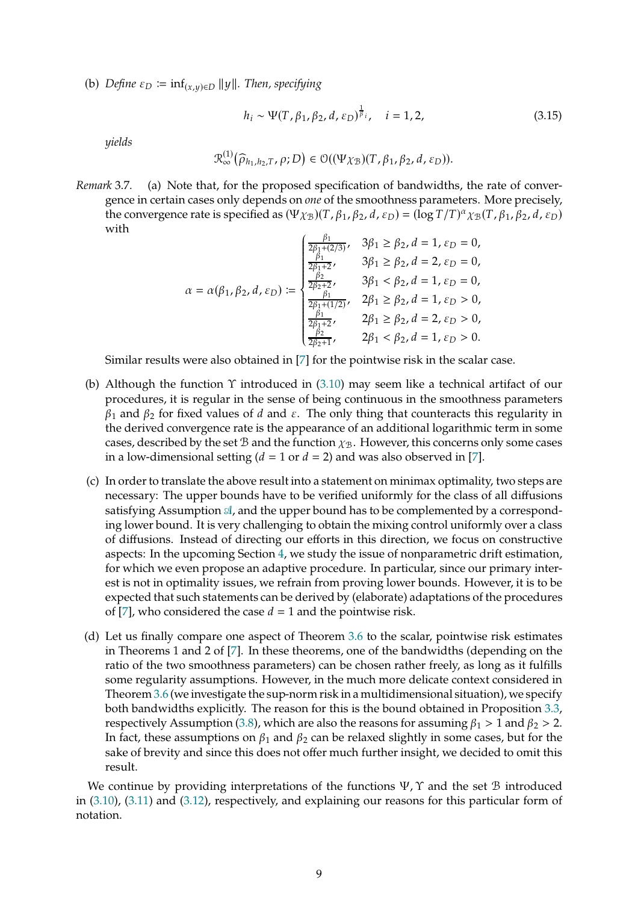(b) *Define* $\varepsilon_D := \inf_{(x,y)\in D} \|y\|$. *Then, specifying*

$$h_i \sim \Psi(T, \beta_1, \beta_2, d, \varepsilon_D)^{\frac{1}{\beta_i}}, \quad i = 1, 2, \tag{3.15}$$

*yields*

$$\mathcal{R}_\infty^{(1)}\big(\widehat{\rho}_{h_1,h_2,T}, \rho; D\big) \in \mathcal{O}((\Psi\chi_{\mathcal{B}})(T, \beta_1, \beta_2, d, \varepsilon_D)).$$

*Remark* 3.7. (a) Note that, for the proposed specification of bandwidths, the rate of convergence in certain cases only depends on *one* of the smoothness parameters. More precisely, the convergence rate is specified as $(\Psi\chi_{\mathcal{B}})(T, \beta_1, \beta_2, d, \varepsilon_D) = (\log T/T)^\alpha \chi_{\mathcal{B}}(T, \beta_1, \beta_2, d, \varepsilon_D)$ with

$$\alpha = \alpha(\beta_1, \beta_2, d, \varepsilon_D) := \begin{cases} \frac{\beta_1}{2\beta_1 + (2/3)}, & 3\beta_1 \geq \beta_2, d = 1, \varepsilon_D = 0, \\ \frac{\beta_1}{2\beta_1 + 2}, & 3\beta_1 \geq \beta_2, d = 2, \varepsilon_D = 0, \\ \frac{\beta_2}{2\beta_2 + 2}, & 3\beta_1 < \beta_2, d = 1, \varepsilon_D = 0, \\ \frac{\beta_1}{2\beta_1 + (1/2)}, & 2\beta_1 \geq \beta_2, d = 1, \varepsilon_D > 0, \\ \frac{\beta_1}{2\beta_1 + 2}, & 2\beta_1 \geq \beta_2, d = 2, \varepsilon_D > 0, \\ \frac{\beta_2}{2\beta_2 + 1}, & 2\beta_1 < \beta_2, d = 1, \varepsilon_D > 0. \end{cases}$$

Similar results were also obtained in [7] for the pointwise risk in the scalar case.

(b) Although the function $\Upsilon$ introduced in (3.10) may seem like a technical artifact of our procedures, it is regular in the sense of being continuous in the smoothness parameters $\beta_1$ and $\beta_2$ for fixed values of $d$ and $\varepsilon$. The only thing that counteracts this regularity in the derived convergence rate is the appearance of an additional logarithmic term in some cases, described by the set $\mathcal{B}$ and the function $\chi_{\mathcal{B}}$. However, this concerns only some cases in a low-dimensional setting ($d = 1$ or $d = 2$) and was also observed in [7].

(c) In order to translate the above result into a statement on minimax optimality, two steps are necessary: The upper bounds have to be verified uniformly for the class of all diffusions satisfying Assumption $\mathscr{A}$, and the upper bound has to be complemented by a corresponding lower bound. It is very challenging to obtain the mixing control uniformly over a class of diffusions. Instead of directing our efforts in this direction, we focus on constructive aspects: In the upcoming Section 4, we study the issue of nonparametric drift estimation, for which we even propose an adaptive procedure. In particular, since our primary interest is not in optimality issues, we refrain from proving lower bounds. However, it is to be expected that such statements can be derived by (elaborate) adaptations of the procedures of [7], who considered the case $d = 1$ and the pointwise risk.

(d) Let us finally compare one aspect of Theorem 3.6 to the scalar, pointwise risk estimates in Theorems 1 and 2 of [7]. In these theorems, one of the bandwidths (depending on the ratio of the two smoothness parameters) can be chosen rather freely, as long as it fulfills some regularity assumptions. However, in the much more delicate context considered in Theorem 3.6 (we investigate the sup-norm risk in a multidimensional situation), we specify both bandwidths explicitly. The reason for this is the bound obtained in Proposition 3.3, respectively Assumption (3.8), which are also the reasons for assuming $\beta_1 > 1$ and $\beta_2 > 2$. In fact, these assumptions on $\beta_1$ and $\beta_2$ can be relaxed slightly in some cases, but for the sake of brevity and since this does not offer much further insight, we decided to omit this result.

We continue by providing interpretations of the functions $\Psi, \Upsilon$ and the set $\mathcal{B}$ introduced in (3.10), (3.11) and (3.12), respectively, and explaining our reasons for this particular form of notation.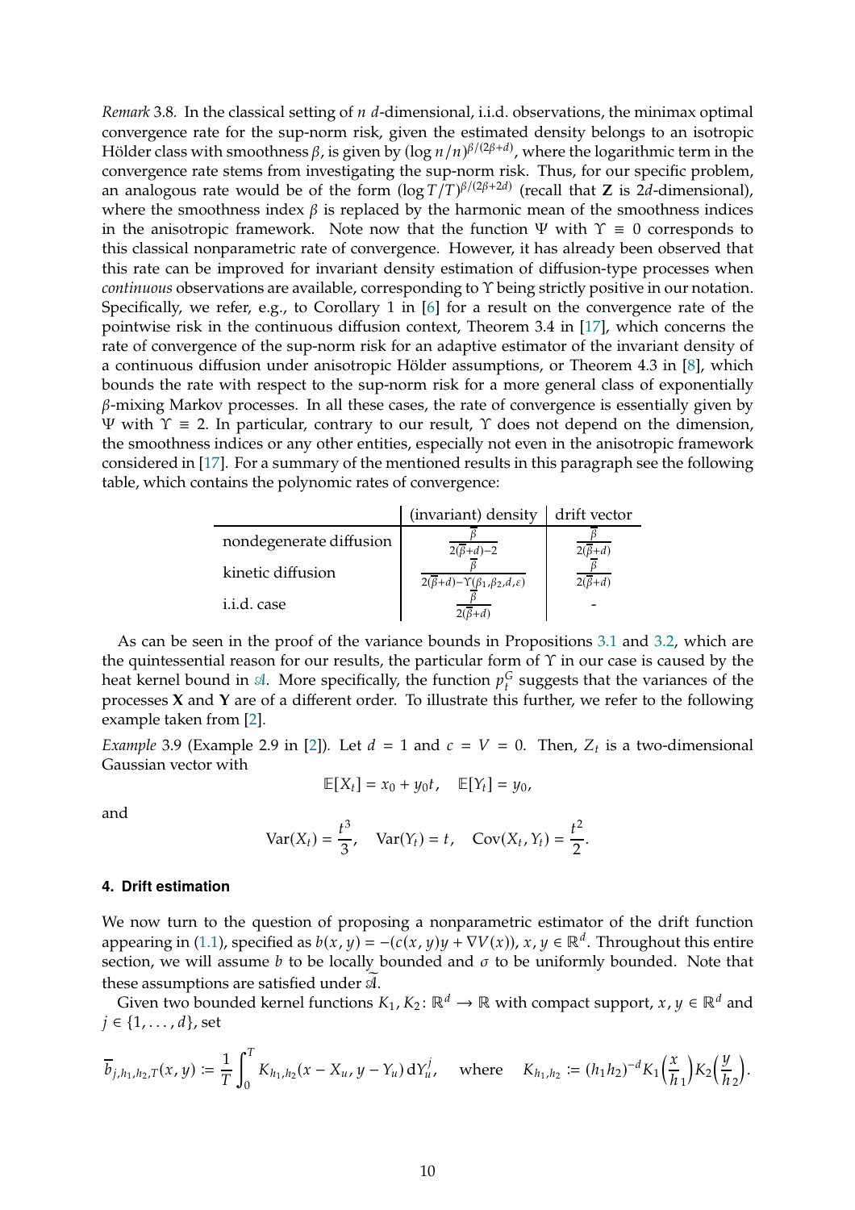*Remark* 3.8. In the classical setting of $n$ $d$-dimensional, i.i.d. observations, the minimax optimal convergence rate for the sup-norm risk, given the estimated density belongs to an isotropic Hölder class with smoothness $\beta$, is given by $(\log n/n)^{\beta/(2\beta+d)}$, where the logarithmic term in the convergence rate stems from investigating the sup-norm risk. Thus, for our specific problem, an analogous rate would be of the form $(\log T/T)^{\overline{\beta}/(2\overline{\beta}+2d)}$ (recall that $\mathbf{Z}$ is $2d$-dimensional), where the smoothness index $\beta$ is replaced by the harmonic mean of the smoothness indices in the anisotropic framework. Note now that the function $\Psi$ with $\Upsilon \equiv 0$ corresponds to this classical nonparametric rate of convergence. However, it has already been observed that this rate can be improved for invariant density estimation of diffusion-type processes when *continuous* observations are available, corresponding to $\Upsilon$ being strictly positive in our notation. Specifically, we refer, e.g., to Corollary 1 in [6] for a result on the convergence rate of the pointwise risk in the continuous diffusion context, Theorem 3.4 in [17], which concerns the rate of convergence of the sup-norm risk for an adaptive estimator of the invariant density of a continuous diffusion under anisotropic Hölder assumptions, or Theorem 4.3 in [8], which bounds the rate with respect to the sup-norm risk for a more general class of exponentially $\beta$-mixing Markov processes. In all these cases, the rate of convergence is essentially given by $\Psi$ with $\Upsilon \equiv 2$. In particular, contrary to our result, $\Upsilon$ does not depend on the dimension, the smoothness indices or any other entities, especially not even in the anisotropic framework considered in [17]. For a summary of the mentioned results in this paragraph see the following table, which contains the polynomic rates of convergence:

| | (invariant) density | drift vector |
|---|---|---|
| nondegenerate diffusion | $\frac{\overline{\beta}}{2(\overline{\beta}+d)-2}$ | $\frac{\overline{\beta}}{2(\overline{\beta}+d)}$ |
| kinetic diffusion | $\frac{\overline{\beta}}{2(\overline{\beta}+d)-\Upsilon(\beta_1,\beta_2,d,\varepsilon)}$ | $\frac{\overline{\beta}}{2(\overline{\beta}+d)}$ |
| i.i.d. case | $\frac{\overline{\beta}}{2(\overline{\beta}+d)}$ | - |

As can be seen in the proof of the variance bounds in Propositions 3.1 and 3.2, which are the quintessential reason for our results, the particular form of $\Upsilon$ in our case is caused by the heat kernel bound in $\mathscr{A}$. More specifically, the function $p_t^G$ suggests that the variances of the processes $\mathbf{X}$ and $\mathbf{Y}$ are of a different order. To illustrate this further, we refer to the following example taken from [2].

*Example* 3.9 (Example 2.9 in [2]). Let $d = 1$ and $c = V = 0$. Then, $Z_t$ is a two-dimensional Gaussian vector with

$$\mathbb{E}[X_t] = x_0 + y_0 t, \quad \mathbb{E}[Y_t] = y_0,$$

and

$$\mathrm{Var}(X_t) = \frac{t^3}{3}, \quad \mathrm{Var}(Y_t) = t, \quad \mathrm{Cov}(X_t, Y_t) = \frac{t^2}{2}.$$

### 4. Drift estimation

We now turn to the question of proposing a nonparametric estimator of the drift function appearing in (1.1), specified as $b(x,y) = -(c(x,y)y + \nabla V(x))$, $x, y \in \mathbb{R}^d$. Throughout this entire section, we will assume $b$ to be locally bounded and $\sigma$ to be uniformly bounded. Note that these assumptions are satisfied under $\widetilde{\mathscr{A}}$.

Given two bounded kernel functions $K_1, K_2 \colon \mathbb{R}^d \to \mathbb{R}$ with compact support, $x, y \in \mathbb{R}^d$ and $j \in \{1, \ldots, d\}$, set

$$\overline{b}_{j,h_1,h_2,T}(x,y) := \frac{1}{T}\int_0^T K_{h_1,h_2}(x - X_u, y - Y_u)\,\mathrm{d}Y_u^j, \quad \text{where} \quad K_{h_1,h_2} := (h_1 h_2)^{-d} K_1\Big(\frac{x}{h_1}\Big) K_2\Big(\frac{y}{h_2}\Big).$$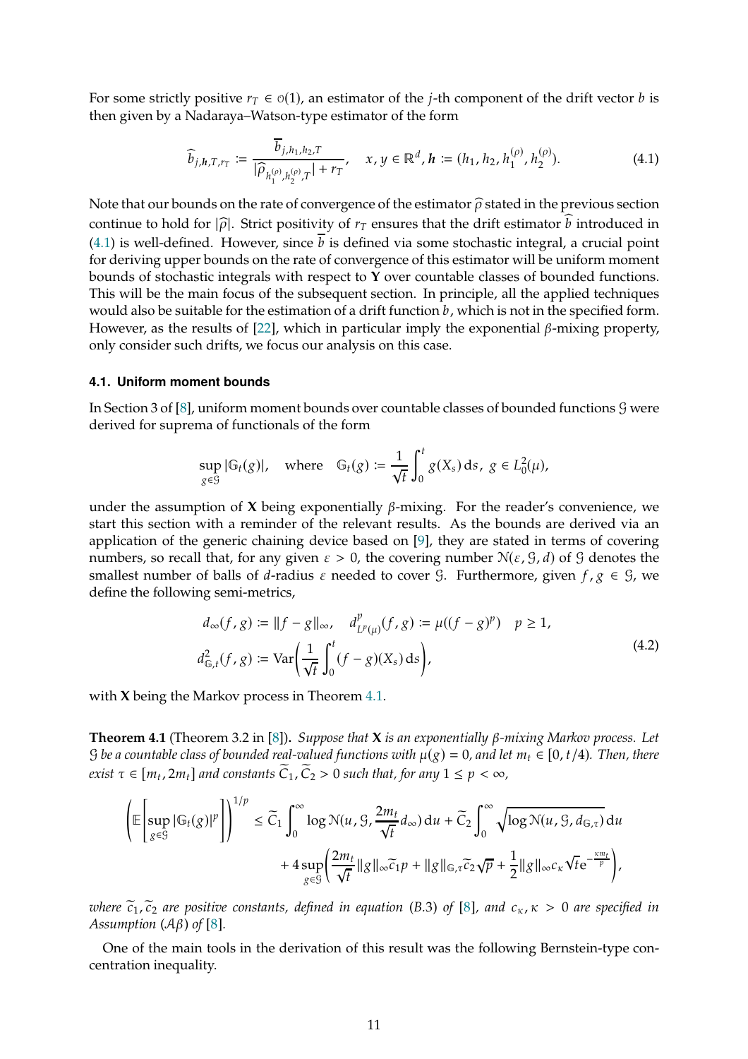For some strictly positive $r_T \in o(1)$, an estimator of the $j$-th component of the drift vector $b$ is then given by a Nadaraya–Watson-type estimator of the form

$$\widehat{b}_{j,\boldsymbol{h},T,r_T} := \frac{\overline{b}_{j,h_1,h_2,T}}{|\widehat{\rho}_{h_1^{(\rho)},h_2^{(\rho)},T}| + r_T}, \quad x, y \in \mathbb{R}^d, \boldsymbol{h} := (h_1, h_2, h_1^{(\rho)}, h_2^{(\rho)}). \tag{4.1}$$

Note that our bounds on the rate of convergence of the estimator $\widehat{\rho}$ stated in the previous section continue to hold for $|\widehat{\rho}|$. Strict positivity of $r_T$ ensures that the drift estimator $\widehat{b}$ introduced in (4.1) is well-defined. However, since $\overline{b}$ is defined via some stochastic integral, a crucial point for deriving upper bounds on the rate of convergence of this estimator will be uniform moment bounds of stochastic integrals with respect to $\mathbf{Y}$ over countable classes of bounded functions. This will be the main focus of the subsequent section. In principle, all the applied techniques would also be suitable for the estimation of a drift function $b$, which is not in the specified form. However, as the results of [22], which in particular imply the exponential $\beta$-mixing property, only consider such drifts, we focus our analysis on this case.

### 4.1. Uniform moment bounds

In Section 3 of [8], uniform moment bounds over countable classes of bounded functions $\mathcal{G}$ were derived for suprema of functionals of the form

$$\sup_{g \in \mathcal{G}} |\mathbb{G}_t(g)|, \quad \text{where} \quad \mathbb{G}_t(g) := \frac{1}{\sqrt{t}} \int_0^t g(X_s)\,\mathrm{d}s, \; g \in L_0^2(\mu),$$

under the assumption of $\mathbf{X}$ being exponentially $\beta$-mixing. For the reader's convenience, we start this section with a reminder of the relevant results. As the bounds are derived via an application of the generic chaining device based on [9], they are stated in terms of covering numbers, so recall that, for any given $\varepsilon > 0$, the covering number $\mathcal{N}(\varepsilon, \mathcal{G}, d)$ of $\mathcal{G}$ denotes the smallest number of balls of $d$-radius $\varepsilon$ needed to cover $\mathcal{G}$. Furthermore, given $f, g \in \mathcal{G}$, we define the following semi-metrics,

$$\begin{aligned} &d_\infty(f,g) := \|f - g\|_\infty, \quad d^p_{L^p(\mu)}(f,g) := \mu((f-g)^p) \quad p \geq 1, \\ &d^2_{\mathbb{G},t}(f,g) := \operatorname{Var}\left(\frac{1}{\sqrt{t}} \int_0^t (f-g)(X_s)\,\mathrm{d}s\right), \end{aligned} \tag{4.2}$$

with $\mathbf{X}$ being the Markov process in Theorem 4.1.

**Theorem 4.1** (Theorem 3.2 in [8])**.** *Suppose that $\mathbf{X}$ is an exponentially $\beta$-mixing Markov process. Let $\mathcal{G}$ be a countable class of bounded real-valued functions with $\mu(g) = 0$, and let $m_t \in [0, t/4)$. Then, there exist $\tau \in [m_t, 2m_t]$ and constants $\widetilde{C}_1, \widetilde{C}_2 > 0$ such that, for any $1 \leq p < \infty$,*

$$\left(\mathbb{E}\left[\sup_{g \in \mathcal{G}} |\mathbb{G}_t(g)|^p\right]\right)^{1/p} \leq \widetilde{C}_1 \int_0^\infty \log \mathcal{N}(u, \mathcal{G}, \frac{2m_t}{\sqrt{t}} d_\infty)\,\mathrm{d}u + \widetilde{C}_2 \int_0^\infty \sqrt{\log \mathcal{N}(u, \mathcal{G}, d_{\mathbb{G},\tau})}\,\mathrm{d}u$$
$$+ 4 \sup_{g \in \mathcal{G}} \left(\frac{2m_t}{\sqrt{t}} \|g\|_\infty \widetilde{c}_1 p + \|g\|_{\mathbb{G},\tau} \widetilde{c}_2 \sqrt{p} + \frac{1}{2} \|g\|_\infty c_\kappa \sqrt{t} \mathrm{e}^{-\frac{\kappa m_t}{p}}\right),$$

*where $\widetilde{c}_1, \widetilde{c}_2$ are positive constants, defined in equation (B.3) of [8], and $c_\kappa, \kappa > 0$ are specified in Assumption $(\mathcal{A}\beta)$ of [8].*

One of the main tools in the derivation of this result was the following Bernstein-type concentration inequality.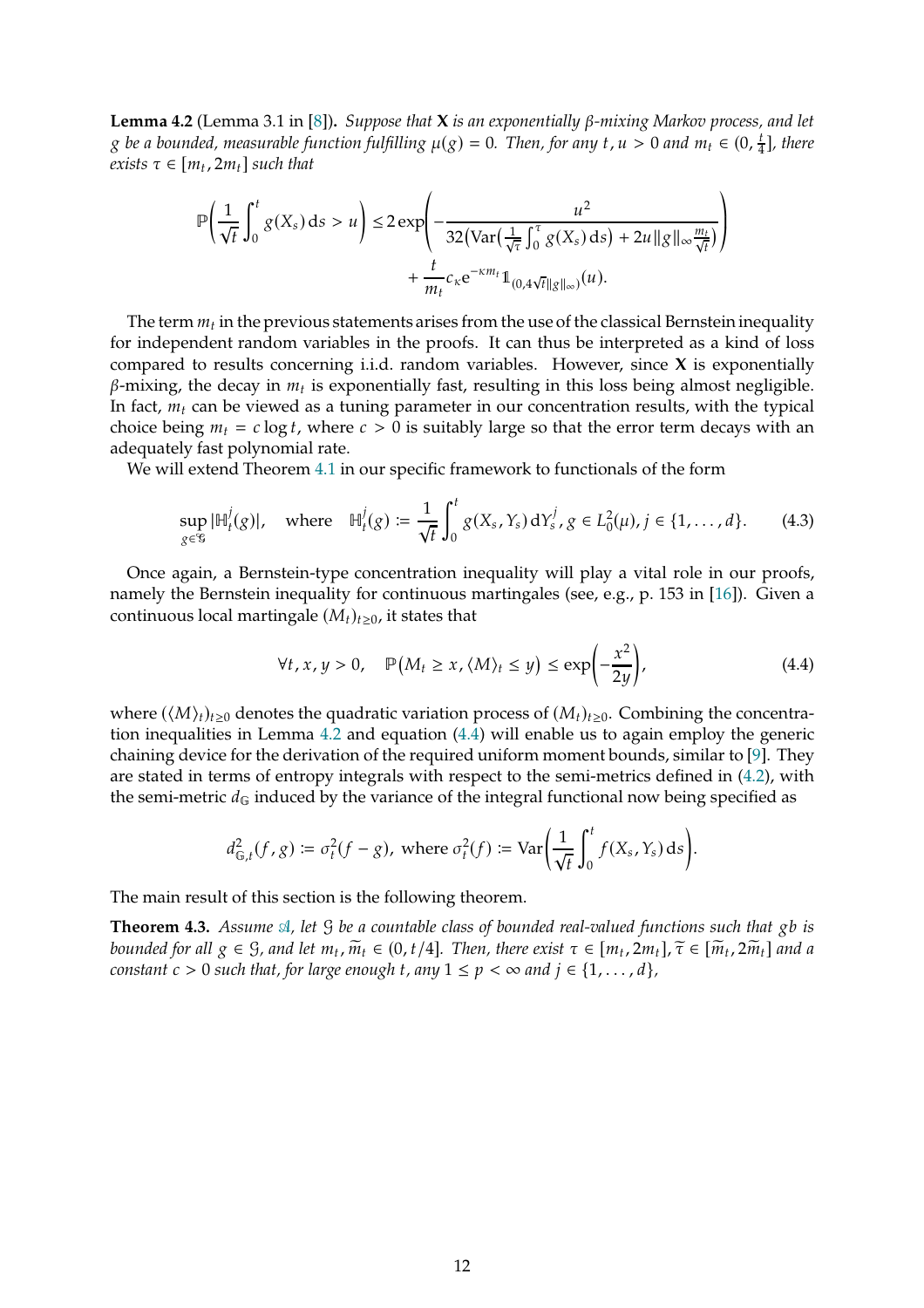**Lemma 4.2** (Lemma 3.1 in [8]). *Suppose that* $\mathbf{X}$ *is an exponentially* $\beta$*-mixing Markov process, and let* $g$ *be a bounded, measurable function fulfilling* $\mu(g) = 0$*. Then, for any* $t, u > 0$ *and* $m_t \in (0, \frac{t}{4}]$*, there exists* $\tau \in [m_t, 2m_t]$ *such that*

$$\mathbb{P}\left(\frac{1}{\sqrt{t}}\int_0^t g(X_s)\,\mathrm{d}s > u\right) \leq 2\exp\left(-\frac{u^2}{32\left(\operatorname{Var}\left(\frac{1}{\sqrt{\tau}}\int_0^\tau g(X_s)\,\mathrm{d}s\right) + 2u\|g\|_\infty \frac{m_t}{\sqrt{t}}\right)}\right) + \frac{t}{m_t} c_\kappa \mathrm{e}^{-\kappa m_t} \mathbb{1}_{(0, 4\sqrt{t}\|g\|_\infty)}(u).$$

The term $m_t$ in the previous statements arises from the use of the classical Bernstein inequality for independent random variables in the proofs. It can thus be interpreted as a kind of loss compared to results concerning i.i.d. random variables. However, since $\mathbf{X}$ is exponentially $\beta$-mixing, the decay in $m_t$ is exponentially fast, resulting in this loss being almost negligible. In fact, $m_t$ can be viewed as a tuning parameter in our concentration results, with the typical choice being $m_t = c\log t$, where $c > 0$ is suitably large so that the error term decays with an adequately fast polynomial rate.

We will extend Theorem 4.1 in our specific framework to functionals of the form

$$\sup_{g \in \mathcal{G}} |\mathbb{H}_t^j(g)|, \quad \text{where} \quad \mathbb{H}_t^j(g) := \frac{1}{\sqrt{t}}\int_0^t g(X_s, Y_s)\,\mathrm{d}Y_s^j,\, g \in L_0^2(\mu),\, j \in \{1, \ldots, d\}. \tag{4.3}$$

Once again, a Bernstein-type concentration inequality will play a vital role in our proofs, namely the Bernstein inequality for continuous martingales (see, e.g., p. 153 in [16]). Given a continuous local martingale $(M_t)_{t\geq 0}$, it states that

$$\forall t, x, y > 0, \quad \mathbb{P}\big(M_t \geq x, \langle M\rangle_t \leq y\big) \leq \exp\left(-\frac{x^2}{2y}\right), \tag{4.4}$$

where $(\langle M\rangle_t)_{t\geq 0}$ denotes the quadratic variation process of $(M_t)_{t\geq 0}$. Combining the concentration inequalities in Lemma 4.2 and equation (4.4) will enable us to again employ the generic chaining device for the derivation of the required uniform moment bounds, similar to [9]. They are stated in terms of entropy integrals with respect to the semi-metrics defined in (4.2), with the semi-metric $d_{\mathbb{G}}$ induced by the variance of the integral functional now being specified as

$$d_{\mathbb{G},t}^2(f, g) := \sigma_t^2(f - g), \text{ where } \sigma_t^2(f) := \operatorname{Var}\left(\frac{1}{\sqrt{t}}\int_0^t f(X_s, Y_s)\,\mathrm{d}s\right).$$

The main result of this section is the following theorem.

**Theorem 4.3.** *Assume* $\mathscr{A}$*, let* $\mathcal{G}$ *be a countable class of bounded real-valued functions such that* $gb$ *is bounded for all* $g \in \mathcal{G}$*, and let* $m_t, \widetilde{m}_t \in (0, t/4]$*. Then, there exist* $\tau \in [m_t, 2m_t]$*,* $\widetilde{\tau} \in [\widetilde{m}_t, 2\widetilde{m}_t]$ *and a constant* $c > 0$ *such that, for large enough* $t$*, any* $1 \leq p < \infty$ *and* $j \in \{1, \ldots, d\}$*,*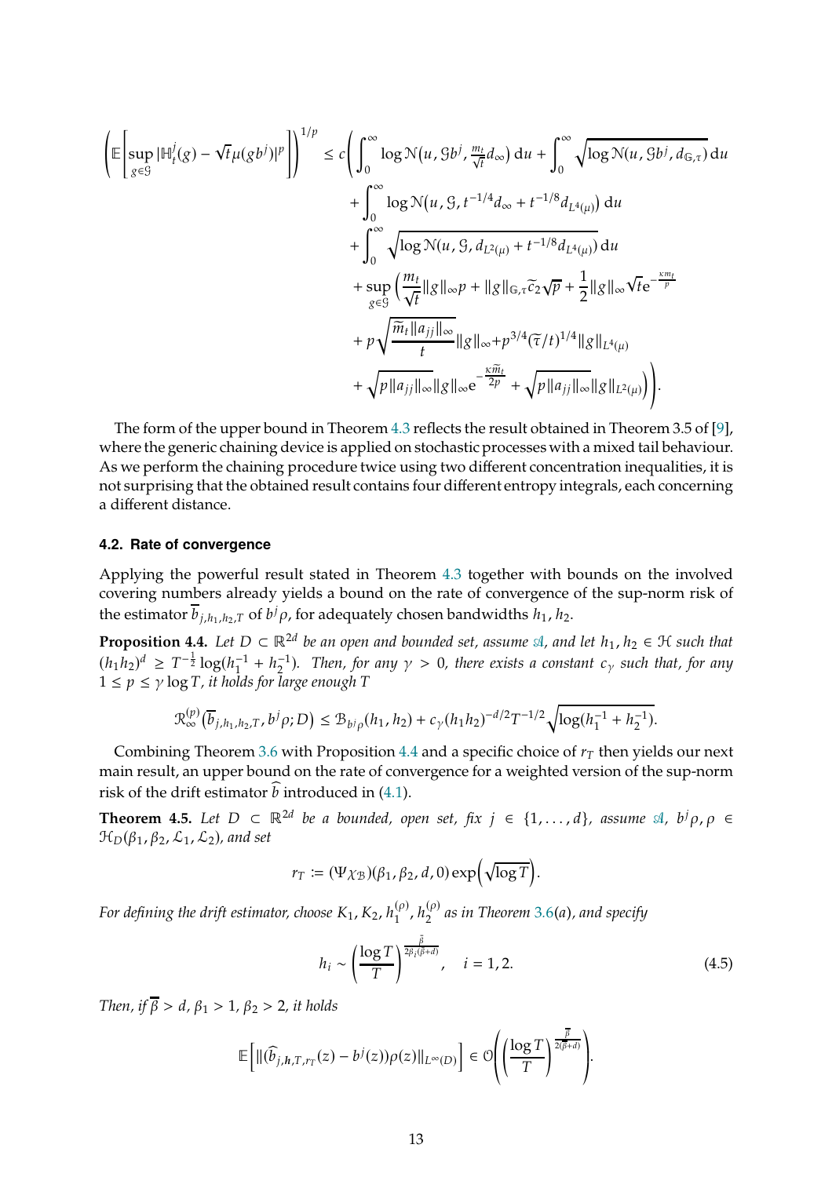$$
\begin{aligned}
\left(\mathbb{E}\left[\sup_{g\in\mathcal{G}}|\mathbb{H}_t^j(g)-\sqrt{t}\mu(gb^j)|^p\right]\right)^{1/p} \leq c\Bigg(&\int_0^\infty \log\mathcal{N}\big(u,\mathcal{G}b^j,\tfrac{m_t}{\sqrt{t}}d_\infty\big)\,\mathrm{d}u+\int_0^\infty\sqrt{\log\mathcal{N}(u,\mathcal{G}b^j,d_{\mathbb{G},\tau})}\,\mathrm{d}u\\
&+\int_0^\infty \log\mathcal{N}\big(u,\mathcal{G},t^{-1/4}d_\infty+t^{-1/8}d_{L^4(\mu)}\big)\,\mathrm{d}u\\
&+\int_0^\infty\sqrt{\log\mathcal{N}(u,\mathcal{G},d_{L^2(\mu)}+t^{-1/8}d_{L^4(\mu)})}\,\mathrm{d}u\\
&+\sup_{g\in\mathcal{G}}\Big(\frac{m_t}{\sqrt{t}}\|g\|_\infty p+\|g\|_{\mathbb{G},\tau}\widetilde{c}_2\sqrt{p}+\frac{1}{2}\|g\|_\infty\sqrt{t}\mathrm{e}^{-\frac{\kappa m_t}{p}}\\
&+p\sqrt{\frac{\widetilde{m}_t\|a_{jj}\|_\infty}{t}}\|g\|_\infty+p^{3/4}(\widetilde{\tau}/t)^{1/4}\|g\|_{L^4(\mu)}\\
&+\sqrt{p\|a_{jj}\|_\infty}\|g\|_\infty\mathrm{e}^{-\frac{\kappa\widetilde{m}_t}{2p}}+\sqrt{p\|a_{jj}\|_\infty}\|g\|_{L^2(\mu)}\Big)\Bigg).
\end{aligned}
$$

The form of the upper bound in Theorem 4.3 reflects the result obtained in Theorem 3.5 of [9], where the generic chaining device is applied on stochastic processes with a mixed tail behaviour. As we perform the chaining procedure twice using two different concentration inequalities, it is not surprising that the obtained result contains four different entropy integrals, each concerning a different distance.

## 4.2. Rate of convergence

Applying the powerful result stated in Theorem 4.3 together with bounds on the involved covering numbers already yields a bound on the rate of convergence of the sup-norm risk of the estimator $\overline{b}_{j,h_1,h_2,T}$ of $b^j\rho$, for adequately chosen bandwidths $h_1,h_2$.

**Proposition 4.4.** *Let $D\subset\mathbb{R}^{2d}$ be an open and bounded set, assume $\mathscr{A}$, and let $h_1,h_2\in\mathcal{H}$ such that $(h_1h_2)^d\geq T^{-\frac{1}{2}}\log(h_1^{-1}+h_2^{-1})$. Then, for any $\gamma>0$, there exists a constant $c_\gamma$ such that, for any $1\leq p\leq\gamma\log T$, it holds for large enough $T$*

$$\mathcal{R}_\infty^{(p)}\big(\overline{b}_{j,h_1,h_2,T},b^j\rho;D\big)\leq\mathcal{B}_{b^j\rho}(h_1,h_2)+c_\gamma(h_1h_2)^{-d/2}T^{-1/2}\sqrt{\log(h_1^{-1}+h_2^{-1})}.$$

Combining Theorem 3.6 with Proposition 4.4 and a specific choice of $r_T$ then yields our next main result, an upper bound on the rate of convergence for a weighted version of the sup-norm risk of the drift estimator $\widehat{b}$ introduced in (4.1).

**Theorem 4.5.** *Let $D\subset\mathbb{R}^{2d}$ be a bounded, open set, fix $j\in\{1,\ldots,d\}$, assume $\mathscr{A}$, $b^j\rho,\rho\in\mathcal{H}_D(\beta_1,\beta_2,\mathcal{L}_1,\mathcal{L}_2)$, and set*

$$r_T:=(\Psi\chi_{\mathcal{B}})(\beta_1,\beta_2,d,0)\exp\Big(\sqrt{\log T}\Big).$$

*For defining the drift estimator, choose $K_1,K_2,h_1^{(\rho)},h_2^{(\rho)}$ as in Theorem 3.6(a), and specify*

$$h_i\sim\left(\frac{\log T}{T}\right)^{\frac{\overline{\beta}}{2\beta_i(\overline{\beta}+d)}},\quad i=1,2. \tag{4.5}$$

*Then, if $\overline{\beta}>d$, $\beta_1>1$, $\beta_2>2$, it holds*

$$\mathbb{E}\Big[\|(\widehat{b}_{j,\boldsymbol{h},T,r_T}(z)-b^j(z))\rho(z)\|_{L^\infty(D)}\Big]\in\mathcal{O}\left(\left(\frac{\log T}{T}\right)^{\frac{\overline{\beta}}{2(\overline{\beta}+d)}}\right).$$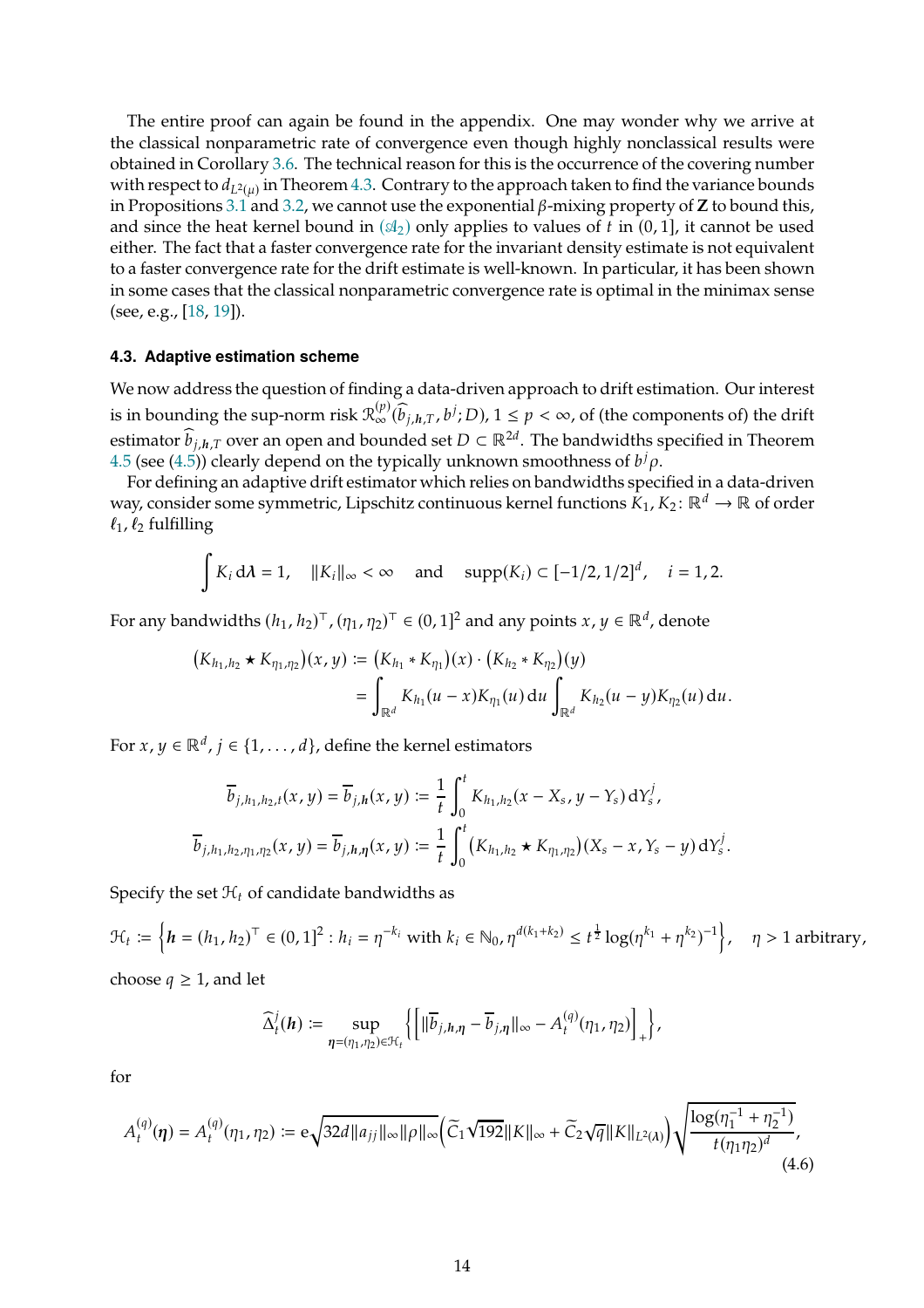The entire proof can again be found in the appendix. One may wonder why we arrive at the classical nonparametric rate of convergence even though highly nonclassical results were obtained in Corollary 3.6. The technical reason for this is the occurrence of the covering number with respect to $d_{L^2(\mu)}$ in Theorem 4.3. Contrary to the approach taken to find the variance bounds in Propositions 3.1 and 3.2, we cannot use the exponential $\beta$-mixing property of $\mathbf{Z}$ to bound this, and since the heat kernel bound in $(\mathscr{A}_2)$ only applies to values of $t$ in $(0,1]$, it cannot be used either. The fact that a faster convergence rate for the invariant density estimate is not equivalent to a faster convergence rate for the drift estimate is well-known. In particular, it has been shown in some cases that the classical nonparametric convergence rate is optimal in the minimax sense (see, e.g., [18, 19]).

### 4.3. Adaptive estimation scheme

We now address the question of finding a data-driven approach to drift estimation. Our interest is in bounding the sup-norm risk $\mathcal{R}_\infty^{(p)}(\widehat{b}_{j,\boldsymbol{h},T}, b^j; D)$, $1 \leq p < \infty$, of (the components of) the drift estimator $\widehat{b}_{j,\boldsymbol{h},T}$ over an open and bounded set $D \subset \mathbb{R}^{2d}$. The bandwidths specified in Theorem 4.5 (see (4.5)) clearly depend on the typically unknown smoothness of $b^j\rho$.

For defining an adaptive drift estimator which relies on bandwidths specified in a data-driven way, consider some symmetric, Lipschitz continuous kernel functions $K_1, K_2 \colon \mathbb{R}^d \to \mathbb{R}$ of order $\ell_1, \ell_2$ fulfilling

$$\int K_i \,\mathrm{d}\boldsymbol{\lambda} = 1, \quad \|K_i\|_\infty < \infty \quad \text{and} \quad \operatorname{supp}(K_i) \subset [-1/2, 1/2]^d, \quad i = 1, 2.$$

For any bandwidths $(h_1, h_2)^\top, (\eta_1, \eta_2)^\top \in (0,1]^2$ and any points $x, y \in \mathbb{R}^d$, denote

$$\begin{aligned}
(K_{h_1,h_2} \star K_{\eta_1,\eta_2})(x, y) &:= (K_{h_1} * K_{\eta_1})(x) \cdot (K_{h_2} * K_{\eta_2})(y) \\
&= \int_{\mathbb{R}^d} K_{h_1}(u - x) K_{\eta_1}(u) \,\mathrm{d}u \int_{\mathbb{R}^d} K_{h_2}(u - y) K_{\eta_2}(u) \,\mathrm{d}u.
\end{aligned}$$

For $x, y \in \mathbb{R}^d$, $j \in \{1, \ldots, d\}$, define the kernel estimators

$$\begin{aligned}
\overline{b}_{j,h_1,h_2,t}(x, y) = \overline{b}_{j,\boldsymbol{h}}(x, y) &:= \frac{1}{t} \int_0^t K_{h_1,h_2}(x - X_s, y - Y_s) \,\mathrm{d}Y_s^j, \\
\overline{b}_{j,h_1,h_2,\eta_1,\eta_2}(x, y) = \overline{b}_{j,\boldsymbol{h},\boldsymbol{\eta}}(x, y) &:= \frac{1}{t} \int_0^t (K_{h_1,h_2} \star K_{\eta_1,\eta_2})(X_s - x, Y_s - y) \,\mathrm{d}Y_s^j.
\end{aligned}$$

Specify the set $\mathcal{H}_t$ of candidate bandwidths as

$$\mathcal{H}_t := \left\{ \boldsymbol{h} = (h_1, h_2)^\top \in (0,1]^2 : h_i = \eta^{-k_i} \text{ with } k_i \in \mathbb{N}_0, \eta^{d(k_1+k_2)} \leq t^{\frac{1}{2}} \log(\eta^{k_1} + \eta^{k_2})^{-1} \right\}, \quad \eta > 1 \text{ arbitrary},$$

choose $q \geq 1$, and let

$$\widehat{\Delta}_t^j(\boldsymbol{h}) := \sup_{\boldsymbol{\eta} = (\eta_1, \eta_2) \in \mathcal{H}_t} \left\{ \left[ \|\overline{b}_{j,\boldsymbol{h},\boldsymbol{\eta}} - \overline{b}_{j,\boldsymbol{\eta}}\|_\infty - A_t^{(q)}(\eta_1, \eta_2) \right]_+ \right\},$$

for

$$A_t^{(q)}(\boldsymbol{\eta}) = A_t^{(q)}(\eta_1, \eta_2) := \mathrm{e}\sqrt{32d\|a_{jj}\|_\infty \|\rho\|_\infty} \left( \widetilde{C}_1 \sqrt{192} \|K\|_\infty + \widetilde{C}_2 \sqrt{q} \|K\|_{L^2(\boldsymbol{\lambda})} \right) \sqrt{\frac{\log(\eta_1^{-1} + \eta_2^{-1})}{t(\eta_1\eta_2)^d}}, \tag{4.6}$$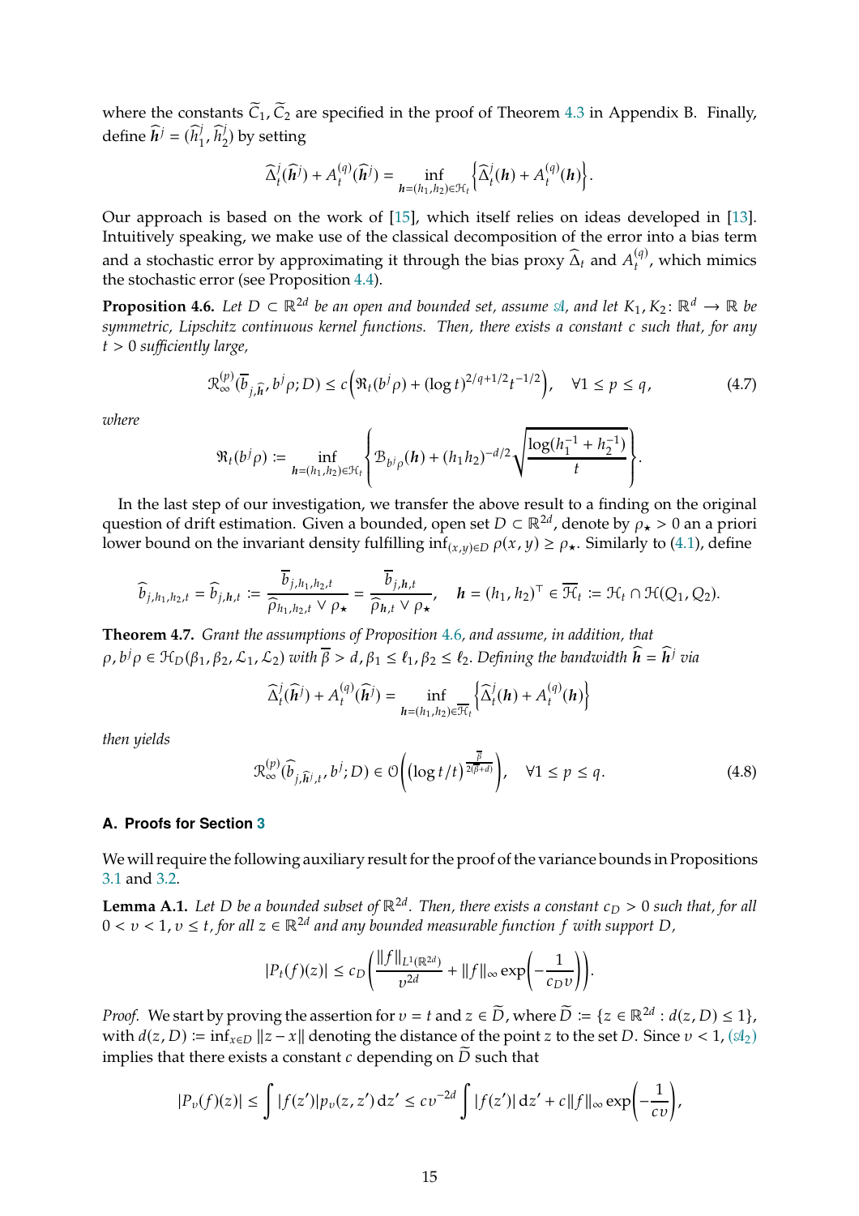where the constants $\widetilde{C}_1, \widetilde{C}_2$ are specified in the proof of Theorem 4.3 in Appendix B. Finally, define $\widehat{\boldsymbol{h}}^j = (\widehat{h}_1^j, \widehat{h}_2^j)$ by setting

$$\widehat{\Delta}_t^j(\widehat{\boldsymbol{h}}^j) + A_t^{(q)}(\widehat{\boldsymbol{h}}^j) = \inf_{\boldsymbol{h}=(h_1,h_2)\in\mathcal{H}_t} \left\{\widehat{\Delta}_t^j(\boldsymbol{h}) + A_t^{(q)}(\boldsymbol{h})\right\}.$$

Our approach is based on the work of [15], which itself relies on ideas developed in [13]. Intuitively speaking, we make use of the classical decomposition of the error into a bias term and a stochastic error by approximating it through the bias proxy $\widehat{\Delta}_t$ and $A_t^{(q)}$, which mimics the stochastic error (see Proposition 4.4).

**Proposition 4.6.** *Let $D \subset \mathbb{R}^{2d}$ be an open and bounded set, assume $\mathscr{A}$, and let $K_1, K_2 \colon \mathbb{R}^d \to \mathbb{R}$ be symmetric, Lipschitz continuous kernel functions. Then, there exists a constant $c$ such that, for any $t > 0$ sufficiently large,*

$$\mathcal{R}_\infty^{(p)}(\overline{b}_{j,\widehat{\boldsymbol{h}}}, b^j\rho; D) \le c\left(\mathfrak{R}_t(b^j\rho) + (\log t)^{2/q+1/2} t^{-1/2}\right), \quad \forall 1 \le p \le q, \tag{4.7}$$

*where*

$$\mathfrak{R}_t(b^j\rho) := \inf_{\boldsymbol{h}=(h_1,h_2)\in\mathcal{H}_t} \left\{\mathcal{B}_{b^j\rho}(\boldsymbol{h}) + (h_1h_2)^{-d/2}\sqrt{\frac{\log(h_1^{-1} + h_2^{-1})}{t}}\right\}.$$

In the last step of our investigation, we transfer the above result to a finding on the original question of drift estimation. Given a bounded, open set $D \subset \mathbb{R}^{2d}$, denote by $\rho_\star > 0$ an a priori lower bound on the invariant density fulfilling $\inf_{(x,y)\in D} \rho(x,y) \ge \rho_\star$. Similarly to (4.1), define

$$\widehat{b}_{j,h_1,h_2,t} = \widehat{b}_{j,\boldsymbol{h},t} := \frac{\overline{b}_{j,h_1,h_2,t}}{\widehat{\rho}_{h_1,h_2,t} \vee \rho_\star} = \frac{\overline{b}_{j,\boldsymbol{h},t}}{\widehat{\rho}_{\boldsymbol{h},t} \vee \rho_\star}, \quad \boldsymbol{h} = (h_1,h_2)^\top \in \overline{\mathcal{H}}_t := \mathcal{H}_t \cap \mathcal{H}(Q_1,Q_2).$$

**Theorem 4.7.** *Grant the assumptions of Proposition 4.6, and assume, in addition, that $\rho, b^j\rho \in \mathcal{H}_D(\beta_1,\beta_2,\mathcal{L}_1,\mathcal{L}_2)$ with $\overline{\beta} > d$, $\beta_1 \le \ell_1$, $\beta_2 \le \ell_2$. Defining the bandwidth $\widehat{\boldsymbol{h}} = \widehat{\boldsymbol{h}}^j$ via*

$$\widehat{\Delta}_t^j(\widehat{\boldsymbol{h}}^j) + A_t^{(q)}(\widehat{\boldsymbol{h}}^j) = \inf_{\boldsymbol{h}=(h_1,h_2)\in\overline{\mathcal{H}}_t} \left\{\widehat{\Delta}_t^j(\boldsymbol{h}) + A_t^{(q)}(\boldsymbol{h})\right\}$$

*then yields*

$$\mathcal{R}_\infty^{(p)}(\widehat{b}_{j,\widehat{\boldsymbol{h}}^j,t}, b^j; D) \in \mathcal{O}\left((\log t/t)^{\frac{\overline{\beta}}{2(\overline{\beta}+d)}}\right), \quad \forall 1 \le p \le q. \tag{4.8}$$

## A. Proofs for Section 3

We will require the following auxiliary result for the proof of the variance bounds in Propositions 3.1 and 3.2.

**Lemma A.1.** *Let $D$ be a bounded subset of $\mathbb{R}^{2d}$. Then, there exists a constant $c_D > 0$ such that, for all $0 < v < 1$, $v \le t$, for all $z \in \mathbb{R}^{2d}$ and any bounded measurable function $f$ with support $D$,*

$$|P_t(f)(z)| \le c_D\left(\frac{\|f\|_{L^1(\mathbb{R}^{2d})}}{v^{2d}} + \|f\|_\infty \exp\left(-\frac{1}{c_D v}\right)\right).$$

*Proof.* We start by proving the assertion for $v = t$ and $z \in \widetilde{D}$, where $\widetilde{D} := \{z \in \mathbb{R}^{2d} : d(z,D) \le 1\}$, with $d(z,D) := \inf_{x\in D} \|z - x\|$ denoting the distance of the point $z$ to the set $D$. Since $v < 1$, ($\mathscr{A}_2$) implies that there exists a constant $c$ depending on $\widetilde{D}$ such that

$$|P_v(f)(z)| \le \int |f(z')| p_v(z,z')\,\mathrm{d}z' \le c v^{-2d} \int |f(z')|\,\mathrm{d}z' + c\|f\|_\infty \exp\left(-\frac{1}{cv}\right),$$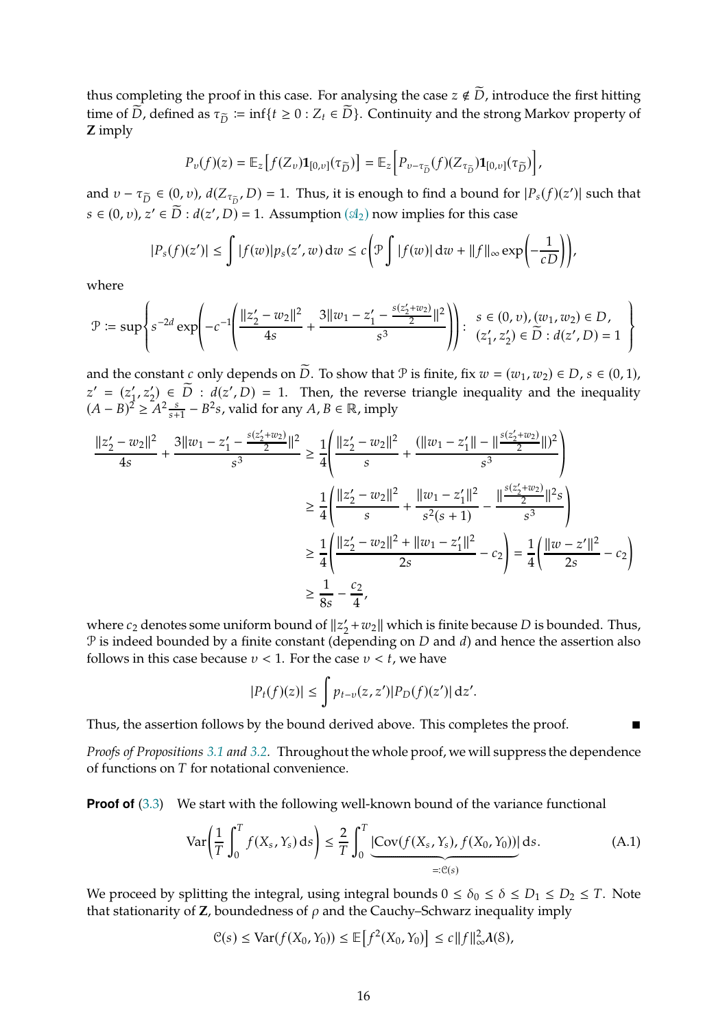thus completing the proof in this case. For analysing the case $z \notin \widetilde{D}$, introduce the first hitting time of $\widetilde{D}$, defined as $\tau_{\widetilde{D}} := \inf\{t \geq 0 : Z_t \in \widetilde{D}\}$. Continuity and the strong Markov property of $\mathbf{Z}$ imply

$$P_v(f)(z) = \mathbb{E}_z\big[f(Z_v)\mathbf{1}_{[0,v]}(\tau_{\widetilde{D}})\big] = \mathbb{E}_z\Big[P_{v-\tau_{\widetilde{D}}}(f)(Z_{\tau_{\widetilde{D}}})\mathbf{1}_{[0,v]}(\tau_{\widetilde{D}})\Big],$$

and $v - \tau_{\widetilde{D}} \in (0, v)$, $d(Z_{\tau_{\widetilde{D}}}, D) = 1$. Thus, it is enough to find a bound for $|P_s(f)(z')|$ such that $s \in (0, v)$, $z' \in \widetilde{D} : d(z', D) = 1$. Assumption $(\mathscr{A}_2)$ now implies for this case

$$|P_s(f)(z')| \leq \int |f(w)| p_s(z', w)\,\mathrm{d}w \leq c\left(\mathcal{P}\int |f(w)|\,\mathrm{d}w + \|f\|_\infty \exp\left(-\frac{1}{cD}\right)\right),$$

where

$$\mathcal{P} := \sup\left\{ s^{-2d}\exp\left(-c^{-1}\left(\frac{\|z_2' - w_2\|^2}{4s} + \frac{3\|w_1 - z_1' - \frac{s(z_2'+w_2)}{2}\|^2}{s^3}\right)\right) : \begin{array}{l} s \in (0, v), (w_1, w_2) \in D, \\ (z_1', z_2') \in \widetilde{D} : d(z', D) = 1 \end{array} \right\}$$

and the constant $c$ only depends on $\widetilde{D}$. To show that $\mathcal{P}$ is finite, fix $w = (w_1, w_2) \in D$, $s \in (0, 1)$, $z' = (z_1', z_2') \in \widetilde{D} : d(z', D) = 1$. Then, the reverse triangle inequality and the inequality $(A - B)^2 \geq A^2\frac{s}{s+1} - B^2 s$, valid for any $A, B \in \mathbb{R}$, imply

$$\begin{aligned}
\frac{\|z_2' - w_2\|^2}{4s} + \frac{3\|w_1 - z_1' - \frac{s(z_2'+w_2)}{2}\|^2}{s^3} &\geq \frac{1}{4}\left(\frac{\|z_2' - w_2\|^2}{s} + \frac{(\|w_1 - z_1'\| - \|\frac{s(z_2'+w_2)}{2}\|)^2}{s^3}\right) \\
&\geq \frac{1}{4}\left(\frac{\|z_2' - w_2\|^2}{s} + \frac{\|w_1 - z_1'\|^2}{s^2(s+1)} - \frac{\|\frac{s(z_2'+w_2)}{2}\|^2 s}{s^3}\right) \\
&\geq \frac{1}{4}\left(\frac{\|z_2' - w_2\|^2 + \|w_1 - z_1'\|^2}{2s} - c_2\right) = \frac{1}{4}\left(\frac{\|w - z'\|^2}{2s} - c_2\right) \\
&\geq \frac{1}{8s} - \frac{c_2}{4},
\end{aligned}$$

where $c_2$ denotes some uniform bound of $\|z_2' + w_2\|$ which is finite because $D$ is bounded. Thus, $\mathcal{P}$ is indeed bounded by a finite constant (depending on $D$ and $d$) and hence the assertion also follows in this case because $v < 1$. For the case $v < t$, we have

$$|P_t(f)(z)| \leq \int p_{t-v}(z, z')|P_D(f)(z')|\,\mathrm{d}z'.$$

Thus, the assertion follows by the bound derived above. This completes the proof. ■

*Proofs of Propositions 3.1 and 3.2.* Throughout the whole proof, we will suppress the dependence of functions on $T$ for notational convenience.

**Proof of** (3.3) We start with the following well-known bound of the variance functional

$$\operatorname{Var}\left(\frac{1}{T}\int_0^T f(X_s, Y_s)\,\mathrm{d}s\right) \leq \frac{2}{T}\int_0^T \underbrace{|\operatorname{Cov}(f(X_s, Y_s), f(X_0, Y_0))|}_{=:\mathcal{C}(s)}\,\mathrm{d}s. \tag{A.1}$$

We proceed by splitting the integral, using integral bounds $0 \leq \delta_0 \leq \delta \leq D_1 \leq D_2 \leq T$. Note that stationarity of $\mathbf{Z}$, boundedness of $\rho$ and the Cauchy–Schwarz inequality imply

$$\mathcal{C}(s) \leq \operatorname{Var}(f(X_0, Y_0)) \leq \mathbb{E}\big[f^2(X_0, Y_0)\big] \leq c\|f\|_\infty^2 \boldsymbol{\lambda}(\mathcal{S}),$$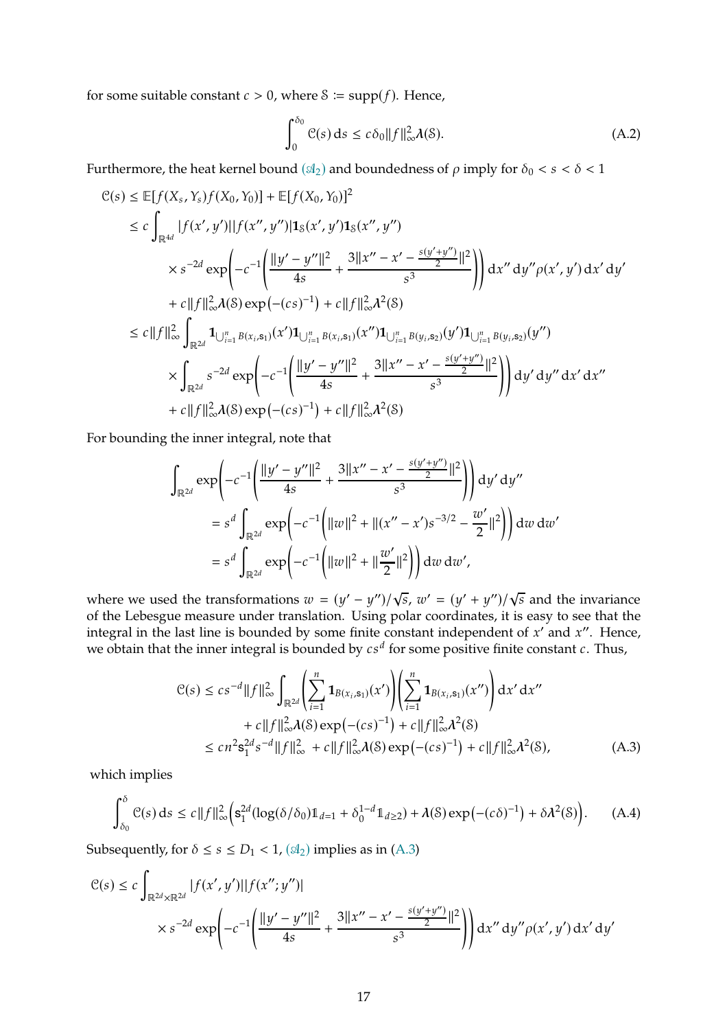for some suitable constant $c > 0$, where $\mathcal{S} := \operatorname{supp}(f)$. Hence,

$$\int_0^{\delta_0} \mathcal{C}(s)\,\mathrm{d}s \le c\delta_0 \|f\|_\infty^2 \boldsymbol{\lambda}(\mathcal{S}). \tag{A.2}$$

Furthermore, the heat kernel bound $(\mathscr{A}_2)$ and boundedness of $\rho$ imply for $\delta_0 < s < \delta < 1$

$$\begin{aligned}
\mathcal{C}(s) &\le \mathbb{E}[f(X_s, Y_s) f(X_0, Y_0)] + \mathbb{E}[f(X_0, Y_0)]^2 \\
&\le c \int_{\mathbb{R}^{4d}} |f(x', y')||f(x'', y'')| \mathbf{1}_{\mathcal{S}}(x', y') \mathbf{1}_{\mathcal{S}}(x'', y'') \\
&\quad \times s^{-2d} \exp\left( -c^{-1} \left( \frac{\|y' - y''\|^2}{4s} + \frac{3\|x'' - x' - \frac{s(y'+y'')}{2}\|^2}{s^3} \right) \right) \mathrm{d}x''\,\mathrm{d}y'' \rho(x', y')\,\mathrm{d}x'\,\mathrm{d}y' \\
&\quad + c\|f\|_\infty^2 \boldsymbol{\lambda}(\mathcal{S}) \exp\left(-(cs)^{-1}\right) + c\|f\|_\infty^2 \boldsymbol{\lambda}^2(\mathcal{S}) \\
&\le c\|f\|_\infty^2 \int_{\mathbb{R}^{2d}} \mathbf{1}_{\bigcup_{i=1}^n B(x_i, \mathsf{s}_1)}(x') \mathbf{1}_{\bigcup_{i=1}^n B(x_i, \mathsf{s}_1)}(x'') \mathbf{1}_{\bigcup_{i=1}^n B(y_i, \mathsf{s}_2)}(y') \mathbf{1}_{\bigcup_{i=1}^n B(y_i, \mathsf{s}_2)}(y'') \\
&\quad \times \int_{\mathbb{R}^{2d}} s^{-2d} \exp\left( -c^{-1} \left( \frac{\|y' - y''\|^2}{4s} + \frac{3\|x'' - x' - \frac{s(y'+y'')}{2}\|^2}{s^3} \right) \right) \mathrm{d}y'\,\mathrm{d}y''\,\mathrm{d}x'\,\mathrm{d}x'' \\
&\quad + c\|f\|_\infty^2 \boldsymbol{\lambda}(\mathcal{S}) \exp\left(-(cs)^{-1}\right) + c\|f\|_\infty^2 \boldsymbol{\lambda}^2(\mathcal{S})
\end{aligned}$$

For bounding the inner integral, note that

$$\begin{aligned}
\int_{\mathbb{R}^{2d}} &\exp\left( -c^{-1} \left( \frac{\|y' - y''\|^2}{4s} + \frac{3\|x'' - x' - \frac{s(y'+y'')}{2}\|^2}{s^3} \right) \right) \mathrm{d}y'\,\mathrm{d}y'' \\
&= s^d \int_{\mathbb{R}^{2d}} \exp\left( -c^{-1} \left( \|w\|^2 + \|(x'' - x')s^{-3/2} - \frac{w'}{2}\|^2 \right) \right) \mathrm{d}w\,\mathrm{d}w' \\
&= s^d \int_{\mathbb{R}^{2d}} \exp\left( -c^{-1} \left( \|w\|^2 + \|\frac{w'}{2}\|^2 \right) \right) \mathrm{d}w\,\mathrm{d}w',
\end{aligned}$$

where we used the transformations $w = (y' - y'')/\sqrt{s}$, $w' = (y' + y'')/\sqrt{s}$ and the invariance of the Lebesgue measure under translation. Using polar coordinates, it is easy to see that the integral in the last line is bounded by some finite constant independent of $x'$ and $x''$. Hence, we obtain that the inner integral is bounded by $cs^d$ for some positive finite constant $c$. Thus,

$$\begin{aligned}
\mathcal{C}(s) &\le cs^{-d} \|f\|_\infty^2 \int_{\mathbb{R}^{2d}} \left( \sum_{i=1}^n \mathbf{1}_{B(x_i, \mathsf{s}_1)}(x') \right) \left( \sum_{i=1}^n \mathbf{1}_{B(x_i, \mathsf{s}_1)}(x'') \right) \mathrm{d}x'\,\mathrm{d}x'' \\
&\quad + c\|f\|_\infty^2 \boldsymbol{\lambda}(\mathcal{S}) \exp\left(-(cs)^{-1}\right) + c\|f\|_\infty^2 \boldsymbol{\lambda}^2(\mathcal{S}) \\
&\le cn^2 \mathsf{s}_1^{2d} s^{-d} \|f\|_\infty^2 + c\|f\|_\infty^2 \boldsymbol{\lambda}(\mathcal{S}) \exp\left(-(cs)^{-1}\right) + c\|f\|_\infty^2 \boldsymbol{\lambda}^2(\mathcal{S}),
\end{aligned} \tag{A.3}$$

which implies

$$\int_{\delta_0}^{\delta} \mathcal{C}(s)\,\mathrm{d}s \le c\|f\|_\infty^2 \Big( \mathsf{s}_1^{2d} (\log(\delta/\delta_0) \mathbb{1}_{d=1} + \delta_0^{1-d} \mathbb{1}_{d\ge 2}) + \boldsymbol{\lambda}(\mathcal{S}) \exp\left(-(c\delta)^{-1}\right) + \delta \boldsymbol{\lambda}^2(\mathcal{S}) \Big). \tag{A.4}$$

Subsequently, for $\delta \le s \le D_1 < 1$, $(\mathscr{A}_2)$ implies as in (A.3)

$$\begin{aligned}
\mathcal{C}(s) \le c &\int_{\mathbb{R}^{2d} \times \mathbb{R}^{2d}} |f(x', y')||f(x''; y'')| \\
&\times s^{-2d} \exp\left( -c^{-1} \left( \frac{\|y' - y''\|^2}{4s} + \frac{3\|x'' - x' - \frac{s(y'+y'')}{2}\|^2}{s^3} \right) \right) \mathrm{d}x''\,\mathrm{d}y'' \rho(x', y')\,\mathrm{d}x'\,\mathrm{d}y'
\end{aligned}$$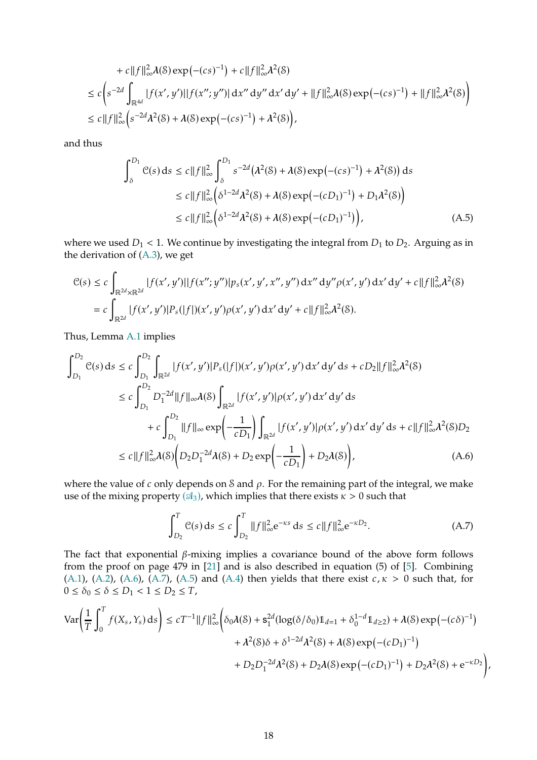$$
\begin{aligned}
&\quad + c\|f\|_\infty^2 \boldsymbol{\lambda}(\mathcal{S}) \exp\big(-(cs)^{-1}\big) + c\|f\|_\infty^2 \boldsymbol{\lambda}^2(\mathcal{S}) \\
&\le c\bigg( s^{-2d} \int_{\mathbb{R}^{4d}} |f(x',y')||f(x'';y'')| \,\mathrm{d}x''\,\mathrm{d}y''\,\mathrm{d}x'\,\mathrm{d}y' + \|f\|_\infty^2 \boldsymbol{\lambda}(\mathcal{S}) \exp\big(-(cs)^{-1}\big) + \|f\|_\infty^2 \boldsymbol{\lambda}^2(\mathcal{S}) \bigg) \\
&\le c\|f\|_\infty^2 \Big( s^{-2d} \boldsymbol{\lambda}^2(\mathcal{S}) + \boldsymbol{\lambda}(\mathcal{S}) \exp\big(-(cs)^{-1}\big) + \boldsymbol{\lambda}^2(\mathcal{S}) \Big),
\end{aligned}
$$

and thus

$$
\begin{aligned}
\int_\delta^{D_1} \mathcal{C}(s)\,\mathrm{d}s &\le c\|f\|_\infty^2 \int_\delta^{D_1} s^{-2d}\big(\boldsymbol{\lambda}^2(\mathcal{S}) + \boldsymbol{\lambda}(\mathcal{S}) \exp\big(-(cs)^{-1}\big) + \boldsymbol{\lambda}^2(\mathcal{S})\big)\,\mathrm{d}s \\
&\le c\|f\|_\infty^2 \Big( \delta^{1-2d} \boldsymbol{\lambda}^2(\mathcal{S}) + \boldsymbol{\lambda}(\mathcal{S}) \exp\big(-(cD_1)^{-1}\big) + D_1 \boldsymbol{\lambda}^2(\mathcal{S}) \Big) \\
&\le c\|f\|_\infty^2 \Big( \delta^{1-2d} \boldsymbol{\lambda}^2(\mathcal{S}) + \boldsymbol{\lambda}(\mathcal{S}) \exp\big(-(cD_1)^{-1}\big) \Big),
\end{aligned} \tag{A.5}
$$

where we used $D_1 < 1$. We continue by investigating the integral from $D_1$ to $D_2$. Arguing as in the derivation of (A.3), we get

$$
\begin{aligned}
\mathcal{C}(s) &\le c \int_{\mathbb{R}^{2d}\times\mathbb{R}^{2d}} |f(x',y')||f(x'';y'')| p_s(x',y',x'',y'')\,\mathrm{d}x''\,\mathrm{d}y'' \rho(x',y')\,\mathrm{d}x'\,\mathrm{d}y' + c\|f\|_\infty^2 \boldsymbol{\lambda}^2(\mathcal{S}) \\
&= c \int_{\mathbb{R}^{2d}} |f(x',y')| P_s(|f|)(x',y') \rho(x',y')\,\mathrm{d}x'\,\mathrm{d}y' + c\|f\|_\infty^2 \boldsymbol{\lambda}^2(\mathcal{S}).
\end{aligned}
$$

Thus, Lemma A.1 implies

$$
\begin{aligned}
\int_{D_1}^{D_2} \mathcal{C}(s)\,\mathrm{d}s &\le c \int_{D_1}^{D_2} \int_{\mathbb{R}^{2d}} |f(x',y')| P_s(|f|)(x',y') \rho(x',y')\,\mathrm{d}x'\,\mathrm{d}y'\,\mathrm{d}s + cD_2\|f\|_\infty^2 \boldsymbol{\lambda}^2(\mathcal{S}) \\
&\le c \int_{D_1}^{D_2} D_1^{-2d} \|f\|_\infty \boldsymbol{\lambda}(\mathcal{S}) \int_{\mathbb{R}^{2d}} |f(x',y')| \rho(x',y')\,\mathrm{d}x'\,\mathrm{d}y'\,\mathrm{d}s \\
&\qquad + c \int_{D_1}^{D_2} \|f\|_\infty \exp\Big(-\frac{1}{cD_1}\Big) \int_{\mathbb{R}^{2d}} |f(x',y')| \rho(x',y')\,\mathrm{d}x'\,\mathrm{d}y'\,\mathrm{d}s + c\|f\|_\infty^2 \boldsymbol{\lambda}^2(\mathcal{S}) D_2 \\
&\le c\|f\|_\infty^2 \boldsymbol{\lambda}(\mathcal{S}) \bigg( D_2 D_1^{-2d} \boldsymbol{\lambda}(\mathcal{S}) + D_2 \exp\Big(-\frac{1}{cD_1}\Big) + D_2 \boldsymbol{\lambda}(\mathcal{S}) \bigg),
\end{aligned} \tag{A.6}
$$

where the value of $c$ only depends on $\mathcal{S}$ and $\rho$. For the remaining part of the integral, we make use of the mixing property ($\mathscr{A}_3$), which implies that there exists $\kappa > 0$ such that

$$
\int_{D_2}^T \mathcal{C}(s)\,\mathrm{d}s \le c \int_{D_2}^T \|f\|_\infty^2 \mathrm{e}^{-\kappa s}\,\mathrm{d}s \le c\|f\|_\infty^2 \mathrm{e}^{-\kappa D_2}. \tag{A.7}
$$

The fact that exponential $\beta$-mixing implies a covariance bound of the above form follows from the proof on page 479 in [21] and is also described in equation (5) of [5]. Combining (A.1), (A.2), (A.6), (A.7), (A.5) and (A.4) then yields that there exist $c, \kappa > 0$ such that, for $0 \le \delta_0 \le \delta \le D_1 < 1 \le D_2 \le T$,

$$
\begin{aligned}
\operatorname{Var}\bigg( \frac{1}{T} \int_0^T f(X_s, Y_s)\,\mathrm{d}s \bigg) \le cT^{-1} \|f\|_\infty^2 \bigg( &\delta_0 \boldsymbol{\lambda}(\mathcal{S}) + \mathsf{s}_1^{2d} (\log(\delta/\delta_0) \mathbb{1}_{d=1} + \delta_0^{1-d} \mathbb{1}_{d\ge 2}) + \boldsymbol{\lambda}(\mathcal{S}) \exp\big(-(c\delta)^{-1}\big) \\
&+ \boldsymbol{\lambda}^2(\mathcal{S})\delta + \delta^{1-2d} \boldsymbol{\lambda}^2(\mathcal{S}) + \boldsymbol{\lambda}(\mathcal{S}) \exp\big(-(cD_1)^{-1}\big) \\
&+ D_2 D_1^{-2d} \boldsymbol{\lambda}^2(\mathcal{S}) + D_2 \boldsymbol{\lambda}(\mathcal{S}) \exp\big(-(cD_1)^{-1}\big) + D_2 \boldsymbol{\lambda}^2(\mathcal{S}) + \mathrm{e}^{-\kappa D_2} \bigg),
\end{aligned}
$$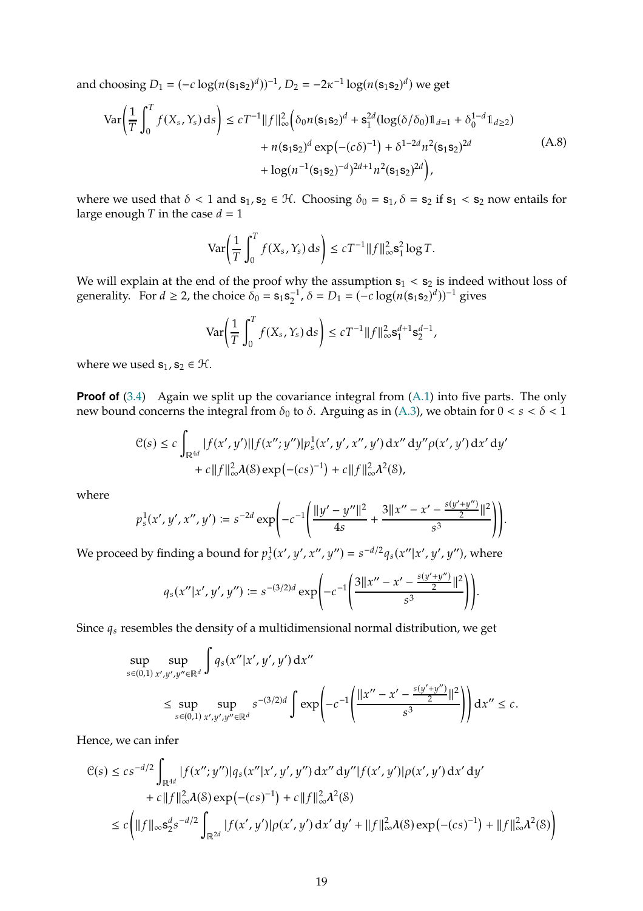and choosing $D_1 = (-c\log(n(\mathsf{s}_1\mathsf{s}_2)^d))^{-1}$, $D_2 = -2\kappa^{-1}\log(n(\mathsf{s}_1\mathsf{s}_2)^d)$ we get

$$\begin{aligned}
\mathrm{Var}\bigg(\frac{1}{T}\int_0^T f(X_s, Y_s)\,\mathrm{d}s\bigg) \leq cT^{-1}\|f\|_\infty^2\Big(&\delta_0 n(\mathsf{s}_1\mathsf{s}_2)^d + \mathsf{s}_1^{2d}(\log(\delta/\delta_0)\mathbb{1}_{d=1} + \delta_0^{1-d}\mathbb{1}_{d\geq 2}) \\
&+ n(\mathsf{s}_1\mathsf{s}_2)^d \exp\big(-(c\delta)^{-1}\big) + \delta^{1-2d}n^2(\mathsf{s}_1\mathsf{s}_2)^{2d} \\
&+ \log(n^{-1}(\mathsf{s}_1\mathsf{s}_2)^{-d})^{2d+1}n^2(\mathsf{s}_1\mathsf{s}_2)^{2d}\Big),
\end{aligned} \tag{A.8}$$

where we used that $\delta < 1$ and $\mathsf{s}_1, \mathsf{s}_2 \in \mathcal{H}$. Choosing $\delta_0 = \mathsf{s}_1$, $\delta = \mathsf{s}_2$ if $\mathsf{s}_1 < \mathsf{s}_2$ now entails for large enough $T$ in the case $d = 1$

$$\mathrm{Var}\bigg(\frac{1}{T}\int_0^T f(X_s, Y_s)\,\mathrm{d}s\bigg) \leq cT^{-1}\|f\|_\infty^2 \mathsf{s}_1^2 \log T.$$

We will explain at the end of the proof why the assumption $\mathsf{s}_1 < \mathsf{s}_2$ is indeed without loss of generality. For $d \geq 2$, the choice $\delta_0 = \mathsf{s}_1\mathsf{s}_2^{-1}$, $\delta = D_1 = (-c\log(n(\mathsf{s}_1\mathsf{s}_2)^d))^{-1}$ gives

$$\mathrm{Var}\bigg(\frac{1}{T}\int_0^T f(X_s, Y_s)\,\mathrm{d}s\bigg) \leq cT^{-1}\|f\|_\infty^2 \mathsf{s}_1^{d+1}\mathsf{s}_2^{d-1},$$

where we used $\mathsf{s}_1, \mathsf{s}_2 \in \mathcal{H}$.

**Proof of** (3.4) Again we split up the covariance integral from (A.1) into five parts. The only new bound concerns the integral from $\delta_0$ to $\delta$. Arguing as in (A.3), we obtain for $0 < s < \delta < 1$

$$\begin{aligned}
\mathcal{C}(s) \leq c\int_{\mathbb{R}^{4d}} &|f(x',y')||f(x'';y'')|p_s^1(x',y',x'',y')\,\mathrm{d}x''\,\mathrm{d}y''\rho(x',y')\,\mathrm{d}x'\,\mathrm{d}y' \\
&+ c\|f\|_\infty^2 \boldsymbol{\lambda}(\mathcal{S})\exp\big(-(cs)^{-1}\big) + c\|f\|_\infty^2\boldsymbol{\lambda}^2(\mathcal{S}),
\end{aligned}$$

where

$$p_s^1(x',y',x'',y') := s^{-2d}\exp\Bigg(-c^{-1}\Bigg(\frac{\|y'-y''\|^2}{4s} + \frac{3\|x''-x'-\frac{s(y'+y'')}{2}\|^2}{s^3}\Bigg)\Bigg).$$

We proceed by finding a bound for $p_s^1(x',y',x'',y'') = s^{-d/2}q_s(x''|x',y',y'')$, where

$$q_s(x''|x',y',y'') := s^{-(3/2)d}\exp\Bigg(-c^{-1}\Bigg(\frac{3\|x''-x'-\frac{s(y'+y'')}{2}\|^2}{s^3}\Bigg)\Bigg).$$

Since $q_s$ resembles the density of a multidimensional normal distribution, we get

$$\begin{aligned}
&\sup_{s\in(0,1)}\sup_{x',y',y''\in\mathbb{R}^d}\int q_s(x''|x',y',y')\,\mathrm{d}x'' \\
&\qquad\leq \sup_{s\in(0,1)}\sup_{x',y',y''\in\mathbb{R}^d} s^{-(3/2)d}\int \exp\Bigg(-c^{-1}\Bigg(\frac{\|x''-x'-\frac{s(y'+y'')}{2}\|^2}{s^3}\Bigg)\Bigg)\,\mathrm{d}x'' \leq c.
\end{aligned}$$

Hence, we can infer

$$\begin{aligned}
\mathcal{C}(s) &\leq cs^{-d/2}\int_{\mathbb{R}^{4d}}|f(x'';y'')|q_s(x''|x',y',y'')\,\mathrm{d}x''\,\mathrm{d}y''|f(x',y')|\rho(x',y')\,\mathrm{d}x'\,\mathrm{d}y' \\
&\quad + c\|f\|_\infty^2\boldsymbol{\lambda}(\mathcal{S})\exp\big(-(cs)^{-1}\big) + c\|f\|_\infty^2\boldsymbol{\lambda}^2(\mathcal{S}) \\
&\leq c\bigg(\|f\|_\infty \mathsf{s}_2^d s^{-d/2}\int_{\mathbb{R}^{2d}}|f(x',y')|\rho(x',y')\,\mathrm{d}x'\,\mathrm{d}y' + \|f\|_\infty^2\boldsymbol{\lambda}(\mathcal{S})\exp\big(-(cs)^{-1}\big) + \|f\|_\infty^2\boldsymbol{\lambda}^2(\mathcal{S})\bigg)
\end{aligned}$$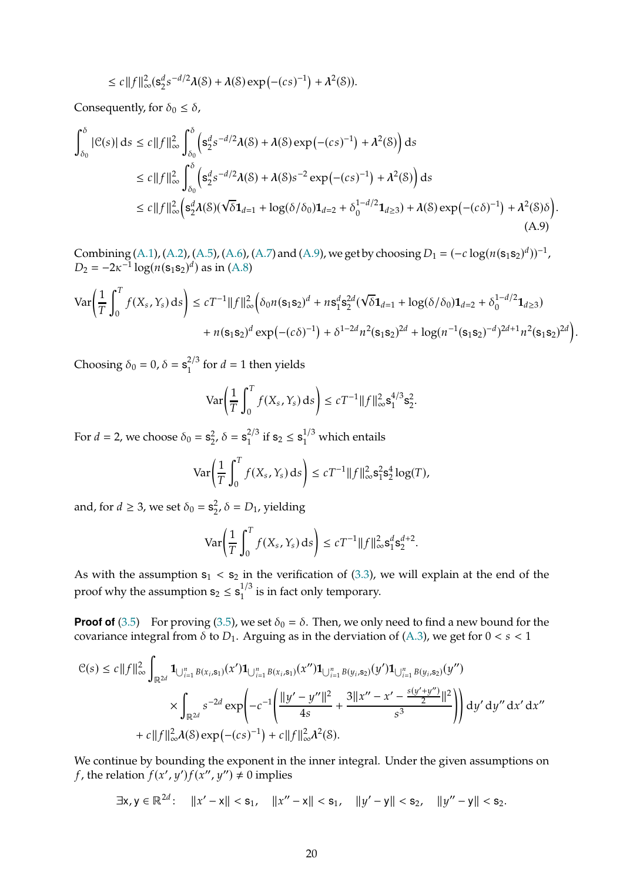$$\leq c\|f\|_\infty^2 (\mathsf{s}_2^d s^{-d/2} \lambda(\mathcal{S}) + \lambda(\mathcal{S}) \exp\big(-(cs)^{-1}\big) + \lambda^2(\mathcal{S})).$$

Consequently, for $\delta_0 \leq \delta$,

$$\begin{aligned}
\int_{\delta_0}^{\delta} |\mathcal{C}(s)| \, \mathrm{d}s &\leq c\|f\|_\infty^2 \int_{\delta_0}^{\delta} \Big( \mathsf{s}_2^d s^{-d/2} \lambda(\mathcal{S}) + \lambda(\mathcal{S}) \exp\big(-(cs)^{-1}\big) + \lambda^2(\mathcal{S}) \Big) \, \mathrm{d}s \\
&\leq c\|f\|_\infty^2 \int_{\delta_0}^{\delta} \Big( \mathsf{s}_2^d s^{-d/2} \lambda(\mathcal{S}) + \lambda(\mathcal{S}) s^{-2} \exp\big(-(cs)^{-1}\big) + \lambda^2(\mathcal{S}) \Big) \, \mathrm{d}s \\
&\leq c\|f\|_\infty^2 \Big( \mathsf{s}_2^d \lambda(\mathcal{S}) (\sqrt{\delta} \mathbf{1}_{d=1} + \log(\delta/\delta_0) \mathbf{1}_{d=2} + \delta_0^{1-d/2} \mathbf{1}_{d \geq 3}) + \lambda(\mathcal{S}) \exp\big(-(c\delta)^{-1}\big) + \lambda^2(\mathcal{S}) \delta \Big).
\end{aligned} \tag{A.9}$$

Combining (A.1), (A.2), (A.5), (A.6), (A.7) and (A.9), we get by choosing $D_1 = (-c \log(n(\mathsf{s}_1\mathsf{s}_2)^d))^{-1}$, $D_2 = -2\kappa^{-1} \log(n(\mathsf{s}_1\mathsf{s}_2)^d)$ as in (A.8)

$$\begin{aligned}
\mathrm{Var}\bigg( \frac{1}{T} \int_0^T f(X_s, Y_s) \, \mathrm{d}s \bigg) &\leq cT^{-1} \|f\|_\infty^2 \Big( \delta_0 n (\mathsf{s}_1\mathsf{s}_2)^d + n \mathsf{s}_1^d \mathsf{s}_2^{2d} (\sqrt{\delta} \mathbf{1}_{d=1} + \log(\delta/\delta_0) \mathbf{1}_{d=2} + \delta_0^{1-d/2} \mathbf{1}_{d \geq 3}) \\
&\quad + n (\mathsf{s}_1\mathsf{s}_2)^d \exp\big(-(c\delta)^{-1}\big) + \delta^{1-2d} n^2 (\mathsf{s}_1\mathsf{s}_2)^{2d} + \log(n^{-1}(\mathsf{s}_1\mathsf{s}_2)^{-d})^{2d+1} n^2 (\mathsf{s}_1\mathsf{s}_2)^{2d} \Big).
\end{aligned}$$

Choosing $\delta_0 = 0$, $\delta = \mathsf{s}_1^{2/3}$ for $d = 1$ then yields

$$\mathrm{Var}\bigg( \frac{1}{T} \int_0^T f(X_s, Y_s) \, \mathrm{d}s \bigg) \leq cT^{-1} \|f\|_\infty^2 \mathsf{s}_1^{4/3} \mathsf{s}_2^2.$$

For $d = 2$, we choose $\delta_0 = \mathsf{s}_2^2$, $\delta = \mathsf{s}_1^{2/3}$ if $\mathsf{s}_2 \leq \mathsf{s}_1^{1/3}$ which entails

$$\mathrm{Var}\bigg( \frac{1}{T} \int_0^T f(X_s, Y_s) \, \mathrm{d}s \bigg) \leq cT^{-1} \|f\|_\infty^2 \mathsf{s}_1^2 \mathsf{s}_2^4 \log(T),$$

and, for $d \geq 3$, we set $\delta_0 = \mathsf{s}_2^2$, $\delta = D_1$, yielding

$$\mathrm{Var}\bigg( \frac{1}{T} \int_0^T f(X_s, Y_s) \, \mathrm{d}s \bigg) \leq cT^{-1} \|f\|_\infty^2 \mathsf{s}_1^d \mathsf{s}_2^{d+2}.$$

As with the assumption $\mathsf{s}_1 < \mathsf{s}_2$ in the verification of (3.3), we will explain at the end of the proof why the assumption $\mathsf{s}_2 \leq \mathsf{s}_1^{1/3}$ is in fact only temporary.

**Proof of** (3.5) For proving (3.5), we set $\delta_0 = \delta$. Then, we only need to find a new bound for the covariance integral from $\delta$ to $D_1$. Arguing as in the derviation of (A.3), we get for $0 < s < 1$

$$\begin{aligned}
\mathcal{C}(s) \leq c\|f\|_\infty^2 &\int_{\mathbb{R}^{2d}} \mathbf{1}_{\bigcup_{i=1}^n B(x_i, \mathsf{s}_1)}(x') \mathbf{1}_{\bigcup_{i=1}^n B(x_i, \mathsf{s}_1)}(x'') \mathbf{1}_{\bigcup_{i=1}^n B(y_i, \mathsf{s}_2)}(y') \mathbf{1}_{\bigcup_{i=1}^n B(y_i, \mathsf{s}_2)}(y'') \\
&\times \int_{\mathbb{R}^{2d}} s^{-2d} \exp\Bigg( -c^{-1} \Bigg( \frac{\|y' - y''\|^2}{4s} + \frac{3\|x'' - x' - \frac{s(y'+y'')}{2}\|^2}{s^3} \Bigg) \Bigg) \, \mathrm{d}y' \, \mathrm{d}y'' \, \mathrm{d}x' \, \mathrm{d}x'' \\
&+ c\|f\|_\infty^2 \lambda(\mathcal{S}) \exp\big(-(cs)^{-1}\big) + c\|f\|_\infty^2 \lambda^2(\mathcal{S}).
\end{aligned}$$

We continue by bounding the exponent in the inner integral. Under the given assumptions on $f$, the relation $f(x', y') f(x'', y'') \neq 0$ implies

$$\exists \mathsf{x}, \mathsf{y} \in \mathbb{R}^{2d}: \quad \|x' - \mathsf{x}\| < \mathsf{s}_1, \quad \|x'' - \mathsf{x}\| < \mathsf{s}_1, \quad \|y' - \mathsf{y}\| < \mathsf{s}_2, \quad \|y'' - \mathsf{y}\| < \mathsf{s}_2.$$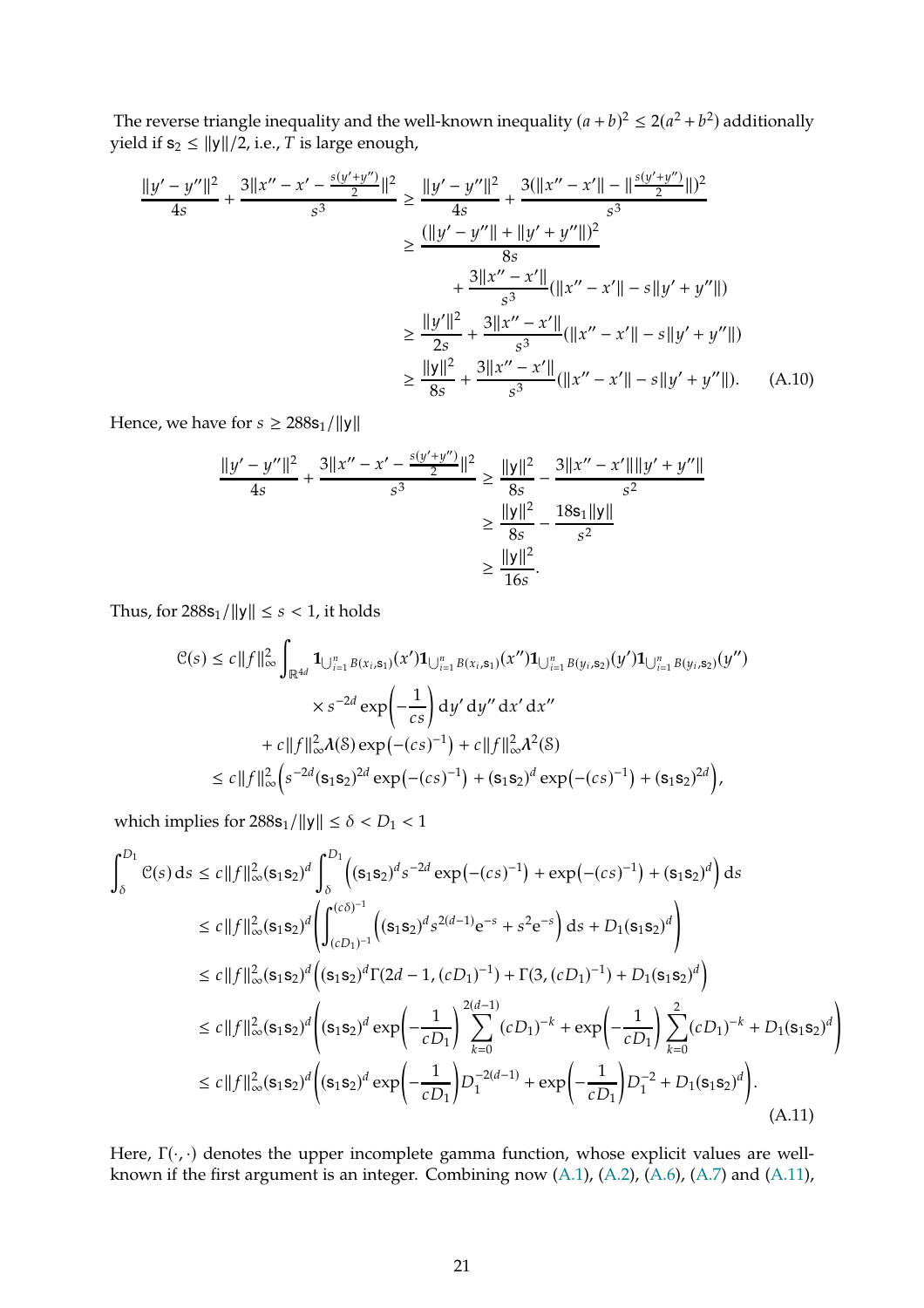The reverse triangle inequality and the well-known inequality $(a+b)^2 \le 2(a^2+b^2)$ additionally yield if $\mathsf{s}_2 \le \|\mathsf{y}\|/2$, i.e., $T$ is large enough,

$$
\begin{aligned}
\frac{\|y'-y''\|^2}{4s} + \frac{3\|x''-x'-\frac{s(y'+y'')}{2}\|^2}{s^3} &\ge \frac{\|y'-y''\|^2}{4s} + \frac{3(\|x''-x'\| - \|\frac{s(y'+y'')}{2}\|)^2}{s^3} \\
&\ge \frac{(\|y'-y''\| + \|y'+y''\|)^2}{8s} \\
&\qquad + \frac{3\|x''-x'\|}{s^3}(\|x''-x'\| - s\|y'+y''\|) \\
&\ge \frac{\|y'\|^2}{2s} + \frac{3\|x''-x'\|}{s^3}(\|x''-x'\| - s\|y'+y''\|) \\
&\ge \frac{\|\mathsf{y}\|^2}{8s} + \frac{3\|x''-x'\|}{s^3}(\|x''-x'\| - s\|y'+y''\|).
\end{aligned} \tag{A.10}
$$

Hence, we have for $s \ge 288\mathsf{s}_1/\|\mathsf{y}\|$

$$
\begin{aligned}
\frac{\|y'-y''\|^2}{4s} + \frac{3\|x''-x'-\frac{s(y'+y'')}{2}\|^2}{s^3} &\ge \frac{\|\mathsf{y}\|^2}{8s} - \frac{3\|x''-x'\|\|y'+y''\|}{s^2} \\
&\ge \frac{\|\mathsf{y}\|^2}{8s} - \frac{18\mathsf{s}_1\|\mathsf{y}\|}{s^2} \\
&\ge \frac{\|\mathsf{y}\|^2}{16s}.
\end{aligned}
$$

Thus, for $288\mathsf{s}_1/\|\mathsf{y}\| \le s < 1$, it holds

$$
\begin{aligned}
\mathcal{C}(s) &\le c\|f\|_\infty^2 \int_{\mathbb{R}^{4d}} \mathbf{1}_{\bigcup_{i=1}^n B(x_i,\mathsf{s}_1)}(x')\mathbf{1}_{\bigcup_{i=1}^n B(x_i,\mathsf{s}_1)}(x'')\mathbf{1}_{\bigcup_{i=1}^n B(y_i,\mathsf{s}_2)}(y')\mathbf{1}_{\bigcup_{i=1}^n B(y_i,\mathsf{s}_2)}(y'') \\
&\qquad \times s^{-2d}\exp\Big(-\frac{1}{cs}\Big)\,\mathrm{d}y'\,\mathrm{d}y''\,\mathrm{d}x'\,\mathrm{d}x'' \\
&\qquad + c\|f\|_\infty^2 \boldsymbol{\lambda}(\mathcal{S})\exp\big(-(cs)^{-1}\big) + c\|f\|_\infty^2\boldsymbol{\lambda}^2(\mathcal{S}) \\
&\le c\|f\|_\infty^2\Big(s^{-2d}(\mathsf{s}_1\mathsf{s}_2)^{2d}\exp\big(-(cs)^{-1}\big) + (\mathsf{s}_1\mathsf{s}_2)^d\exp\big(-(cs)^{-1}\big) + (\mathsf{s}_1\mathsf{s}_2)^{2d}\Big),
\end{aligned}
$$

which implies for $288\mathsf{s}_1/\|\mathsf{y}\| \le \delta < D_1 < 1$

$$
\begin{aligned}
\int_\delta^{D_1}\mathcal{C}(s)\,\mathrm{d}s &\le c\|f\|_\infty^2(\mathsf{s}_1\mathsf{s}_2)^d\int_\delta^{D_1}\Big((\mathsf{s}_1\mathsf{s}_2)^d s^{-2d}\exp\big(-(cs)^{-1}\big) + \exp\big(-(cs)^{-1}\big) + (\mathsf{s}_1\mathsf{s}_2)^d\Big)\,\mathrm{d}s \\
&\le c\|f\|_\infty^2(\mathsf{s}_1\mathsf{s}_2)^d\bigg(\int_{(cD_1)^{-1}}^{(c\delta)^{-1}}\Big((\mathsf{s}_1\mathsf{s}_2)^d s^{2(d-1)}\mathrm{e}^{-s} + s^2\mathrm{e}^{-s}\Big)\,\mathrm{d}s + D_1(\mathsf{s}_1\mathsf{s}_2)^d\bigg) \\
&\le c\|f\|_\infty^2(\mathsf{s}_1\mathsf{s}_2)^d\Big((\mathsf{s}_1\mathsf{s}_2)^d\Gamma(2d-1,(cD_1)^{-1}) + \Gamma(3,(cD_1)^{-1}) + D_1(\mathsf{s}_1\mathsf{s}_2)^d\Big) \\
&\le c\|f\|_\infty^2(\mathsf{s}_1\mathsf{s}_2)^d\bigg((\mathsf{s}_1\mathsf{s}_2)^d\exp\Big(-\frac{1}{cD_1}\Big)\sum_{k=0}^{2(d-1)}(cD_1)^{-k} + \exp\Big(-\frac{1}{cD_1}\Big)\sum_{k=0}^{2}(cD_1)^{-k} + D_1(\mathsf{s}_1\mathsf{s}_2)^d\bigg) \\
&\le c\|f\|_\infty^2(\mathsf{s}_1\mathsf{s}_2)^d\bigg((\mathsf{s}_1\mathsf{s}_2)^d\exp\Big(-\frac{1}{cD_1}\Big)D_1^{-2(d-1)} + \exp\Big(-\frac{1}{cD_1}\Big)D_1^{-2} + D_1(\mathsf{s}_1\mathsf{s}_2)^d\bigg).
\end{aligned} \tag{A.11}
$$

Here, $\Gamma(\cdot,\cdot)$ denotes the upper incomplete gamma function, whose explicit values are well-known if the first argument is an integer. Combining now (A.1), (A.2), (A.6), (A.7) and (A.11),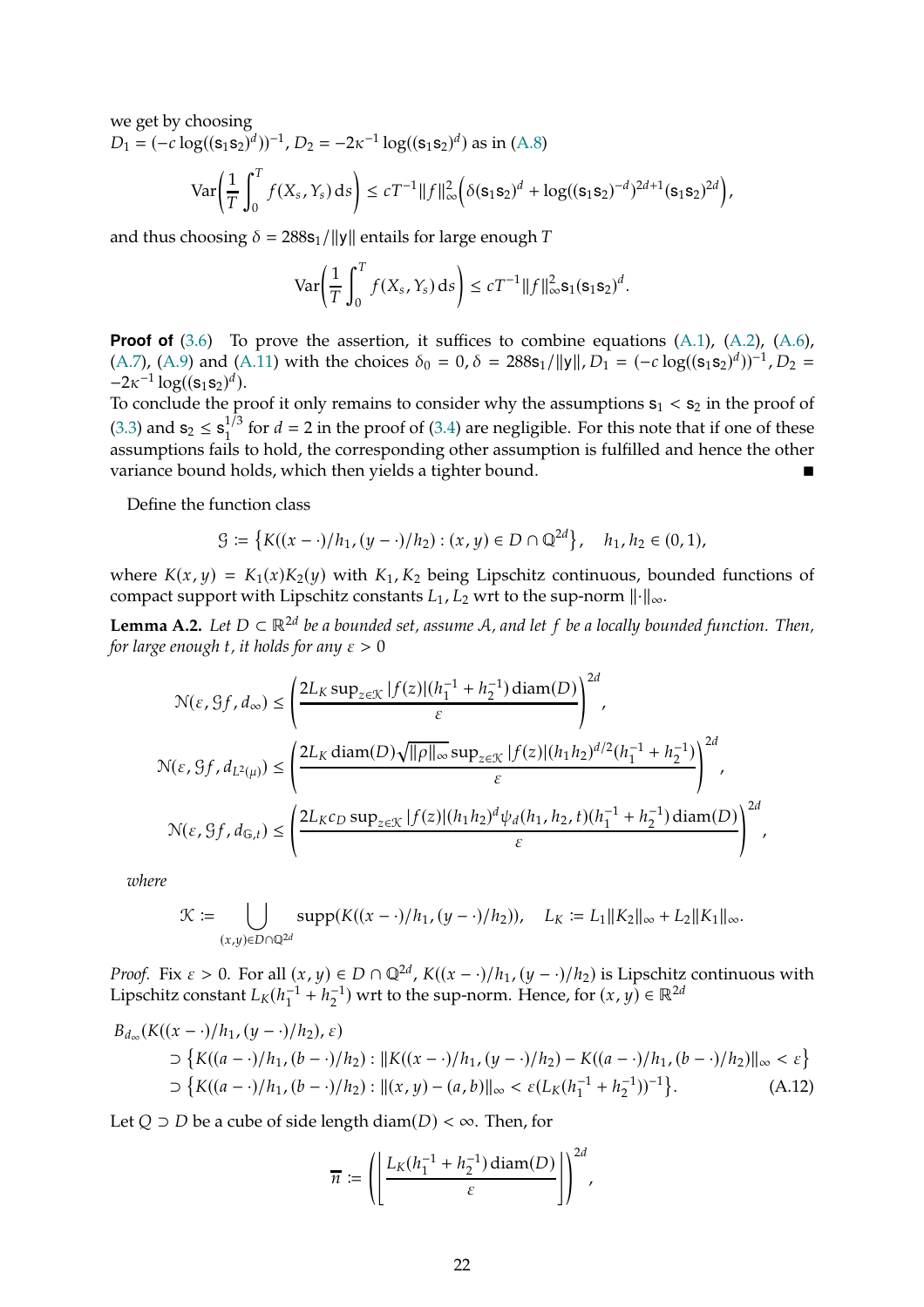we get by choosing
$D_1 = (-c\log((\mathsf{s}_1\mathsf{s}_2)^d))^{-1}$, $D_2 = -2\kappa^{-1}\log((\mathsf{s}_1\mathsf{s}_2)^d)$ as in (A.8)

$$\mathrm{Var}\left(\frac{1}{T}\int_0^T f(X_s, Y_s)\,\mathrm{d}s\right) \le cT^{-1}\|f\|_\infty^2\left(\delta(\mathsf{s}_1\mathsf{s}_2)^d + \log((\mathsf{s}_1\mathsf{s}_2)^{-d})^{2d+1}(\mathsf{s}_1\mathsf{s}_2)^{2d}\right),$$

and thus choosing $\delta = 288\mathsf{s}_1/\|\mathsf{y}\|$ entails for large enough $T$

$$\mathrm{Var}\left(\frac{1}{T}\int_0^T f(X_s, Y_s)\,\mathrm{d}s\right) \le cT^{-1}\|f\|_\infty^2 \mathsf{s}_1(\mathsf{s}_1\mathsf{s}_2)^d.$$

**Proof of** (3.6) To prove the assertion, it suffices to combine equations (A.1), (A.2), (A.6), (A.7), (A.9) and (A.11) with the choices $\delta_0 = 0$, $\delta = 288\mathsf{s}_1/\|\mathsf{y}\|$, $D_1 = (-c\log((\mathsf{s}_1\mathsf{s}_2)^d))^{-1}$, $D_2 = -2\kappa^{-1}\log((\mathsf{s}_1\mathsf{s}_2)^d)$.
To conclude the proof it only remains to consider why the assumptions $\mathsf{s}_1 < \mathsf{s}_2$ in the proof of (3.3) and $\mathsf{s}_2 \le \mathsf{s}_1^{1/3}$ for $d = 2$ in the proof of (3.4) are negligible. For this note that if one of these assumptions fails to hold, the corresponding other assumption is fulfilled and hence the other variance bound holds, which then yields a tighter bound. ∎

Define the function class

$$\mathcal{G} := \left\{K((x - \cdot)/h_1, (y - \cdot)/h_2) : (x, y) \in D \cap \mathbb{Q}^{2d}\right\}, \quad h_1, h_2 \in (0, 1),$$

where $K(x, y) = K_1(x)K_2(y)$ with $K_1, K_2$ being Lipschitz continuous, bounded functions of compact support with Lipschitz constants $L_1, L_2$ wrt to the sup-norm $\|\cdot\|_\infty$.

**Lemma A.2.** *Let $D \subset \mathbb{R}^{2d}$ be a bounded set, assume $\mathcal{A}$, and let $f$ be a locally bounded function. Then, for large enough $t$, it holds for any $\varepsilon > 0$*

$$\mathcal{N}(\varepsilon, \mathcal{G}f, d_\infty) \le \left(\frac{2L_K \sup_{z\in\mathcal{K}}|f(z)|(h_1^{-1} + h_2^{-1})\operatorname{diam}(D)}{\varepsilon}\right)^{2d},$$

$$\mathcal{N}(\varepsilon, \mathcal{G}f, d_{L^2(\mu)}) \le \left(\frac{2L_K \operatorname{diam}(D)\sqrt{\|\rho\|_\infty}\sup_{z\in\mathcal{K}}|f(z)|(h_1h_2)^{d/2}(h_1^{-1} + h_2^{-1})}{\varepsilon}\right)^{2d},$$

$$\mathcal{N}(\varepsilon, \mathcal{G}f, d_{\mathbb{G},t}) \le \left(\frac{2L_K c_D \sup_{z\in\mathcal{K}}|f(z)|(h_1h_2)^d\psi_d(h_1, h_2, t)(h_1^{-1} + h_2^{-1})\operatorname{diam}(D)}{\varepsilon}\right)^{2d},$$

*where*

$$\mathcal{K} := \bigcup_{(x,y)\in D\cap\mathbb{Q}^{2d}} \operatorname{supp}(K((x - \cdot)/h_1, (y - \cdot)/h_2)), \quad L_K := L_1\|K_2\|_\infty + L_2\|K_1\|_\infty.$$

*Proof.* Fix $\varepsilon > 0$. For all $(x, y) \in D \cap \mathbb{Q}^{2d}$, $K((x - \cdot)/h_1, (y - \cdot)/h_2)$ is Lipschitz continuous with Lipschitz constant $L_K(h_1^{-1} + h_2^{-1})$ wrt to the sup-norm. Hence, for $(x, y) \in \mathbb{R}^{2d}$

$$\begin{aligned}
&B_{d_\infty}(K((x - \cdot)/h_1, (y - \cdot)/h_2), \varepsilon) \\
&\quad\supset \left\{K((a - \cdot)/h_1, (b - \cdot)/h_2) : \|K((x - \cdot)/h_1, (y - \cdot)/h_2) - K((a - \cdot)/h_1, (b - \cdot)/h_2)\|_\infty < \varepsilon\right\} \\
&\quad\supset \left\{K((a - \cdot)/h_1, (b - \cdot)/h_2) : \|(x, y) - (a, b)\|_\infty < \varepsilon(L_K(h_1^{-1} + h_2^{-1}))^{-1}\right\}. \qquad (A.12)
\end{aligned}$$

Let $Q \supset D$ be a cube of side length $\operatorname{diam}(D) < \infty$. Then, for

$$\overline{n} := \left(\left\lceil \frac{L_K(h_1^{-1} + h_2^{-1})\operatorname{diam}(D)}{\varepsilon}\right\rceil\right)^{2d},$$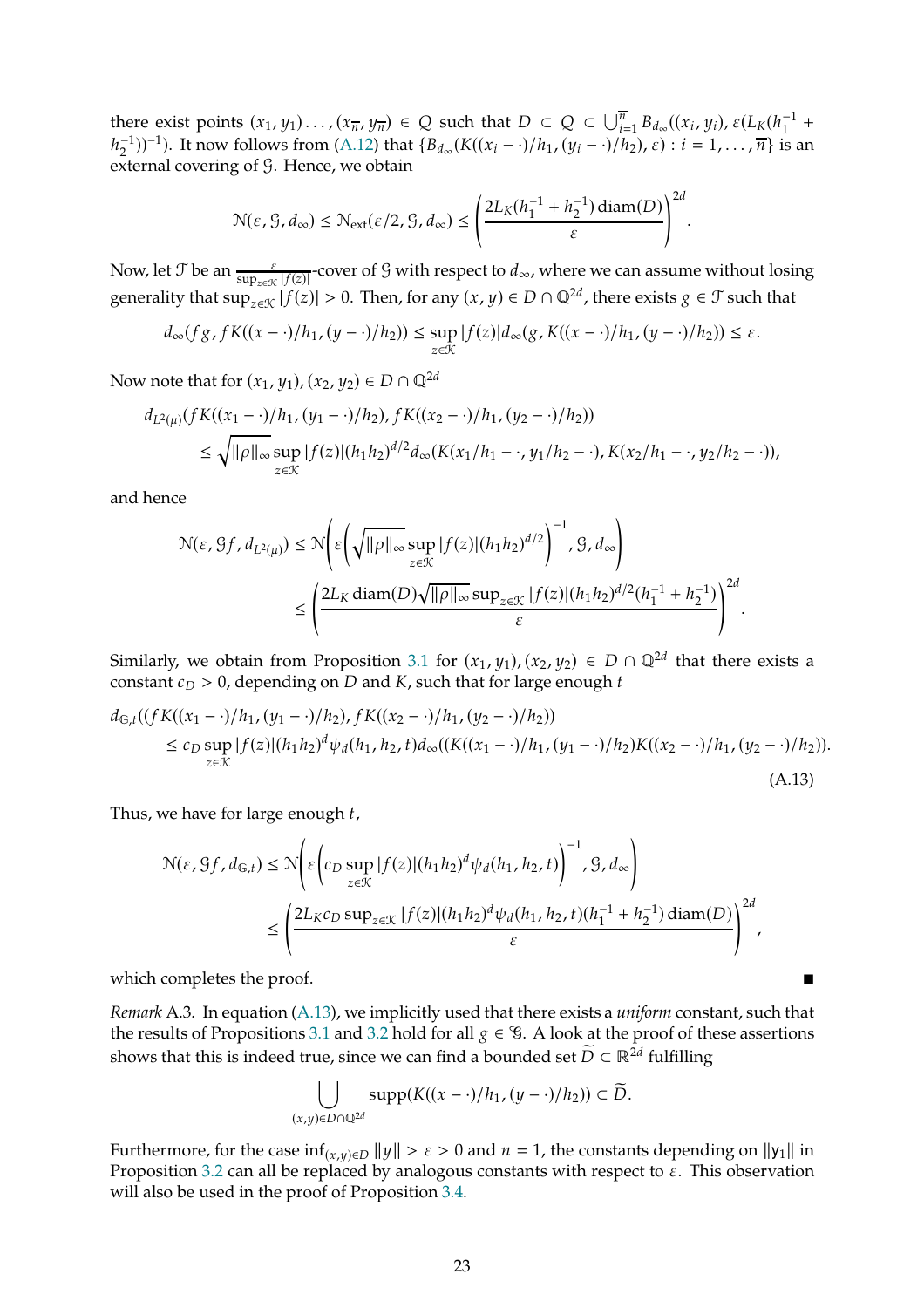there exist points $(x_1, y_1)\dots,(x_{\overline{n}}, y_{\overline{n}}) \in Q$ such that $D \subset Q \subset \bigcup_{i=1}^{\overline{n}} B_{d_\infty}((x_i, y_i), \varepsilon(L_K(h_1^{-1} + h_2^{-1}))^{-1})$. It now follows from (A.12) that $\{B_{d_\infty}(K((x_i - \cdot)/h_1, (y_i - \cdot)/h_2), \varepsilon) : i = 1, \dots, \overline{n}\}$ is an external covering of $\mathcal{G}$. Hence, we obtain

$$
\mathcal{N}(\varepsilon, \mathcal{G}, d_\infty) \leq \mathcal{N}_{\text{ext}}(\varepsilon/2, \mathcal{G}, d_\infty) \leq \left(\frac{2L_K(h_1^{-1} + h_2^{-1})\operatorname{diam}(D)}{\varepsilon}\right)^{2d}.
$$

Now, let $\mathcal{F}$ be an $\frac{\varepsilon}{\sup_{z\in\mathcal{K}}|f(z)|}$-cover of $\mathcal{G}$ with respect to $d_\infty$, where we can assume without losing generality that $\sup_{z\in\mathcal{K}}|f(z)| > 0$. Then, for any $(x, y) \in D \cap \mathbb{Q}^{2d}$, there exists $g \in \mathcal{F}$ such that

$$
d_\infty(fg, fK((x - \cdot)/h_1, (y - \cdot)/h_2)) \leq \sup_{z\in\mathcal{K}}|f(z)| d_\infty(g, K((x - \cdot)/h_1, (y - \cdot)/h_2)) \leq \varepsilon.
$$

Now note that for $(x_1, y_1), (x_2, y_2) \in D \cap \mathbb{Q}^{2d}$

$$
\begin{aligned}
&d_{L^2(\mu)}(fK((x_1 - \cdot)/h_1, (y_1 - \cdot)/h_2), fK((x_2 - \cdot)/h_1, (y_2 - \cdot)/h_2)) \\
&\qquad \leq \sqrt{\|\rho\|_\infty} \sup_{z\in\mathcal{K}}|f(z)|(h_1h_2)^{d/2} d_\infty(K(x_1/h_1 - \cdot, y_1/h_2 - \cdot), K(x_2/h_1 - \cdot, y_2/h_2 - \cdot)),
\end{aligned}
$$

and hence

$$
\begin{aligned}
\mathcal{N}(\varepsilon, \mathcal{G}f, d_{L^2(\mu)}) &\leq \mathcal{N}\left(\varepsilon\left(\sqrt{\|\rho\|_\infty} \sup_{z\in\mathcal{K}}|f(z)|(h_1h_2)^{d/2}\right)^{-1}, \mathcal{G}, d_\infty\right) \\
&\leq \left(\frac{2L_K \operatorname{diam}(D)\sqrt{\|\rho\|_\infty} \sup_{z\in\mathcal{K}}|f(z)|(h_1h_2)^{d/2}(h_1^{-1} + h_2^{-1})}{\varepsilon}\right)^{2d}.
\end{aligned}
$$

Similarly, we obtain from Proposition 3.1 for $(x_1, y_1), (x_2, y_2) \in D \cap \mathbb{Q}^{2d}$ that there exists a constant $c_D > 0$, depending on $D$ and $K$, such that for large enough $t$

$$
\begin{aligned}
&d_{\mathbb{G},t}((fK((x_1 - \cdot)/h_1, (y_1 - \cdot)/h_2), fK((x_2 - \cdot)/h_1, (y_2 - \cdot)/h_2)) \\
&\qquad \leq c_D \sup_{z\in\mathcal{K}}|f(z)|(h_1h_2)^d \psi_d(h_1, h_2, t) d_\infty((K((x_1 - \cdot)/h_1, (y_1 - \cdot)/h_2)K((x_2 - \cdot)/h_1, (y_2 - \cdot)/h_2)).
\end{aligned}
\tag{A.13}
$$

Thus, we have for large enough $t$,

$$
\begin{aligned}
\mathcal{N}(\varepsilon, \mathcal{G}f, d_{\mathbb{G},t}) &\leq \mathcal{N}\left(\varepsilon\left(c_D \sup_{z\in\mathcal{K}}|f(z)|(h_1h_2)^d \psi_d(h_1, h_2, t)\right)^{-1}, \mathcal{G}, d_\infty\right) \\
&\leq \left(\frac{2L_K c_D \sup_{z\in\mathcal{K}}|f(z)|(h_1h_2)^d \psi_d(h_1, h_2, t)(h_1^{-1} + h_2^{-1})\operatorname{diam}(D)}{\varepsilon}\right)^{2d},
\end{aligned}
$$

which completes the proof. ∎

*Remark* A.3. In equation (A.13), we implicitly used that there exists a *uniform* constant, such that the results of Propositions 3.1 and 3.2 hold for all $g \in \mathcal{G}$. A look at the proof of these assertions shows that this is indeed true, since we can find a bounded set $\widetilde{D} \subset \mathbb{R}^{2d}$ fulfilling

$$
\bigcup_{(x,y)\in D\cap\mathbb{Q}^{2d}} \operatorname{supp}(K((x - \cdot)/h_1, (y - \cdot)/h_2)) \subset \widetilde{D}.
$$

Furthermore, for the case $\inf_{(x,y)\in D}\|y\| > \varepsilon > 0$ and $n = 1$, the constants depending on $\|\mathsf{y}_1\|$ in Proposition 3.2 can all be replaced by analogous constants with respect to $\varepsilon$. This observation will also be used in the proof of Proposition 3.4.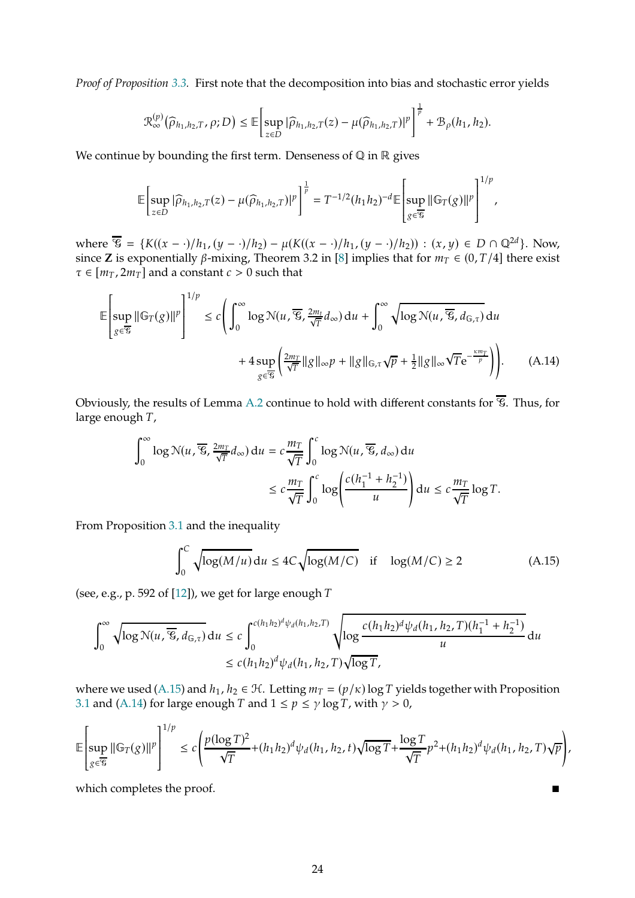*Proof of Proposition 3.3.* First note that the decomposition into bias and stochastic error yields

$$\mathcal{R}_\infty^{(p)}(\widehat{\rho}_{h_1,h_2,T},\rho;D) \leq \mathbb{E}\Big[\sup_{z\in D}|\widehat{\rho}_{h_1,h_2,T}(z)-\mu(\widehat{\rho}_{h_1,h_2,T})|^p\Big]^{\frac{1}{p}} + \mathcal{B}_\rho(h_1,h_2).$$

We continue by bounding the first term. Denseness of $\mathbb{Q}$ in $\mathbb{R}$ gives

$$\mathbb{E}\Big[\sup_{z\in D}|\widehat{\rho}_{h_1,h_2,T}(z)-\mu(\widehat{\rho}_{h_1,h_2,T})|^p\Big]^{\frac{1}{p}} = T^{-1/2}(h_1h_2)^{-d}\mathbb{E}\Big[\sup_{g\in\overline{\mathcal{G}}}\|\mathbb{G}_T(g)\|^p\Big]^{1/p},$$

where $\overline{\mathcal{G}} = \{K((x-\cdot)/h_1,(y-\cdot)/h_2)-\mu(K((x-\cdot)/h_1,(y-\cdot)/h_2)) : (x,y)\in D\cap\mathbb{Q}^{2d}\}$. Now, since $\mathbf{Z}$ is exponentially $\beta$-mixing, Theorem 3.2 in [8] implies that for $m_T\in(0,T/4]$ there exist $\tau\in[m_T,2m_T]$ and a constant $c>0$ such that

$$\begin{aligned}\mathbb{E}\Big[\sup_{g\in\overline{\mathcal{G}}}\|\mathbb{G}_T(g)\|^p\Big]^{1/p} &\leq c\bigg(\int_0^\infty \log\mathcal{N}(u,\overline{\mathcal{G}},\tfrac{2m_t}{\sqrt{T}}d_\infty)\,\mathrm{d}u + \int_0^\infty\sqrt{\log\mathcal{N}(u,\overline{\mathcal{G}},d_{\mathbb{G},\tau})}\,\mathrm{d}u \\ &\quad + 4\sup_{g\in\overline{\mathcal{G}}}\Big(\tfrac{2m_T}{\sqrt{T}}\|g\|_\infty p + \|g\|_{\mathbb{G},\tau}\sqrt{p}+\tfrac{1}{2}\|g\|_\infty\sqrt{T}\mathrm{e}^{-\frac{\kappa m_T}{p}}\Big)\bigg).\end{aligned} \tag{A.14}$$

Obviously, the results of Lemma A.2 continue to hold with different constants for $\overline{\mathcal{G}}$. Thus, for large enough $T$,

$$\begin{aligned}\int_0^\infty \log\mathcal{N}(u,\overline{\mathcal{G}},\tfrac{2m_T}{\sqrt{T}}d_\infty)\,\mathrm{d}u &= c\frac{m_T}{\sqrt{T}}\int_0^c\log\mathcal{N}(u,\overline{\mathcal{G}},d_\infty)\,\mathrm{d}u \\ &\leq c\frac{m_T}{\sqrt{T}}\int_0^c\log\bigg(\frac{c(h_1^{-1}+h_2^{-1})}{u}\bigg)\,\mathrm{d}u \leq c\frac{m_T}{\sqrt{T}}\log T.\end{aligned}$$

From Proposition 3.1 and the inequality

$$\int_0^C\sqrt{\log(M/u)}\,\mathrm{d}u \leq 4C\sqrt{\log(M/C)}\quad\text{if}\quad\log(M/C)\geq 2 \tag{A.15}$$

(see, e.g., p. 592 of [12]), we get for large enough $T$

$$\begin{aligned}\int_0^\infty\sqrt{\log\mathcal{N}(u,\overline{\mathcal{G}},d_{\mathbb{G},\tau})}\,\mathrm{d}u &\leq c\int_0^{c(h_1h_2)^d\psi_d(h_1,h_2,T)}\sqrt{\log\frac{c(h_1h_2)^d\psi_d(h_1,h_2,T)(h_1^{-1}+h_2^{-1})}{u}}\,\mathrm{d}u \\ &\leq c(h_1h_2)^d\psi_d(h_1,h_2,T)\sqrt{\log T},\end{aligned}$$

where we used (A.15) and $h_1,h_2\in\mathcal{H}$. Letting $m_T=(p/\kappa)\log T$ yields together with Proposition 3.1 and (A.14) for large enough $T$ and $1\leq p\leq\gamma\log T$, with $\gamma>0$,

$$\mathbb{E}\Big[\sup_{g\in\overline{\mathcal{G}}}\|\mathbb{G}_T(g)\|^p\Big]^{1/p} \leq c\bigg(\frac{p(\log T)^2}{\sqrt{T}}+(h_1h_2)^d\psi_d(h_1,h_2,t)\sqrt{\log T}+\frac{\log T}{\sqrt{T}}p^2+(h_1h_2)^d\psi_d(h_1,h_2,T)\sqrt{p}\bigg),$$

which completes the proof. ∎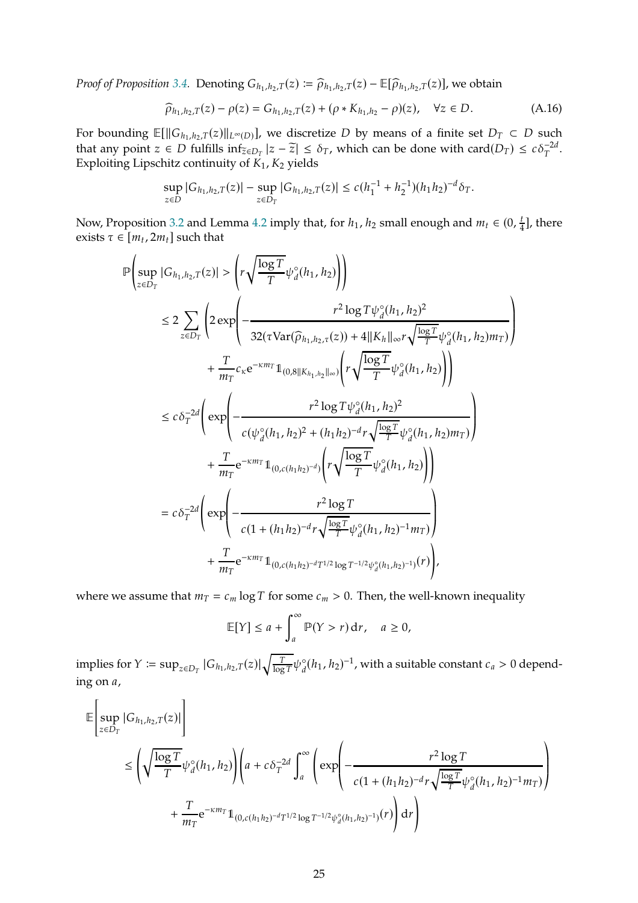*Proof of Proposition 3.4.* Denoting $G_{h_1,h_2,T}(z) \coloneqq \widehat{\rho}_{h_1,h_2,T}(z) - \mathbb{E}[\widehat{\rho}_{h_1,h_2,T}(z)]$, we obtain

$$\widehat{\rho}_{h_1,h_2,T}(z) - \rho(z) = G_{h_1,h_2,T}(z) + (\rho * K_{h_1,h_2} - \rho)(z), \quad \forall z \in D. \tag{A.16}$$

For bounding $\mathbb{E}[\|G_{h_1,h_2,T}(z)\|_{L^\infty(D)}]$, we discretize $D$ by means of a finite set $D_T \subset D$ such that any point $z \in D$ fulfills $\inf_{\widetilde{z} \in D_T} |z - \widetilde{z}| \leq \delta_T$, which can be done with $\operatorname{card}(D_T) \leq c\delta_T^{-2d}$. Exploiting Lipschitz continuity of $K_1, K_2$ yields

$$\sup_{z \in D} |G_{h_1,h_2,T}(z)| - \sup_{z \in D_T} |G_{h_1,h_2,T}(z)| \leq c(h_1^{-1} + h_2^{-1})(h_1 h_2)^{-d} \delta_T.$$

Now, Proposition 3.2 and Lemma 4.2 imply that, for $h_1, h_2$ small enough and $m_t \in (0, \frac{t}{4}]$, there exists $\tau \in [m_t, 2m_t]$ such that

$$\begin{aligned}
&\mathbb{P}\left(\sup_{z \in D_T} |G_{h_1,h_2,T}(z)| > \left(r\sqrt{\frac{\log T}{T}} \psi_d^\circ(h_1, h_2)\right)\right) \\
&\leq 2 \sum_{z \in D_T} \left(2 \exp\left(-\frac{r^2 \log T \psi_d^\circ(h_1,h_2)^2}{32(\tau \operatorname{Var}(\widehat{\rho}_{h_1,h_2,\tau}(z)) + 4\|K_h\|_\infty r\sqrt{\frac{\log T}{T}} \psi_d^\circ(h_1,h_2) m_T)}\right)\right. \\
&\qquad \left. + \frac{T}{m_T} c_\kappa \mathrm{e}^{-\kappa m_T} \mathbb{1}_{(0, 8\|K_{h_1,h_2}\|_\infty)}\left(r\sqrt{\frac{\log T}{T}} \psi_d^\circ(h_1, h_2)\right)\right) \\
&\leq c\delta_T^{-2d}\left(\exp\left(-\frac{r^2 \log T \psi_d^\circ(h_1,h_2)^2}{c(\psi_d^\circ(h_1,h_2)^2 + (h_1h_2)^{-d} r\sqrt{\frac{\log T}{T}} \psi_d^\circ(h_1,h_2) m_T)}\right)\right. \\
&\qquad \left. + \frac{T}{m_T} \mathrm{e}^{-\kappa m_T} \mathbb{1}_{(0, c(h_1h_2)^{-d})}\left(r\sqrt{\frac{\log T}{T}} \psi_d^\circ(h_1, h_2)\right)\right) \\
&= c\delta_T^{-2d}\left(\exp\left(-\frac{r^2 \log T}{c(1 + (h_1h_2)^{-d} r\sqrt{\frac{\log T}{T}} \psi_d^\circ(h_1,h_2)^{-1} m_T)}\right)\right. \\
&\qquad \left. + \frac{T}{m_T} \mathrm{e}^{-\kappa m_T} \mathbb{1}_{(0, c(h_1h_2)^{-d} T^{1/2} \log T^{-1/2} \psi_d^\circ(h_1,h_2)^{-1})}(r)\right),
\end{aligned}$$

where we assume that $m_T = c_m \log T$ for some $c_m > 0$. Then, the well-known inequality

$$\mathbb{E}[Y] \leq a + \int_a^\infty \mathbb{P}(Y > r) \, \mathrm{d}r, \quad a \geq 0,$$

implies for $Y \coloneqq \sup_{z \in D_T} |G_{h_1,h_2,T}(z)| \sqrt{\frac{T}{\log T}} \psi_d^\circ(h_1, h_2)^{-1}$, with a suitable constant $c_a > 0$ depending on $a$,

$$\begin{aligned}
&\mathbb{E}\left[\sup_{z \in D_T} |G_{h_1,h_2,T}(z)|\right] \\
&\leq \left(\sqrt{\frac{\log T}{T}} \psi_d^\circ(h_1, h_2)\right)\left(a + c\delta_T^{-2d} \int_a^\infty \left(\exp\left(-\frac{r^2 \log T}{c(1 + (h_1h_2)^{-d} r\sqrt{\frac{\log T}{T}} \psi_d^\circ(h_1,h_2)^{-1} m_T)}\right)\right.\right. \\
&\qquad \left.\left. + \frac{T}{m_T} \mathrm{e}^{-\kappa m_T} \mathbb{1}_{(0, c(h_1h_2)^{-d} T^{1/2} \log T^{-1/2} \psi_d^\circ(h_1,h_2)^{-1})}(r)\right) \mathrm{d}r\right)
\end{aligned}$$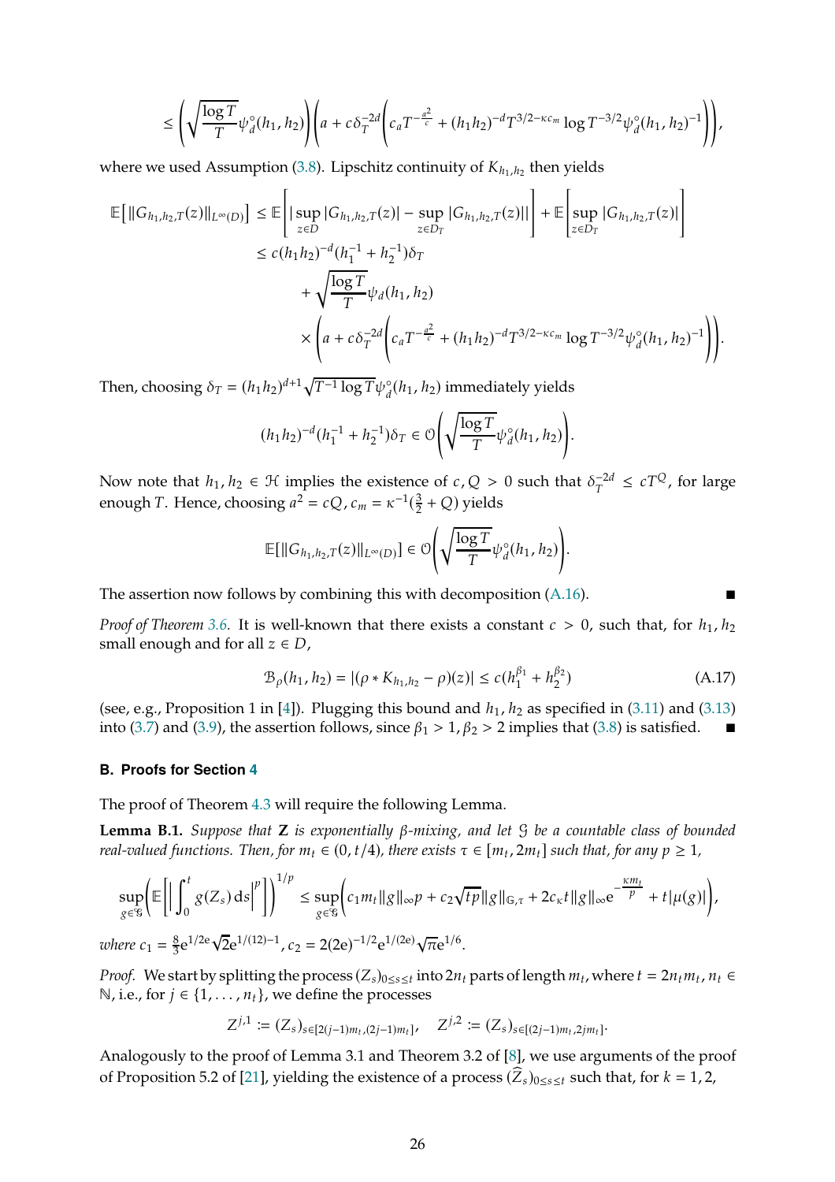$$\leq \left(\sqrt{\frac{\log T}{T}}\psi_d^{\circ}(h_1,h_2)\right)\left(a + c\delta_T^{-2d}\left(c_a T^{-\frac{a^2}{c}} + (h_1h_2)^{-d}T^{3/2-\kappa c_m}\log T^{-3/2}\psi_d^{\circ}(h_1,h_2)^{-1}\right)\right),$$

where we used Assumption (3.8). Lipschitz continuity of $K_{h_1,h_2}$ then yields

$$\begin{aligned}
\mathbb{E}\left[\|G_{h_1,h_2,T}(z)\|_{L^\infty(D)}\right] &\leq \mathbb{E}\left[\left|\sup_{z\in D}|G_{h_1,h_2,T}(z)| - \sup_{z\in D_T}|G_{h_1,h_2,T}(z)|\right|\right] + \mathbb{E}\left[\sup_{z\in D_T}|G_{h_1,h_2,T}(z)|\right] \\
&\leq c(h_1h_2)^{-d}(h_1^{-1}+h_2^{-1})\delta_T \\
&\quad + \sqrt{\frac{\log T}{T}}\psi_d(h_1,h_2) \\
&\quad \times \left(a + c\delta_T^{-2d}\left(c_a T^{-\frac{a^2}{c}} + (h_1h_2)^{-d}T^{3/2-\kappa c_m}\log T^{-3/2}\psi_d^{\circ}(h_1,h_2)^{-1}\right)\right).
\end{aligned}$$

Then, choosing $\delta_T = (h_1h_2)^{d+1}\sqrt{T^{-1}\log T}\psi_d^{\circ}(h_1,h_2)$ immediately yields

$$(h_1h_2)^{-d}(h_1^{-1}+h_2^{-1})\delta_T \in \mathcal{O}\left(\sqrt{\frac{\log T}{T}}\psi_d^{\circ}(h_1,h_2)\right).$$

Now note that $h_1, h_2 \in \mathcal{H}$ implies the existence of $c, Q > 0$ such that $\delta_T^{-2d} \leq cT^Q$, for large enough $T$. Hence, choosing $a^2 = cQ$, $c_m = \kappa^{-1}(\frac{3}{2}+Q)$ yields

$$\mathbb{E}[\|G_{h_1,h_2,T}(z)\|_{L^\infty(D)}] \in \mathcal{O}\left(\sqrt{\frac{\log T}{T}}\psi_d^{\circ}(h_1,h_2)\right).$$

The assertion now follows by combining this with decomposition (A.16). ∎

*Proof of Theorem 3.6.* It is well-known that there exists a constant $c > 0$, such that, for $h_1, h_2$ small enough and for all $z \in D$,

$$\mathcal{B}_\rho(h_1,h_2) = |(\rho * K_{h_1,h_2} - \rho)(z)| \leq c(h_1^{\beta_1} + h_2^{\beta_2}) \tag{A.17}$$

(see, e.g., Proposition 1 in [4]). Plugging this bound and $h_1, h_2$ as specified in (3.11) and (3.13) into (3.7) and (3.9), the assertion follows, since $\beta_1 > 1, \beta_2 > 2$ implies that (3.8) is satisfied. ∎

## B. Proofs for Section 4

The proof of Theorem 4.3 will require the following Lemma.

**Lemma B.1.** *Suppose that* $\mathbf{Z}$ *is exponentially $\beta$-mixing, and let $\mathcal{G}$ be a countable class of bounded real-valued functions. Then, for $m_t \in (0, t/4)$, there exists $\tau \in [m_t, 2m_t]$ such that, for any $p \geq 1$,*

$$\sup_{g\in\mathcal{G}}\left(\mathbb{E}\left[\left|\int_0^t g(Z_s)\,\mathrm{d}s\right|^p\right]\right)^{1/p} \leq \sup_{g\in\mathcal{G}}\left(c_1 m_t\|g\|_\infty p + c_2\sqrt{tp}\|g\|_{\mathbb{G},\tau} + 2c_\kappa t\|g\|_\infty \mathrm{e}^{-\frac{\kappa m_t}{p}} + t|\mu(g)|\right),$$

*where* $c_1 = \frac{8}{3}\mathrm{e}^{1/2\mathrm{e}}\sqrt{2}\mathrm{e}^{1/(12)-1}$, $c_2 = 2(2\mathrm{e})^{-1/2}\mathrm{e}^{1/(2\mathrm{e})}\sqrt{\pi}\mathrm{e}^{1/6}$.

*Proof.* We start by splitting the process $(Z_s)_{0\leq s\leq t}$ into $2n_t$ parts of length $m_t$, where $t = 2n_t m_t$, $n_t \in \mathbb{N}$, i.e., for $j \in \{1,\ldots,n_t\}$, we define the processes

$$Z^{j,1} := (Z_s)_{s\in[2(j-1)m_t,(2j-1)m_t]}, \quad Z^{j,2} := (Z_s)_{s\in[(2j-1)m_t,2jm_t]}.$$

Analogously to the proof of Lemma 3.1 and Theorem 3.2 of [8], we use arguments of the proof of Proposition 5.2 of [21], yielding the existence of a process $(\widehat{Z}_s)_{0\leq s\leq t}$ such that, for $k = 1, 2$,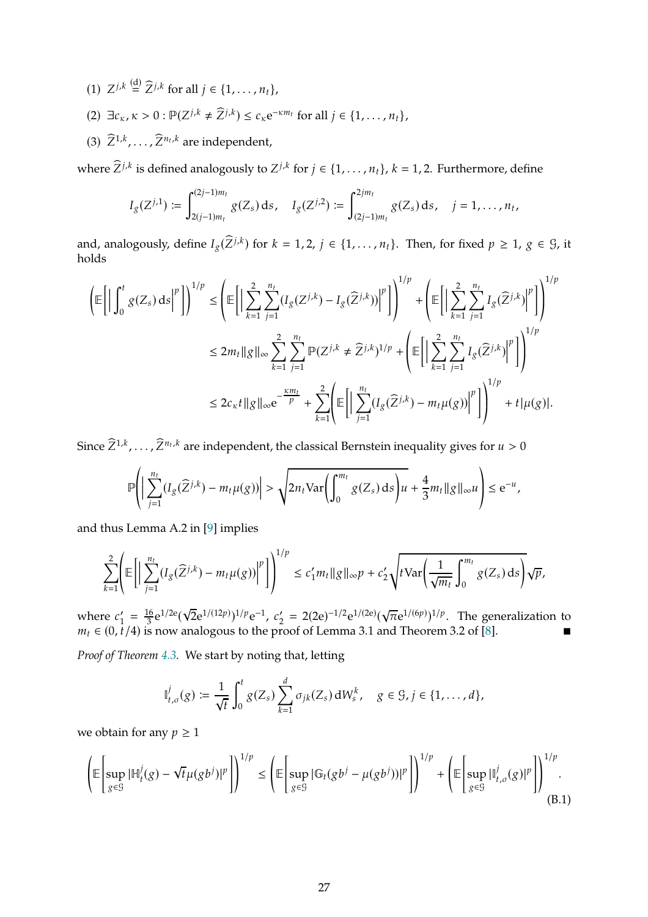(1) $Z^{j,k} \overset{(d)}{=} \widehat{Z}^{j,k}$ for all $j \in \{1, \ldots, n_t\}$,

(2) $\exists c_\kappa, \kappa > 0 : \mathbb{P}(Z^{j,k} \neq \widehat{Z}^{j,k}) \leq c_\kappa \mathrm{e}^{-\kappa m_t}$ for all $j \in \{1, \ldots, n_t\}$,

(3) $\widehat{Z}^{1,k}, \ldots, \widehat{Z}^{n_t,k}$ are independent,

where $\widehat{Z}^{j,k}$ is defined analogously to $Z^{j,k}$ for $j \in \{1, \ldots, n_t\}$, $k = 1, 2$. Furthermore, define

$$I_g(Z^{j,1}) := \int_{2(j-1)m_t}^{(2j-1)m_t} g(Z_s)\,\mathrm{d}s, \quad I_g(Z^{j,2}) := \int_{(2j-1)m_t}^{2jm_t} g(Z_s)\,\mathrm{d}s, \quad j = 1, \ldots, n_t,$$

and, analogously, define $I_g(\widehat{Z}^{j,k})$ for $k = 1, 2$, $j \in \{1, \ldots, n_t\}$. Then, for fixed $p \geq 1$, $g \in \mathcal{G}$, it holds

$$\begin{aligned}
\left(\mathbb{E}\left[\Big|\int_0^t g(Z_s)\,\mathrm{d}s\Big|^p\right]\right)^{1/p} &\leq \left(\mathbb{E}\left[\Big|\sum_{k=1}^{2}\sum_{j=1}^{n_t}(I_g(Z^{j,k}) - I_g(\widehat{Z}^{j,k}))\Big|^p\right]\right)^{1/p} + \left(\mathbb{E}\left[\Big|\sum_{k=1}^{2}\sum_{j=1}^{n_t} I_g(\widehat{Z}^{j,k})\Big|^p\right]\right)^{1/p} \\
&\leq 2m_t\|g\|_\infty \sum_{k=1}^{2}\sum_{j=1}^{n_t}\mathbb{P}(Z^{j,k} \neq \widehat{Z}^{j,k})^{1/p} + \left(\mathbb{E}\left[\Big|\sum_{k=1}^{2}\sum_{j=1}^{n_t} I_g(\widehat{Z}^{j,k})\Big|^p\right]\right)^{1/p} \\
&\leq 2c_\kappa t\|g\|_\infty \mathrm{e}^{-\frac{\kappa m_t}{p}} + \sum_{k=1}^{2}\left(\mathbb{E}\left[\Big|\sum_{j=1}^{n_t}(I_g(\widehat{Z}^{j,k}) - m_t\mu(g))\Big|^p\right]\right)^{1/p} + t|\mu(g)|.
\end{aligned}$$

Since $\widehat{Z}^{1,k}, \ldots, \widehat{Z}^{n_t,k}$ are independent, the classical Bernstein inequality gives for $u > 0$

$$\mathbb{P}\left(\Big|\sum_{j=1}^{n_t}(I_g(\widehat{Z}^{j,k}) - m_t\mu(g))\Big| > \sqrt{2n_t\mathrm{Var}\left(\int_0^{m_t} g(Z_s)\,\mathrm{d}s\right)u} + \frac{4}{3}m_t\|g\|_\infty u\right) \leq \mathrm{e}^{-u},$$

and thus Lemma A.2 in [9] implies

$$\sum_{k=1}^{2}\left(\mathbb{E}\left[\Big|\sum_{j=1}^{n_t}(I_g(\widehat{Z}^{j,k}) - m_t\mu(g))\Big|^p\right]\right)^{1/p} \leq c_1' m_t\|g\|_\infty p + c_2'\sqrt{t\mathrm{Var}\left(\frac{1}{\sqrt{m_t}}\int_0^{m_t} g(Z_s)\,\mathrm{d}s\right)}\sqrt{p},$$

where $c_1' = \frac{16}{3}\mathrm{e}^{1/2\mathrm{e}}(\sqrt{2}\mathrm{e}^{1/(12p)})^{1/p}\mathrm{e}^{-1}$, $c_2' = 2(2\mathrm{e})^{-1/2}\mathrm{e}^{1/(2\mathrm{e})}(\sqrt{\pi}\mathrm{e}^{1/(6p)})^{1/p}$. The generalization to $m_t \in (0, t/4)$ is now analogous to the proof of Lemma 3.1 and Theorem 3.2 of [8]. ■

*Proof of Theorem 4.3.* We start by noting that, letting

$$\mathbb{I}_{t,\sigma}^j(g) := \frac{1}{\sqrt{t}}\int_0^t g(Z_s)\sum_{k=1}^{d}\sigma_{jk}(Z_s)\,\mathrm{d}W_s^k, \quad g \in \mathcal{G}, j \in \{1, \ldots, d\},$$

we obtain for any $p \geq 1$

$$\left(\mathbb{E}\left[\sup_{g \in \mathcal{G}}|\mathbb{H}_t^j(g) - \sqrt{t}\mu(gb^j)|^p\right]\right)^{1/p} \leq \left(\mathbb{E}\left[\sup_{g \in \mathcal{G}}|\mathbb{G}_t(gb^j - \mu(gb^j))|^p\right]\right)^{1/p} + \left(\mathbb{E}\left[\sup_{g \in \mathcal{G}}|\mathbb{I}_{t,\sigma}^j(g)|^p\right]\right)^{1/p}. \tag{B.1}$$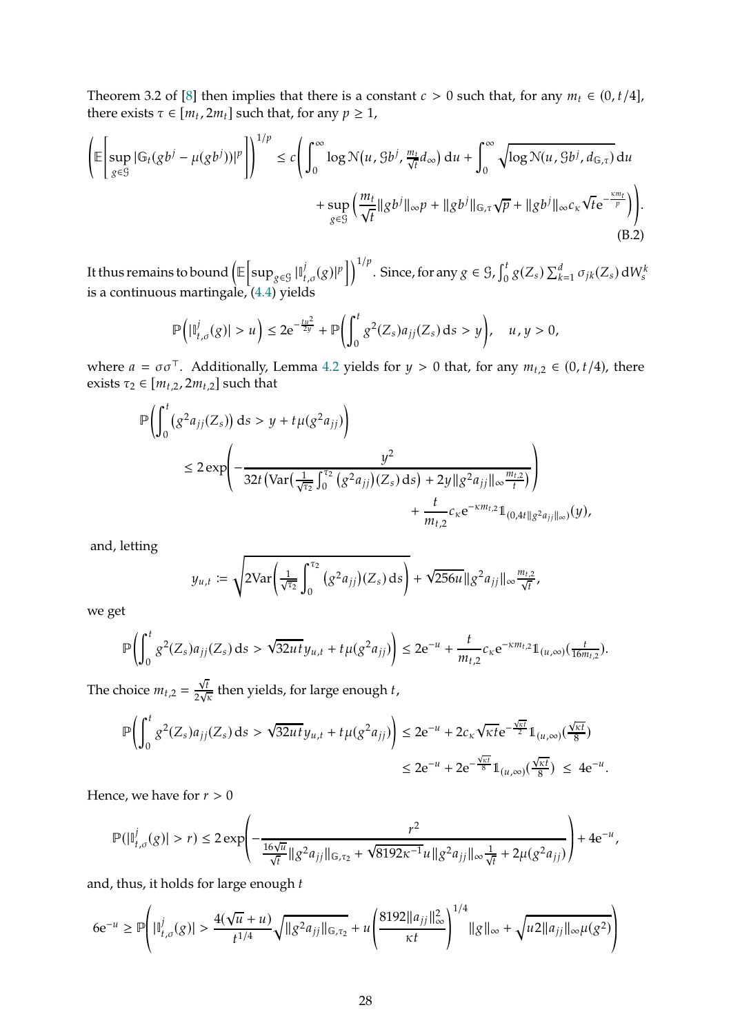Theorem 3.2 of [8] then implies that there is a constant $c > 0$ such that, for any $m_t \in (0, t/4]$, there exists $\tau \in [m_t, 2m_t]$ such that, for any $p \geq 1$,

$$\left(\mathbb{E}\left[\sup_{g\in\mathcal{G}} |\mathbb{G}_t(gb^j - \mu(gb^j))|^p\right]\right)^{1/p} \leq c\Bigg(\int_0^\infty \log \mathcal{N}\big(u, \mathcal{G}b^j, \tfrac{m_t}{\sqrt{t}} d_\infty\big)\,\mathrm{d}u + \int_0^\infty \sqrt{\log \mathcal{N}(u, \mathcal{G}b^j, d_{\mathbb{G},\tau})}\,\mathrm{d}u$$
$$+ \sup_{g\in\mathcal{G}}\Big(\frac{m_t}{\sqrt{t}}\|gb^j\|_\infty p + \|gb^j\|_{\mathbb{G},\tau}\sqrt{p} + \|gb^j\|_\infty c_\kappa \sqrt{t}\mathrm{e}^{-\frac{\kappa m_t}{p}}\Big)\Bigg). \tag{B.2}$$

It thus remains to bound $\left(\mathbb{E}\left[\sup_{g\in\mathcal{G}} |\mathbb{I}^j_{t,\sigma}(g)|^p\right]\right)^{1/p}$. Since, for any $g \in \mathcal{G}$, $\int_0^t g(Z_s)\sum_{k=1}^d \sigma_{jk}(Z_s)\,\mathrm{d}W^k_s$ is a continuous martingale, (4.4) yields

$$\mathbb{P}\Big(|\mathbb{I}^j_{t,\sigma}(g)| > u\Big) \leq 2\mathrm{e}^{-\frac{tu^2}{2y}} + \mathbb{P}\Big(\int_0^t g^2(Z_s)a_{jj}(Z_s)\,\mathrm{d}s > y\Big), \quad u, y > 0,$$

where $a = \sigma\sigma^\top$. Additionally, Lemma 4.2 yields for $y > 0$ that, for any $m_{t,2} \in (0, t/4)$, there exists $\tau_2 \in [m_{t,2}, 2m_{t,2}]$ such that

$$\mathbb{P}\Big(\int_0^t \big(g^2 a_{jj}(Z_s)\big)\,\mathrm{d}s > y + t\mu(g^2 a_{jj})\Big)$$
$$\leq 2\exp\Bigg(-\frac{y^2}{32t\big(\mathrm{Var}\big(\frac{1}{\sqrt{\tau_2}}\int_0^{\tau_2}\big(g^2 a_{jj}\big)(Z_s)\,\mathrm{d}s\big) + 2y\|g^2 a_{jj}\|_\infty \frac{m_{t,2}}{t}\big)}\Bigg) + \frac{t}{m_{t,2}} c_\kappa \mathrm{e}^{-\kappa m_{t,2}} \mathbb{1}_{(0,4t\|g^2 a_{jj}\|_\infty)}(y),$$

and, letting

$$y_{u,t} := \sqrt{2\mathrm{Var}\Big(\tfrac{1}{\sqrt{\tau_2}}\int_0^{\tau_2}\big(g^2 a_{jj}\big)(Z_s)\,\mathrm{d}s\Big)} + \sqrt{256u}\|g^2 a_{jj}\|_\infty \frac{m_{t,2}}{\sqrt{t}},$$

we get

$$\mathbb{P}\Big(\int_0^t g^2(Z_s)a_{jj}(Z_s)\,\mathrm{d}s > \sqrt{32ut}\,y_{u,t} + t\mu(g^2 a_{jj})\Big) \leq 2\mathrm{e}^{-u} + \frac{t}{m_{t,2}} c_\kappa \mathrm{e}^{-\kappa m_{t,2}} \mathbb{1}_{(u,\infty)}\big(\tfrac{t}{16 m_{t,2}}\big).$$

The choice $m_{t,2} = \frac{\sqrt{t}}{2\sqrt{\kappa}}$ then yields, for large enough $t$,

$$\mathbb{P}\Big(\int_0^t g^2(Z_s)a_{jj}(Z_s)\,\mathrm{d}s > \sqrt{32ut}\,y_{u,t} + t\mu(g^2 a_{jj})\Big) \leq 2\mathrm{e}^{-u} + 2c_\kappa\sqrt{\kappa t}\mathrm{e}^{-\frac{\sqrt{\kappa t}}{2}}\mathbb{1}_{(u,\infty)}\big(\tfrac{\sqrt{\kappa t}}{8}\big)$$
$$\leq 2\mathrm{e}^{-u} + 2\mathrm{e}^{-\frac{\sqrt{\kappa t}}{8}}\mathbb{1}_{(u,\infty)}\big(\tfrac{\sqrt{\kappa t}}{8}\big) \;\leq\; 4\mathrm{e}^{-u}.$$

Hence, we have for $r > 0$

$$\mathbb{P}(|\mathbb{I}^j_{t,\sigma}(g)| > r) \leq 2\exp\Bigg(-\frac{r^2}{\frac{16\sqrt{u}}{\sqrt{t}}\|g^2 a_{jj}\|_{\mathbb{G},\tau_2} + \sqrt{8192\kappa^{-1}}u\|g^2 a_{jj}\|_\infty \frac{1}{\sqrt{t}} + 2\mu(g^2 a_{jj})}\Bigg) + 4\mathrm{e}^{-u},$$

and, thus, it holds for large enough $t$

$$6\mathrm{e}^{-u} \geq \mathbb{P}\Bigg(|\mathbb{I}^j_{t,\sigma}(g)| > \frac{4(\sqrt{u}+u)}{t^{1/4}}\sqrt{\|g^2 a_{jj}\|_{\mathbb{G},\tau_2}} + u\left(\frac{8192\|a_{jj}\|^2_\infty}{\kappa t}\right)^{1/4}\|g\|_\infty + \sqrt{u2\|a_{jj}\|_\infty \mu(g^2)}\Bigg)$$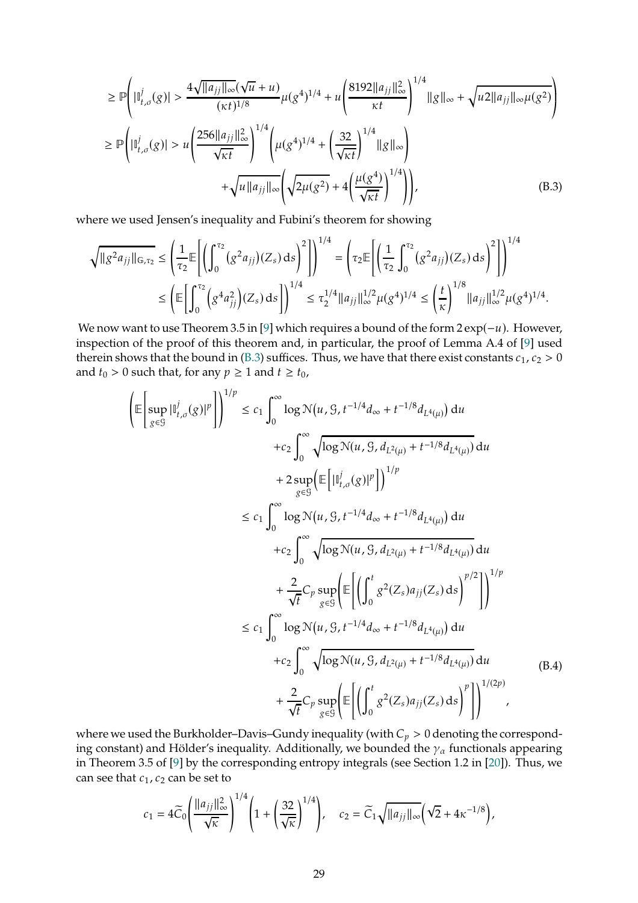$$
\begin{aligned}
&\geq \mathbb{P}\left(|\mathbb{I}^j_{t,\sigma}(g)| > \frac{4\sqrt{\|a_{jj}\|_\infty}(\sqrt{u}+u)}{(\kappa t)^{1/8}}\mu(g^4)^{1/4} + u\left(\frac{8192\|a_{jj}\|_\infty^2}{\kappa t}\right)^{1/4}\|g\|_\infty + \sqrt{u2\|a_{jj}\|_\infty \mu(g^2)}\right)\\
&\geq \mathbb{P}\left(|\mathbb{I}^j_{t,\sigma}(g)| > u\left(\frac{256\|a_{jj}\|_\infty^2}{\sqrt{\kappa t}}\right)^{1/4}\left(\mu(g^4)^{1/4} + \left(\frac{32}{\sqrt{\kappa t}}\right)^{1/4}\|g\|_\infty\right)\right.\\
&\qquad\qquad \left. + \sqrt{u\|a_{jj}\|_\infty}\left(\sqrt{2\mu(g^2)} + 4\left(\frac{\mu(g^4)}{\sqrt{\kappa t}}\right)^{1/4}\right)\right),
\end{aligned}
\tag{B.3}
$$

where we used Jensen's inequality and Fubini's theorem for showing

$$
\begin{aligned}
\sqrt{\|g^2 a_{jj}\|_{\mathbb{G},\tau_2}} &\leq \left(\frac{1}{\tau_2}\mathbb{E}\left[\left(\int_0^{\tau_2}(g^2 a_{jj})(Z_s)\,\mathrm{d}s\right)^2\right]\right)^{1/4} = \left(\tau_2\mathbb{E}\left[\left(\frac{1}{\tau_2}\int_0^{\tau_2}(g^2 a_{jj})(Z_s)\,\mathrm{d}s\right)^2\right]\right)^{1/4}\\
&\leq \left(\mathbb{E}\left[\int_0^{\tau_2}\left(g^4 a_{jj}^2\right)(Z_s)\,\mathrm{d}s\right]\right)^{1/4} \leq \tau_2^{1/4}\|a_{jj}\|_\infty^{1/2}\mu(g^4)^{1/4} \leq \left(\frac{t}{\kappa}\right)^{1/8}\|a_{jj}\|_\infty^{1/2}\mu(g^4)^{1/4}.
\end{aligned}
$$

We now want to use Theorem 3.5 in [9] which requires a bound of the form $2\exp(-u)$. However, inspection of the proof of this theorem and, in particular, the proof of Lemma A.4 of [9] used therein shows that the bound in (B.3) suffices. Thus, we have that there exist constants $c_1, c_2 > 0$ and $t_0 > 0$ such that, for any $p \geq 1$ and $t \geq t_0$,

$$
\begin{aligned}
\left(\mathbb{E}\left[\sup_{g\in\mathcal{G}}|\mathbb{I}^j_{t,\sigma}(g)|^p\right]\right)^{1/p} &\leq c_1\int_0^\infty \log\mathcal{N}\left(u,\mathcal{G},t^{-1/4}d_\infty + t^{-1/8}d_{L^4(\mu)}\right)\mathrm{d}u\\
&\quad + c_2\int_0^\infty\sqrt{\log\mathcal{N}\left(u,\mathcal{G},d_{L^2(\mu)} + t^{-1/8}d_{L^4(\mu)}\right)}\,\mathrm{d}u\\
&\quad + 2\sup_{g\in\mathcal{G}}\left(\mathbb{E}\left[|\mathbb{I}^j_{t,\sigma}(g)|^p\right]\right)^{1/p}\\
&\leq c_1\int_0^\infty \log\mathcal{N}\left(u,\mathcal{G},t^{-1/4}d_\infty + t^{-1/8}d_{L^4(\mu)}\right)\mathrm{d}u\\
&\quad + c_2\int_0^\infty\sqrt{\log\mathcal{N}\left(u,\mathcal{G},d_{L^2(\mu)} + t^{-1/8}d_{L^4(\mu)}\right)}\,\mathrm{d}u\\
&\quad + \frac{2}{\sqrt{t}}C_p\sup_{g\in\mathcal{G}}\left(\mathbb{E}\left[\left(\int_0^t g^2(Z_s)a_{jj}(Z_s)\,\mathrm{d}s\right)^{p/2}\right]\right)^{1/p}\\
&\leq c_1\int_0^\infty \log\mathcal{N}\left(u,\mathcal{G},t^{-1/4}d_\infty + t^{-1/8}d_{L^4(\mu)}\right)\mathrm{d}u\\
&\quad + c_2\int_0^\infty\sqrt{\log\mathcal{N}\left(u,\mathcal{G},d_{L^2(\mu)} + t^{-1/8}d_{L^4(\mu)}\right)}\,\mathrm{d}u\\
&\quad + \frac{2}{\sqrt{t}}C_p\sup_{g\in\mathcal{G}}\left(\mathbb{E}\left[\left(\int_0^t g^2(Z_s)a_{jj}(Z_s)\,\mathrm{d}s\right)^{p}\right]\right)^{1/(2p)},
\end{aligned}
\tag{B.4}
$$

where we used the Burkholder–Davis–Gundy inequality (with $C_p > 0$ denoting the corresponding constant) and Hölder's inequality. Additionally, we bounded the $\gamma_\alpha$ functionals appearing in Theorem 3.5 of [9] by the corresponding entropy integrals (see Section 1.2 in [20]). Thus, we can see that $c_1, c_2$ can be set to

$$
c_1 = 4\widetilde{C}_0\left(\frac{\|a_{jj}\|_\infty^2}{\sqrt{\kappa}}\right)^{1/4}\left(1 + \left(\frac{32}{\sqrt{\kappa}}\right)^{1/4}\right), \quad c_2 = \widetilde{C}_1\sqrt{\|a_{jj}\|_\infty}\left(\sqrt{2} + 4\kappa^{-1/8}\right),
$$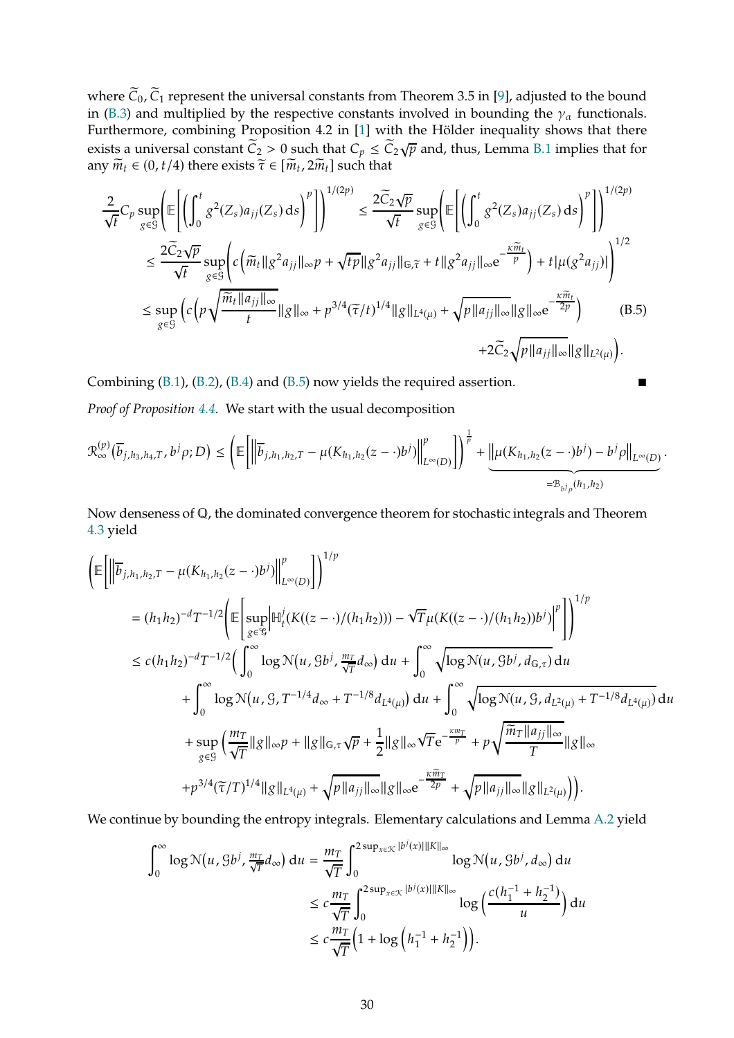where $\widetilde{C}_0, \widetilde{C}_1$ represent the universal constants from Theorem 3.5 in [9], adjusted to the bound in (B.3) and multiplied by the respective constants involved in bounding the $\gamma_\alpha$ functionals. Furthermore, combining Proposition 4.2 in [1] with the Hölder inequality shows that there exists a universal constant $\widetilde{C}_2 > 0$ such that $C_p \leq \widetilde{C}_2\sqrt{p}$ and, thus, Lemma B.1 implies that for any $\widetilde{m}_t \in (0, t/4)$ there exists $\widetilde{\tau} \in [\widetilde{m}_t, 2\widetilde{m}_t]$ such that

$$
\begin{aligned}
\frac{2}{\sqrt{t}} C_p \sup_{g\in\mathcal{G}} \left( \mathbb{E}\left[ \left( \int_0^t g^2(Z_s) a_{jj}(Z_s)\,\mathrm{d}s \right)^p \right] \right)^{1/(2p)} &\leq \frac{2\widetilde{C}_2\sqrt{p}}{\sqrt{t}} \sup_{g\in\mathcal{G}} \left( \mathbb{E}\left[ \left( \int_0^t g^2(Z_s) a_{jj}(Z_s)\,\mathrm{d}s \right)^p \right] \right)^{1/(2p)} \\
&\leq \frac{2\widetilde{C}_2\sqrt{p}}{\sqrt{t}} \sup_{g\in\mathcal{G}} \left( c\left( \widetilde{m}_t \|g^2 a_{jj}\|_\infty p + \sqrt{tp}\|g^2 a_{jj}\|_{\mathbb{G},\widetilde{\tau}} + t\|g^2 a_{jj}\|_\infty \mathrm{e}^{-\frac{\kappa \widetilde{m}_t}{p}} \right) + t|\mu(g^2 a_{jj})| \right)^{1/2} \\
&\leq \sup_{g\in\mathcal{G}} \left( c\left( p\sqrt{\frac{\widetilde{m}_t \|a_{jj}\|_\infty}{t}} \|g\|_\infty + p^{3/4}(\widetilde{\tau}/t)^{1/4}\|g\|_{L^4(\mu)} + \sqrt{p\|a_{jj}\|_\infty}\|g\|_\infty \mathrm{e}^{-\frac{\kappa\widetilde{m}_t}{2p}} \right) \right. \qquad \text{(B.5)} \\
&\qquad \left. + 2\widetilde{C}_2\sqrt{p\|a_{jj}\|_\infty}\|g\|_{L^2(\mu)} \right).
\end{aligned}
$$

Combining (B.1), (B.2), (B.4) and (B.5) now yields the required assertion. ■

*Proof of Proposition 4.4.* We start with the usual decomposition

$$
\mathcal{R}_\infty^{(p)}(\overline{b}_{j,h_3,h_4,T}, b^j\rho; D) \leq \left( \mathbb{E}\left[ \left\| \overline{b}_{j,h_1,h_2,T} - \mu(K_{h_1,h_2}(z-\cdot)b^j) \right\|_{L^\infty(D)}^p \right] \right)^{\frac{1}{p}} + \underbrace{\left\| \mu(K_{h_1,h_2}(z-\cdot)b^j) - b^j\rho \right\|_{L^\infty(D)}}_{=\mathcal{B}_{b^j\rho}(h_1,h_2)}.
$$

Now denseness of $\mathbb{Q}$, the dominated convergence theorem for stochastic integrals and Theorem 4.3 yield

$$
\begin{aligned}
&\left( \mathbb{E}\left[ \left\| \overline{b}_{j,h_1,h_2,T} - \mu(K_{h_1,h_2}(z-\cdot)b^j) \right\|_{L^\infty(D)}^p \right] \right)^{1/p} \\
&= (h_1h_2)^{-d} T^{-1/2} \left( \mathbb{E}\left[ \sup_{g\in\mathcal{G}} \left| \mathbb{H}_t^j(K((z-\cdot)/(h_1h_2))) - \sqrt{T}\mu(K((z-\cdot)/(h_1h_2))b^j) \right|^p \right] \right)^{1/p} \\
&\leq c(h_1h_2)^{-d} T^{-1/2} \Big( \int_0^\infty \log\mathcal{N}(u, \mathcal{G}b^j, \tfrac{m_T}{\sqrt{T}} d_\infty)\,\mathrm{d}u + \int_0^\infty \sqrt{\log\mathcal{N}(u, \mathcal{G}b^j, d_{\mathbb{G},\tau})}\,\mathrm{d}u \\
&\quad + \int_0^\infty \log\mathcal{N}(u, \mathcal{G}, T^{-1/4} d_\infty + T^{-1/8} d_{L^4(\mu)})\,\mathrm{d}u + \int_0^\infty \sqrt{\log\mathcal{N}(u, \mathcal{G}, d_{L^2(\mu)} + T^{-1/8} d_{L^4(\mu)})}\,\mathrm{d}u \\
&\quad + \sup_{g\in\mathcal{G}} \Big( \frac{m_T}{\sqrt{T}} \|g\|_\infty p + \|g\|_{\mathbb{G},\tau}\sqrt{p} + \frac{1}{2}\|g\|_\infty \sqrt{T}\mathrm{e}^{-\frac{\kappa m_T}{p}} + p\sqrt{\frac{\widetilde{m}_T \|a_{jj}\|_\infty}{T}} \|g\|_\infty \\
&\quad + p^{3/4}(\widetilde{\tau}/T)^{1/4}\|g\|_{L^4(\mu)} + \sqrt{p\|a_{jj}\|_\infty}\|g\|_\infty \mathrm{e}^{-\frac{\kappa\widetilde{m}_T}{2p}} + \sqrt{p\|a_{jj}\|_\infty}\|g\|_{L^2(\mu)} \Big) \Big).
\end{aligned}
$$

We continue by bounding the entropy integrals. Elementary calculations and Lemma A.2 yield

$$
\begin{aligned}
\int_0^\infty \log\mathcal{N}(u, \mathcal{G}b^j, \tfrac{m_T}{\sqrt{T}} d_\infty)\,\mathrm{d}u &= \frac{m_T}{\sqrt{T}} \int_0^{2\sup_{x\in\mathcal{K}}|b^j(x)|\|K\|_\infty} \log\mathcal{N}(u, \mathcal{G}b^j, d_\infty)\,\mathrm{d}u \\
&\leq c\frac{m_T}{\sqrt{T}} \int_0^{2\sup_{x\in\mathcal{K}}|b^j(x)|\|K\|_\infty} \log\left( \frac{c(h_1^{-1}+h_2^{-1})}{u} \right)\mathrm{d}u \\
&\leq c\frac{m_T}{\sqrt{T}} \Big( 1 + \log\left( h_1^{-1} + h_2^{-1} \right) \Big).
\end{aligned}
$$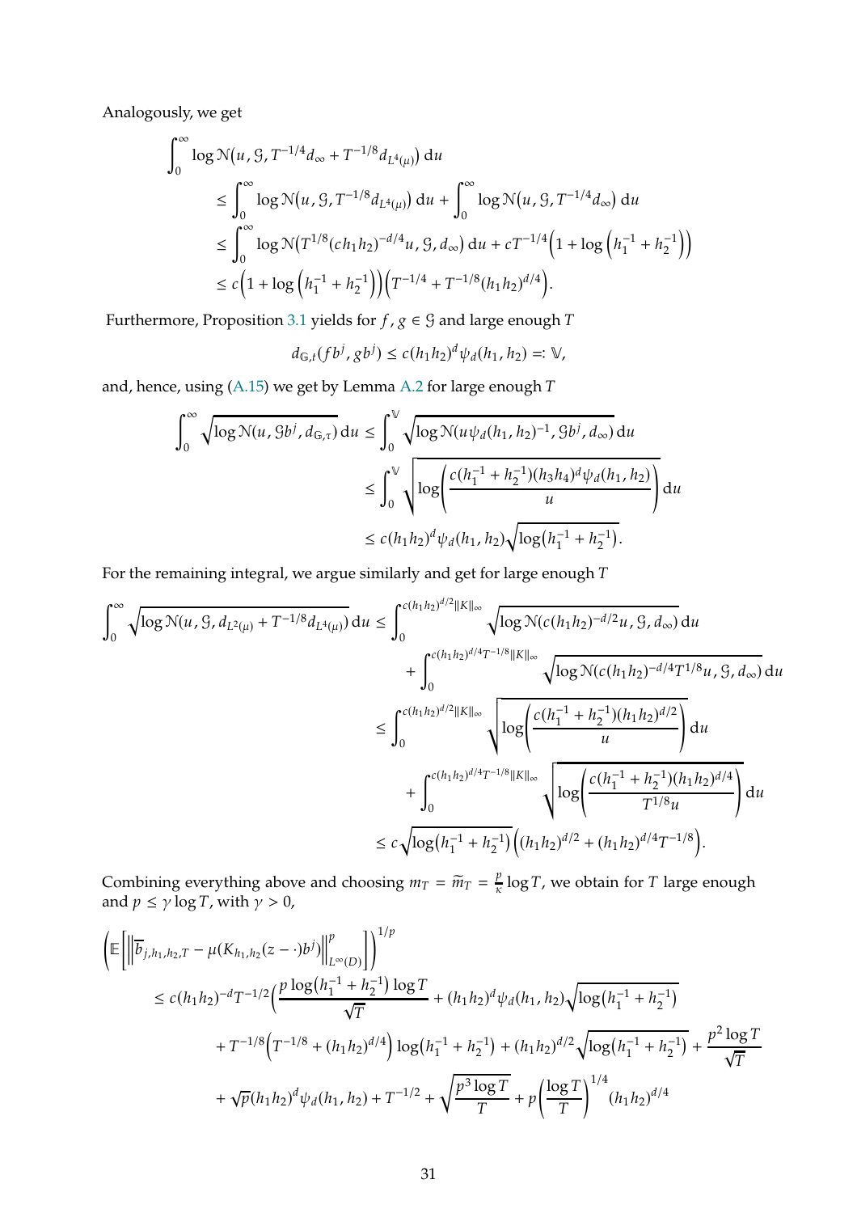Analogously, we get

$$
\begin{aligned}
\int_0^\infty & \log \mathcal{N}\big(u, \mathcal{G}, T^{-1/4} d_\infty + T^{-1/8} d_{L^4(\mu)}\big)\, \mathrm{d}u \\
&\le \int_0^\infty \log \mathcal{N}\big(u, \mathcal{G}, T^{-1/8} d_{L^4(\mu)}\big)\, \mathrm{d}u + \int_0^\infty \log \mathcal{N}\big(u, \mathcal{G}, T^{-1/4} d_\infty\big)\, \mathrm{d}u \\
&\le \int_0^\infty \log \mathcal{N}\big(T^{1/8} (c h_1 h_2)^{-d/4} u, \mathcal{G}, d_\infty\big)\, \mathrm{d}u + c T^{-1/4}\Big(1 + \log\Big(h_1^{-1} + h_2^{-1}\Big)\Big) \\
&\le c\Big(1 + \log\Big(h_1^{-1} + h_2^{-1}\Big)\Big)\Big(T^{-1/4} + T^{-1/8}(h_1 h_2)^{d/4}\Big).
\end{aligned}
$$

Furthermore, Proposition 3.1 yields for $f, g \in \mathcal{G}$ and large enough $T$

$$
d_{\mathbb{G},t}(f b^j, g b^j) \le c (h_1 h_2)^d \psi_d(h_1, h_2) =: \mathbb{V},
$$

and, hence, using (A.15) we get by Lemma A.2 for large enough $T$

$$
\begin{aligned}
\int_0^\infty \sqrt{\log \mathcal{N}(u, \mathcal{G} b^j, d_{\mathbb{G},\tau})}\, \mathrm{d}u &\le \int_0^{\mathbb{V}} \sqrt{\log \mathcal{N}(u \psi_d(h_1, h_2)^{-1}, \mathcal{G} b^j, d_\infty)}\, \mathrm{d}u \\
&\le \int_0^{\mathbb{V}} \sqrt{\log\left(\frac{c(h_1^{-1} + h_2^{-1})(h_3 h_4)^d \psi_d(h_1, h_2)}{u}\right)}\, \mathrm{d}u \\
&\le c (h_1 h_2)^d \psi_d(h_1, h_2) \sqrt{\log\big(h_1^{-1} + h_2^{-1}\big)}.
\end{aligned}
$$

For the remaining integral, we argue similarly and get for large enough $T$

$$
\begin{aligned}
\int_0^\infty \sqrt{\log \mathcal{N}(u, \mathcal{G}, d_{L^2(\mu)} + T^{-1/8} d_{L^4(\mu)})}\, \mathrm{d}u &\le \int_0^{c(h_1 h_2)^{d/2} \|K\|_\infty} \sqrt{\log \mathcal{N}(c(h_1 h_2)^{-d/2} u, \mathcal{G}, d_\infty)}\, \mathrm{d}u \\
&\quad + \int_0^{c(h_1 h_2)^{d/4} T^{-1/8} \|K\|_\infty} \sqrt{\log \mathcal{N}(c(h_1 h_2)^{-d/4} T^{1/8} u, \mathcal{G}, d_\infty)}\, \mathrm{d}u \\
&\le \int_0^{c(h_1 h_2)^{d/2} \|K\|_\infty} \sqrt{\log\left(\frac{c(h_1^{-1} + h_2^{-1})(h_1 h_2)^{d/2}}{u}\right)}\, \mathrm{d}u \\
&\quad + \int_0^{c(h_1 h_2)^{d/4} T^{-1/8} \|K\|_\infty} \sqrt{\log\left(\frac{c(h_1^{-1} + h_2^{-1})(h_1 h_2)^{d/4}}{T^{1/8} u}\right)}\, \mathrm{d}u \\
&\le c \sqrt{\log\big(h_1^{-1} + h_2^{-1}\big)}\Big((h_1 h_2)^{d/2} + (h_1 h_2)^{d/4} T^{-1/8}\Big).
\end{aligned}
$$

Combining everything above and choosing $m_T = \widetilde{m}_T = \frac{p}{\kappa} \log T$, we obtain for $T$ large enough and $p \le \gamma \log T$, with $\gamma > 0$,

$$
\begin{aligned}
\Bigg(\mathbb{E}\Bigg[\Big\| \overline{b}_{j,h_1,h_2,T} &- \mu(K_{h_1,h_2}(z - \cdot) b^j)\Big\|_{L^\infty(D)}^p\Bigg]\Bigg)^{1/p} \\
&\le c (h_1 h_2)^{-d} T^{-1/2}\Big(\frac{p \log\big(h_1^{-1} + h_2^{-1}\big) \log T}{\sqrt{T}} + (h_1 h_2)^d \psi_d(h_1, h_2) \sqrt{\log\big(h_1^{-1} + h_2^{-1}\big)} \\
&\quad + T^{-1/8}\Big(T^{-1/8} + (h_1 h_2)^{d/4}\Big) \log\big(h_1^{-1} + h_2^{-1}\big) + (h_1 h_2)^{d/2} \sqrt{\log\big(h_1^{-1} + h_2^{-1}\big)} + \frac{p^2 \log T}{\sqrt{T}} \\
&\quad + \sqrt{p} (h_1 h_2)^d \psi_d(h_1, h_2) + T^{-1/2} + \sqrt{\frac{p^3 \log T}{T}} + p\left(\frac{\log T}{T}\right)^{1/4} (h_1 h_2)^{d/4}
\end{aligned}
$$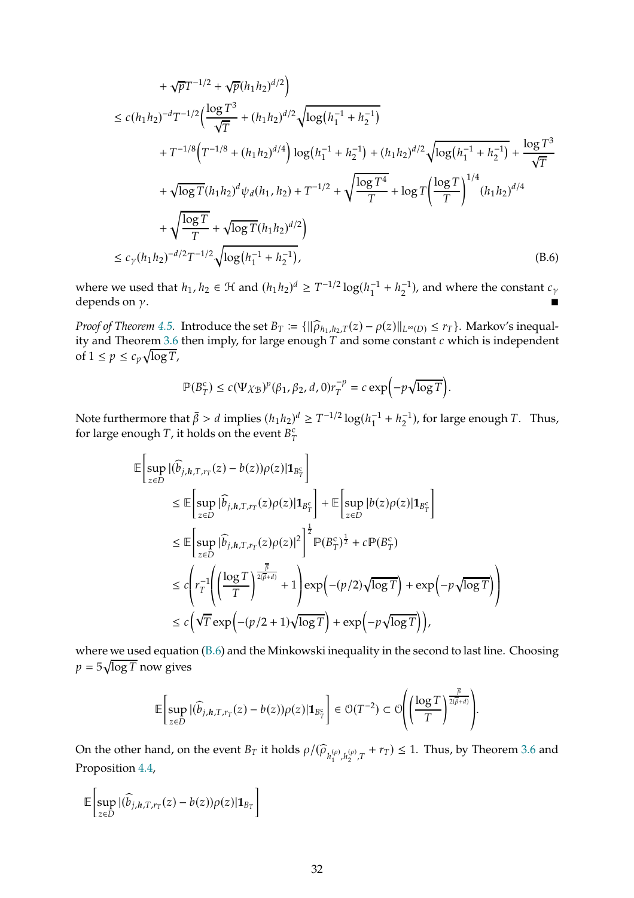$$
\begin{aligned}
&\quad + \sqrt{p}T^{-1/2} + \sqrt{p}(h_1h_2)^{d/2}\Big) \\
&\le c(h_1h_2)^{-d}T^{-1/2}\Big(\frac{\log T^3}{\sqrt{T}} + (h_1h_2)^{d/2}\sqrt{\log\big(h_1^{-1}+h_2^{-1}\big)} \\
&\quad + T^{-1/8}\Big(T^{-1/8} + (h_1h_2)^{d/4}\Big)\log\big(h_1^{-1}+h_2^{-1}\big) + (h_1h_2)^{d/2}\sqrt{\log\big(h_1^{-1}+h_2^{-1}\big)} + \frac{\log T^3}{\sqrt{T}} \\
&\quad + \sqrt{\log T}(h_1h_2)^d\psi_d(h_1,h_2) + T^{-1/2} + \sqrt{\frac{\log T^4}{T}} + \log T\Big(\frac{\log T}{T}\Big)^{1/4}(h_1h_2)^{d/4} \\
&\quad + \sqrt{\frac{\log T}{T}} + \sqrt{\log T}(h_1h_2)^{d/2}\Big) \\
&\le c_\gamma(h_1h_2)^{-d/2}T^{-1/2}\sqrt{\log\big(h_1^{-1}+h_2^{-1}\big)},
\end{aligned}
\tag{B.6}
$$

where we used that $h_1, h_2 \in \mathcal{H}$ and $(h_1h_2)^d \ge T^{-1/2}\log(h_1^{-1}+h_2^{-1})$, and where the constant $c_\gamma$ depends on $\gamma$. ∎

*Proof of Theorem 4.5.* Introduce the set $B_T := \{\|\widehat{\rho}_{h_1,h_2,T}(z) - \rho(z)\|_{L^\infty(D)} \le r_T\}$. Markov's inequality and Theorem 3.6 then imply, for large enough $T$ and some constant $c$ which is independent of $1 \le p \le c_p\sqrt{\log T}$,

$$
\mathbb{P}(B_T^c) \le c(\Psi\chi_{\mathcal{B}})^p(\beta_1,\beta_2,d,0)r_T^{-p} = c\exp\Big(-p\sqrt{\log T}\Big).
$$

Note furthermore that $\bar{\beta} > d$ implies $(h_1h_2)^d \ge T^{-1/2}\log(h_1^{-1}+h_2^{-1})$, for large enough $T$. Thus, for large enough $T$, it holds on the event $B_T^c$

$$
\begin{aligned}
&\mathbb{E}\Big[\sup_{z\in D}|(\widehat{b}_{j,\boldsymbol{h},T,r_T}(z) - b(z))\rho(z)|\mathbf{1}_{B_T^c}\Big] \\
&\quad\le \mathbb{E}\Big[\sup_{z\in D}|\widehat{b}_{j,\boldsymbol{h},T,r_T}(z)\rho(z)|\mathbf{1}_{B_T^c}\Big] + \mathbb{E}\Big[\sup_{z\in D}|b(z)\rho(z)|\mathbf{1}_{B_T^c}\Big] \\
&\quad\le \mathbb{E}\Big[\sup_{z\in D}|\widehat{b}_{j,\boldsymbol{h},T,r_T}(z)\rho(z)|^2\Big]^{\frac{1}{2}}\mathbb{P}(B_T^c)^{\frac{1}{2}} + c\,\mathbb{P}(B_T^c) \\
&\quad\le c\left(r_T^{-1}\left(\Big(\frac{\log T}{T}\Big)^{\frac{\bar{\beta}}{2(\bar{\beta}+d)}} + 1\right)\exp\Big(-(p/2)\sqrt{\log T}\Big) + \exp\Big(-p\sqrt{\log T}\Big)\right) \\
&\quad\le c\Big(\sqrt{T}\exp\Big(-(p/2+1)\sqrt{\log T}\Big) + \exp\Big(-p\sqrt{\log T}\Big)\Big),
\end{aligned}
$$

where we used equation (B.6) and the Minkowski inequality in the second to last line. Choosing $p = 5\sqrt{\log T}$ now gives

$$
\mathbb{E}\Big[\sup_{z\in D}|(\widehat{b}_{j,\boldsymbol{h},T,r_T}(z) - b(z))\rho(z)|\mathbf{1}_{B_T^c}\Big] \in \mathcal{O}(T^{-2}) \subset \mathcal{O}\left(\Big(\frac{\log T}{T}\Big)^{\frac{\bar{\beta}}{2(\bar{\beta}+d)}}\right).
$$

On the other hand, on the event $B_T$ it holds $\rho/(\widehat{\rho}_{h_1^{(\rho)},h_2^{(\rho)},T} + r_T) \le 1$. Thus, by Theorem 3.6 and Proposition 4.4,

$$
\mathbb{E}\Big[\sup_{z\in D}|(\widehat{b}_{j,\boldsymbol{h},T,r_T}(z) - b(z))\rho(z)|\mathbf{1}_{B_T}\Big]
$$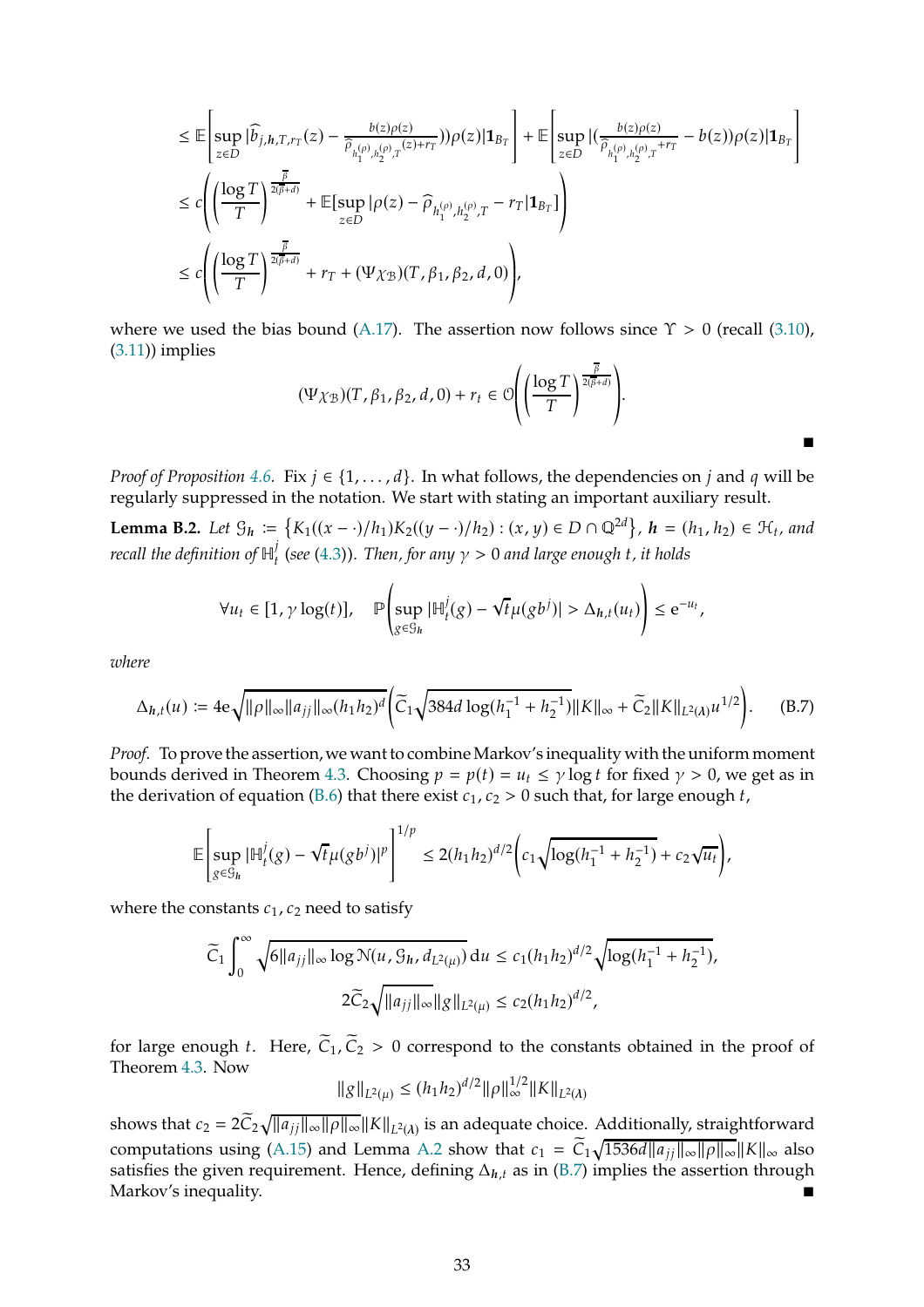$$
\begin{aligned}
&\leq \mathbb{E}\left[\sup_{z\in D}|\widehat{b}_{j,\boldsymbol{h},T,r_T}(z) - \tfrac{b(z)\rho(z)}{\widehat{\rho}_{h_1^{(\rho)},h_2^{(\rho)},T}(z)+r_T})\rho(z)|\mathbf{1}_{B_T}\right] + \mathbb{E}\left[\sup_{z\in D}|(\tfrac{b(z)\rho(z)}{\widehat{\rho}_{h_1^{(\rho)},h_2^{(\rho)},T}+r_T} - b(z))\rho(z)|\mathbf{1}_{B_T}\right] \\
&\leq c\left(\left(\frac{\log T}{T}\right)^{\frac{\overline{\beta}}{2(\overline{\beta}+d)}} + \mathbb{E}[\sup_{z\in D}|\rho(z) - \widehat{\rho}_{h_1^{(\rho)},h_2^{(\rho)},T} - r_T|\mathbf{1}_{B_T}]\right) \\
&\leq c\left(\left(\frac{\log T}{T}\right)^{\frac{\overline{\beta}}{2(\overline{\beta}+d)}} + r_T + (\Psi\chi_{\mathcal{B}})(T,\beta_1,\beta_2,d,0)\right),
\end{aligned}
$$

where we used the bias bound (A.17). The assertion now follows since $\Upsilon > 0$ (recall (3.10), (3.11)) implies

$$
(\Psi\chi_{\mathcal{B}})(T,\beta_1,\beta_2,d,0) + r_t \in \mathcal{O}\left(\left(\frac{\log T}{T}\right)^{\frac{\overline{\beta}}{2(\overline{\beta}+d)}}\right).
$$

■

*Proof of Proposition 4.6.* Fix $j \in \{1,\ldots,d\}$. In what follows, the dependencies on $j$ and $q$ will be regularly suppressed in the notation. We start with stating an important auxiliary result.

**Lemma B.2.** *Let* $\mathcal{G}_{\boldsymbol{h}} := \{K_1((x-\cdot)/h_1)K_2((y-\cdot)/h_2) : (x,y) \in D \cap \mathbb{Q}^{2d}\}$, $\boldsymbol{h} = (h_1,h_2) \in \mathcal{H}_t$, *and recall the definition of* $\mathbb{H}_t^j$ *(see (4.3)). Then, for any* $\gamma > 0$ *and large enough* $t$, *it holds*

$$
\forall u_t \in [1,\gamma\log(t)], \quad \mathbb{P}\left(\sup_{g\in\mathcal{G}_{\boldsymbol{h}}}|\mathbb{H}_t^j(g) - \sqrt{t}\mu(gb^j)| > \Delta_{\boldsymbol{h},t}(u_t)\right) \leq \mathrm{e}^{-u_t},
$$

*where*

$$
\Delta_{\boldsymbol{h},t}(u) := 4\mathrm{e}\sqrt{\|\rho\|_\infty\|a_{jj}\|_\infty(h_1h_2)^d}\left(\widetilde{C}_1\sqrt{384d\log(h_1^{-1}+h_2^{-1})}\|K\|_\infty + \widetilde{C}_2\|K\|_{L^2(\boldsymbol{\lambda})}u^{1/2}\right). \tag{B.7}
$$

*Proof.* To prove the assertion, we want to combine Markov's inequality with the uniform moment bounds derived in Theorem 4.3. Choosing $p = p(t) = u_t \leq \gamma\log t$ for fixed $\gamma > 0$, we get as in the derivation of equation (B.6) that there exist $c_1, c_2 > 0$ such that, for large enough $t$,

$$
\mathbb{E}\left[\sup_{g\in\mathcal{G}_{\boldsymbol{h}}}|\mathbb{H}_t^j(g) - \sqrt{t}\mu(gb^j)|^p\right]^{1/p} \leq 2(h_1h_2)^{d/2}\left(c_1\sqrt{\log(h_1^{-1}+h_2^{-1})} + c_2\sqrt{u_t}\right),
$$

where the constants $c_1, c_2$ need to satisfy

$$
\widetilde{C}_1\int_0^\infty\sqrt{6\|a_{jj}\|_\infty\log\mathcal{N}(u,\mathcal{G}_{\boldsymbol{h}},d_{L^2(\mu)})}\,\mathrm{d}u \leq c_1(h_1h_2)^{d/2}\sqrt{\log(h_1^{-1}+h_2^{-1})},
$$
$$
2\widetilde{C}_2\sqrt{\|a_{jj}\|_\infty}\|g\|_{L^2(\mu)} \leq c_2(h_1h_2)^{d/2},
$$

for large enough $t$. Here, $\widetilde{C}_1, \widetilde{C}_2 > 0$ correspond to the constants obtained in the proof of Theorem 4.3. Now

$$
\|g\|_{L^2(\mu)} \leq (h_1h_2)^{d/2}\|\rho\|_\infty^{1/2}\|K\|_{L^2(\boldsymbol{\lambda})}
$$

shows that $c_2 = 2\widetilde{C}_2\sqrt{\|a_{jj}\|_\infty\|\rho\|_\infty}\|K\|_{L^2(\boldsymbol{\lambda})}$ is an adequate choice. Additionally, straightforward computations using (A.15) and Lemma A.2 show that $c_1 = \widetilde{C}_1\sqrt{1536d\|a_{jj}\|_\infty\|\rho\|_\infty}\|K\|_\infty$ also satisfies the given requirement. Hence, defining $\Delta_{\boldsymbol{h},t}$ as in (B.7) implies the assertion through Markov's inequality. ■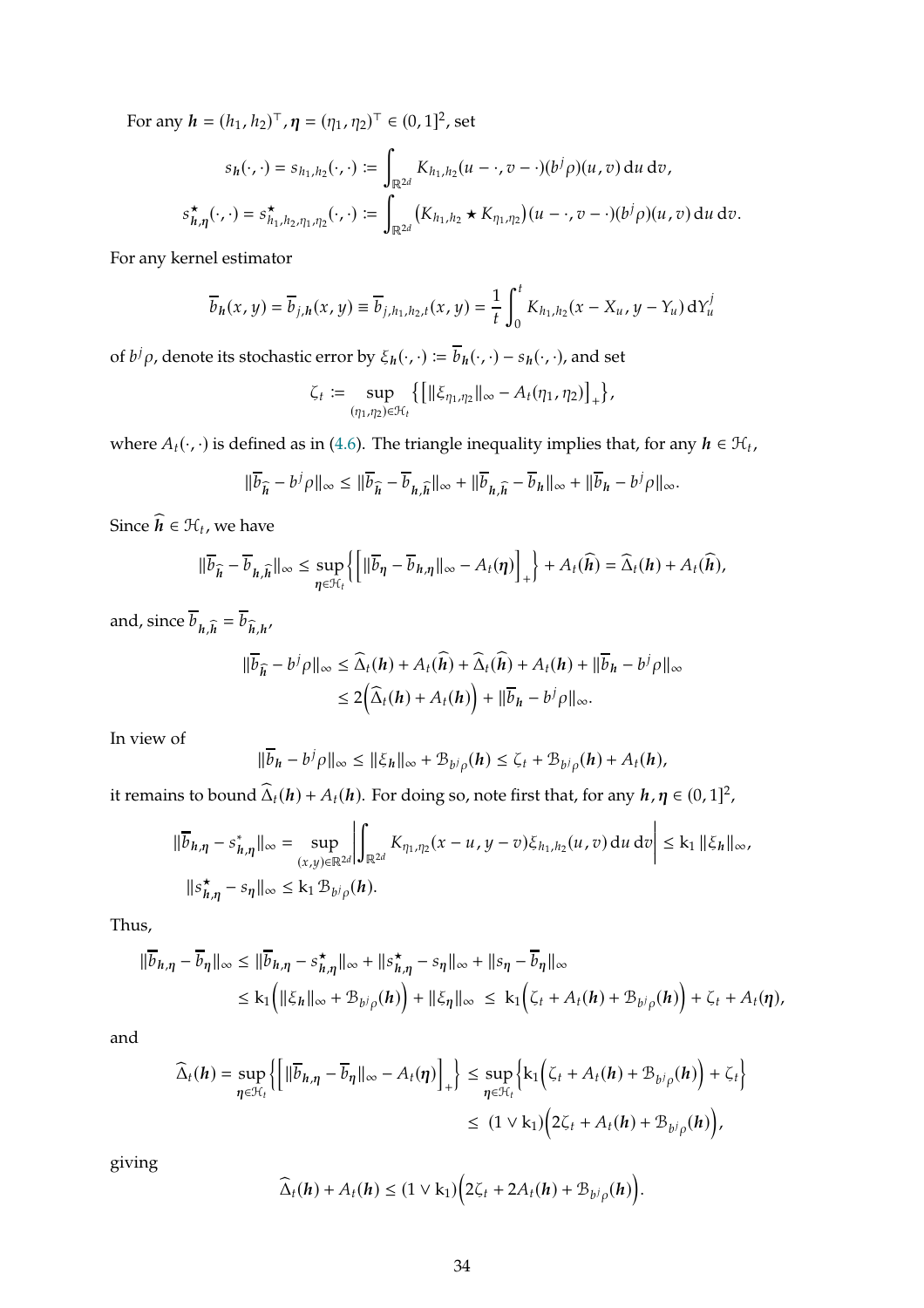For any $\boldsymbol{h} = (h_1, h_2)^\top, \boldsymbol{\eta} = (\eta_1, \eta_2)^\top \in (0,1]^2$, set

$$s_{\boldsymbol{h}}(\cdot,\cdot) = s_{h_1,h_2}(\cdot,\cdot) := \int_{\mathbb{R}^{2d}} K_{h_1,h_2}(u-\cdot, v-\cdot)(b^j\rho)(u,v)\,\mathrm{d}u\,\mathrm{d}v,$$

$$s^\star_{\boldsymbol{h},\boldsymbol{\eta}}(\cdot,\cdot) = s^\star_{h_1,h_2,\eta_1,\eta_2}(\cdot,\cdot) := \int_{\mathbb{R}^{2d}} \big(K_{h_1,h_2} \star K_{\eta_1,\eta_2}\big)(u-\cdot, v-\cdot)(b^j\rho)(u,v)\,\mathrm{d}u\,\mathrm{d}v.$$

For any kernel estimator

$$\overline{b}_{\boldsymbol{h}}(x,y) = \overline{b}_{j,\boldsymbol{h}}(x,y) \equiv \overline{b}_{j,h_1,h_2,t}(x,y) = \frac{1}{t}\int_0^t K_{h_1,h_2}(x - X_u, y - Y_u)\,\mathrm{d}Y_u^j$$

of $b^j\rho$, denote its stochastic error by $\xi_{\boldsymbol{h}}(\cdot,\cdot) := \overline{b}_{\boldsymbol{h}}(\cdot,\cdot) - s_{\boldsymbol{h}}(\cdot,\cdot)$, and set

$$\zeta_t := \sup_{(\eta_1,\eta_2)\in\mathcal{H}_t} \big\{\big[\|\xi_{\eta_1,\eta_2}\|_\infty - A_t(\eta_1,\eta_2)\big]_+\big\},$$

where $A_t(\cdot,\cdot)$ is defined as in (4.6). The triangle inequality implies that, for any $\boldsymbol{h} \in \mathcal{H}_t$,

$$\|\overline{b}_{\widehat{\boldsymbol{h}}} - b^j\rho\|_\infty \le \|\overline{b}_{\widehat{\boldsymbol{h}}} - \overline{b}_{\boldsymbol{h},\widehat{\boldsymbol{h}}}\|_\infty + \|\overline{b}_{\boldsymbol{h},\widehat{\boldsymbol{h}}} - \overline{b}_{\boldsymbol{h}}\|_\infty + \|\overline{b}_{\boldsymbol{h}} - b^j\rho\|_\infty.$$

Since $\widehat{\boldsymbol{h}} \in \mathcal{H}_t$, we have

$$\|\overline{b}_{\widehat{\boldsymbol{h}}} - \overline{b}_{\boldsymbol{h},\widehat{\boldsymbol{h}}}\|_\infty \le \sup_{\boldsymbol{\eta}\in\mathcal{H}_t}\Big\{\Big[\|\overline{b}_{\boldsymbol{\eta}} - \overline{b}_{\boldsymbol{h},\boldsymbol{\eta}}\|_\infty - A_t(\boldsymbol{\eta})\Big]_+\Big\} + A_t(\widehat{\boldsymbol{h}}) = \widehat{\Delta}_t(\boldsymbol{h}) + A_t(\widehat{\boldsymbol{h}}),$$

and, since $\overline{b}_{\boldsymbol{h},\widehat{\boldsymbol{h}}} = \overline{b}_{\widehat{\boldsymbol{h}},\boldsymbol{h}}$,

$$\begin{aligned}
\|\overline{b}_{\widehat{\boldsymbol{h}}} - b^j\rho\|_\infty &\le \widehat{\Delta}_t(\boldsymbol{h}) + A_t(\widehat{\boldsymbol{h}}) + \widehat{\Delta}_t(\widehat{\boldsymbol{h}}) + A_t(\boldsymbol{h}) + \|\overline{b}_{\boldsymbol{h}} - b^j\rho\|_\infty \\
&\le 2\Big(\widehat{\Delta}_t(\boldsymbol{h}) + A_t(\boldsymbol{h})\Big) + \|\overline{b}_{\boldsymbol{h}} - b^j\rho\|_\infty.
\end{aligned}$$

In view of

$$\|\overline{b}_{\boldsymbol{h}} - b^j\rho\|_\infty \le \|\xi_{\boldsymbol{h}}\|_\infty + \mathcal{B}_{b^j\rho}(\boldsymbol{h}) \le \zeta_t + \mathcal{B}_{b^j\rho}(\boldsymbol{h}) + A_t(\boldsymbol{h}),$$

it remains to bound $\widehat{\Delta}_t(\boldsymbol{h}) + A_t(\boldsymbol{h})$. For doing so, note first that, for any $\boldsymbol{h},\boldsymbol{\eta} \in (0,1]^2$,

$$\begin{aligned}
\|\overline{b}_{\boldsymbol{h},\boldsymbol{\eta}} - s^*_{\boldsymbol{h},\boldsymbol{\eta}}\|_\infty &= \sup_{(x,y)\in\mathbb{R}^{2d}}\left|\int_{\mathbb{R}^{2d}} K_{\eta_1,\eta_2}(x-u, y-v)\xi_{h_1,h_2}(u,v)\,\mathrm{d}u\,\mathrm{d}v\right| \le \mathrm{k}_1\,\|\xi_{\boldsymbol{h}}\|_\infty, \\
\|s^\star_{\boldsymbol{h},\boldsymbol{\eta}} - s_{\boldsymbol{\eta}}\|_\infty &\le \mathrm{k}_1\,\mathcal{B}_{b^j\rho}(\boldsymbol{h}).
\end{aligned}$$

Thus,

$$\begin{aligned}
\|\overline{b}_{\boldsymbol{h},\boldsymbol{\eta}} - \overline{b}_{\boldsymbol{\eta}}\|_\infty &\le \|\overline{b}_{\boldsymbol{h},\boldsymbol{\eta}} - s^\star_{\boldsymbol{h},\boldsymbol{\eta}}\|_\infty + \|s^\star_{\boldsymbol{h},\boldsymbol{\eta}} - s_{\boldsymbol{\eta}}\|_\infty + \|s_{\boldsymbol{\eta}} - \overline{b}_{\boldsymbol{\eta}}\|_\infty \\
&\le \mathrm{k}_1\Big(\|\xi_{\boldsymbol{h}}\|_\infty + \mathcal{B}_{b^j\rho}(\boldsymbol{h})\Big) + \|\xi_{\boldsymbol{\eta}}\|_\infty \;\le\; \mathrm{k}_1\Big(\zeta_t + A_t(\boldsymbol{h}) + \mathcal{B}_{b^j\rho}(\boldsymbol{h})\Big) + \zeta_t + A_t(\boldsymbol{\eta}),
\end{aligned}$$

and

$$\begin{aligned}
\widehat{\Delta}_t(\boldsymbol{h}) = \sup_{\boldsymbol{\eta}\in\mathcal{H}_t}\Big\{\Big[\|\overline{b}_{\boldsymbol{h},\boldsymbol{\eta}} - \overline{b}_{\boldsymbol{\eta}}\|_\infty - A_t(\boldsymbol{\eta})\Big]_+\Big\} &\le \sup_{\boldsymbol{\eta}\in\mathcal{H}_t}\Big\{\mathrm{k}_1\Big(\zeta_t + A_t(\boldsymbol{h}) + \mathcal{B}_{b^j\rho}(\boldsymbol{h})\Big) + \zeta_t\Big\} \\
&\le\; (1\vee \mathrm{k}_1)\Big(2\zeta_t + A_t(\boldsymbol{h}) + \mathcal{B}_{b^j\rho}(\boldsymbol{h})\Big),
\end{aligned}$$

giving

$$\widehat{\Delta}_t(\boldsymbol{h}) + A_t(\boldsymbol{h}) \le (1\vee \mathrm{k}_1)\Big(2\zeta_t + 2A_t(\boldsymbol{h}) + \mathcal{B}_{b^j\rho}(\boldsymbol{h})\Big).$$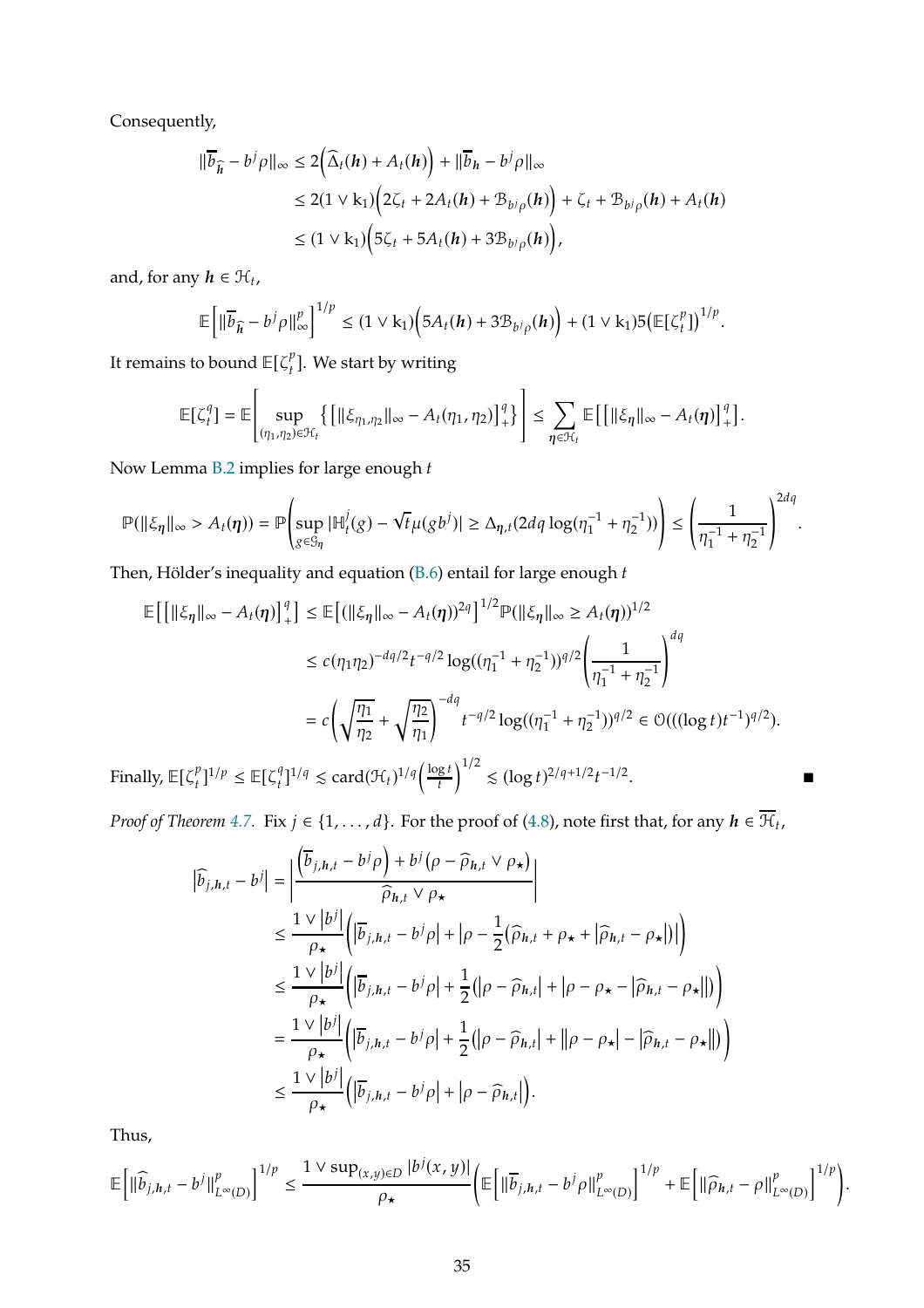Consequently,

$$
\begin{aligned}
\|\overline{b}_{\widehat{\boldsymbol{h}}} - b^j\rho\|_\infty &\le 2\Big(\widehat{\Delta}_t(\boldsymbol{h}) + A_t(\boldsymbol{h})\Big) + \|\overline{b}_{\boldsymbol{h}} - b^j\rho\|_\infty \\
&\le 2(1\vee \mathrm{k}_1)\Big(2\zeta_t + 2A_t(\boldsymbol{h}) + \mathcal{B}_{b^j\rho}(\boldsymbol{h})\Big) + \zeta_t + \mathcal{B}_{b^j\rho}(\boldsymbol{h}) + A_t(\boldsymbol{h}) \\
&\le (1\vee \mathrm{k}_1)\Big(5\zeta_t + 5A_t(\boldsymbol{h}) + 3\mathcal{B}_{b^j\rho}(\boldsymbol{h})\Big),
\end{aligned}
$$

and, for any $\boldsymbol{h} \in \mathcal{H}_t$,

$$
\mathbb{E}\Big[\|\overline{b}_{\widehat{\boldsymbol{h}}} - b^j\rho\|_\infty^p\Big]^{1/p} \le (1\vee \mathrm{k}_1)\Big(5A_t(\boldsymbol{h}) + 3\mathcal{B}_{b^j\rho}(\boldsymbol{h})\Big) + (1\vee \mathrm{k}_1)5\big(\mathbb{E}[\zeta_t^p]\big)^{1/p}.
$$

It remains to bound $\mathbb{E}[\zeta_t^p]$. We start by writing

$$
\mathbb{E}[\zeta_t^q] = \mathbb{E}\left[\sup_{(\eta_1,\eta_2)\in\mathcal{H}_t}\big\{\big[\|\xi_{\eta_1,\eta_2}\|_\infty - A_t(\eta_1,\eta_2)\big]_+^q\big\}\right] \le \sum_{\boldsymbol{\eta}\in\mathcal{H}_t}\mathbb{E}\big[\big[\|\xi_{\boldsymbol{\eta}}\|_\infty - A_t(\boldsymbol{\eta})\big]_+^q\big].
$$

Now Lemma B.2 implies for large enough $t$

$$
\mathbb{P}(\|\xi_{\boldsymbol{\eta}}\|_\infty > A_t(\boldsymbol{\eta})) = \mathbb{P}\left(\sup_{g\in\mathcal{G}_{\boldsymbol{\eta}}}|\mathbb{H}_t^j(g) - \sqrt{t}\mu(gb^j)| \ge \Delta_{\boldsymbol{\eta},t}(2dq\log(\eta_1^{-1}+\eta_2^{-1}))\right) \le \left(\frac{1}{\eta_1^{-1}+\eta_2^{-1}}\right)^{2dq}.
$$

Then, Hölder's inequality and equation (B.6) entail for large enough $t$

$$
\begin{aligned}
\mathbb{E}\big[\big[\|\xi_{\boldsymbol{\eta}}\|_\infty - A_t(\boldsymbol{\eta})\big]_+^q\big] &\le \mathbb{E}\big[(\|\xi_{\boldsymbol{\eta}}\|_\infty - A_t(\boldsymbol{\eta}))^{2q}\big]^{1/2}\mathbb{P}(\|\xi_{\boldsymbol{\eta}}\|_\infty \ge A_t(\boldsymbol{\eta}))^{1/2} \\
&\le c(\eta_1\eta_2)^{-dq/2}t^{-q/2}\log((\eta_1^{-1}+\eta_2^{-1}))^{q/2}\left(\frac{1}{\eta_1^{-1}+\eta_2^{-1}}\right)^{dq} \\
&= c\left(\sqrt{\frac{\eta_1}{\eta_2}} + \sqrt{\frac{\eta_2}{\eta_1}}\right)^{-dq} t^{-q/2}\log((\eta_1^{-1}+\eta_2^{-1}))^{q/2} \in \mathcal{O}(((\log t)t^{-1})^{q/2}).
\end{aligned}
$$

Finally, $\mathbb{E}[\zeta_t^p]^{1/p} \le \mathbb{E}[\zeta_t^q]^{1/q} \lesssim \operatorname{card}(\mathcal{H}_t)^{1/q}\left(\frac{\log t}{t}\right)^{1/2} \lesssim (\log t)^{2/q+1/2}t^{-1/2}$. ■

*Proof of Theorem 4.7.* Fix $j \in \{1,\ldots,d\}$. For the proof of (4.8), note first that, for any $\boldsymbol{h} \in \overline{\mathcal{H}}_t$,

$$
\begin{aligned}
\big|\widehat{b}_{j,\boldsymbol{h},t} - b^j\big| &= \left|\frac{\Big(\overline{b}_{j,\boldsymbol{h},t} - b^j\rho\Big) + b^j\big(\rho - \widehat{\rho}_{\boldsymbol{h},t}\vee\rho_\star\big)}{\widehat{\rho}_{\boldsymbol{h},t}\vee\rho_\star}\right| \\
&\le \frac{1\vee|b^j|}{\rho_\star}\Big(\big|\overline{b}_{j,\boldsymbol{h},t} - b^j\rho\big| + \Big|\rho - \frac{1}{2}\big(\widehat{\rho}_{\boldsymbol{h},t} + \rho_\star + \big|\widehat{\rho}_{\boldsymbol{h},t} - \rho_\star\big|\big)\Big|\Big) \\
&\le \frac{1\vee|b^j|}{\rho_\star}\Big(\big|\overline{b}_{j,\boldsymbol{h},t} - b^j\rho\big| + \frac{1}{2}\big(\big|\rho - \widehat{\rho}_{\boldsymbol{h},t}\big| + \big|\rho - \rho_\star - \big|\widehat{\rho}_{\boldsymbol{h},t} - \rho_\star\big|\big|\big)\Big) \\
&= \frac{1\vee|b^j|}{\rho_\star}\Big(\big|\overline{b}_{j,\boldsymbol{h},t} - b^j\rho\big| + \frac{1}{2}\big(\big|\rho - \widehat{\rho}_{\boldsymbol{h},t}\big| + \big|\big|\rho - \rho_\star\big| - \big|\widehat{\rho}_{\boldsymbol{h},t} - \rho_\star\big|\big|\big)\Big) \\
&\le \frac{1\vee|b^j|}{\rho_\star}\Big(\big|\overline{b}_{j,\boldsymbol{h},t} - b^j\rho\big| + \big|\rho - \widehat{\rho}_{\boldsymbol{h},t}\big|\Big).
\end{aligned}
$$

Thus,

$$
\mathbb{E}\Big[\|\widehat{b}_{j,\boldsymbol{h},t} - b^j\|_{L^\infty(D)}^p\Big]^{1/p} \le \frac{1\vee\sup_{(x,y)\in D}|b^j(x,y)|}{\rho_\star}\left(\mathbb{E}\Big[\|\overline{b}_{j,\boldsymbol{h},t} - b^j\rho\|_{L^\infty(D)}^p\Big]^{1/p} + \mathbb{E}\Big[\|\widehat{\rho}_{\boldsymbol{h},t} - \rho\|_{L^\infty(D)}^p\Big]^{1/p}\right).
$$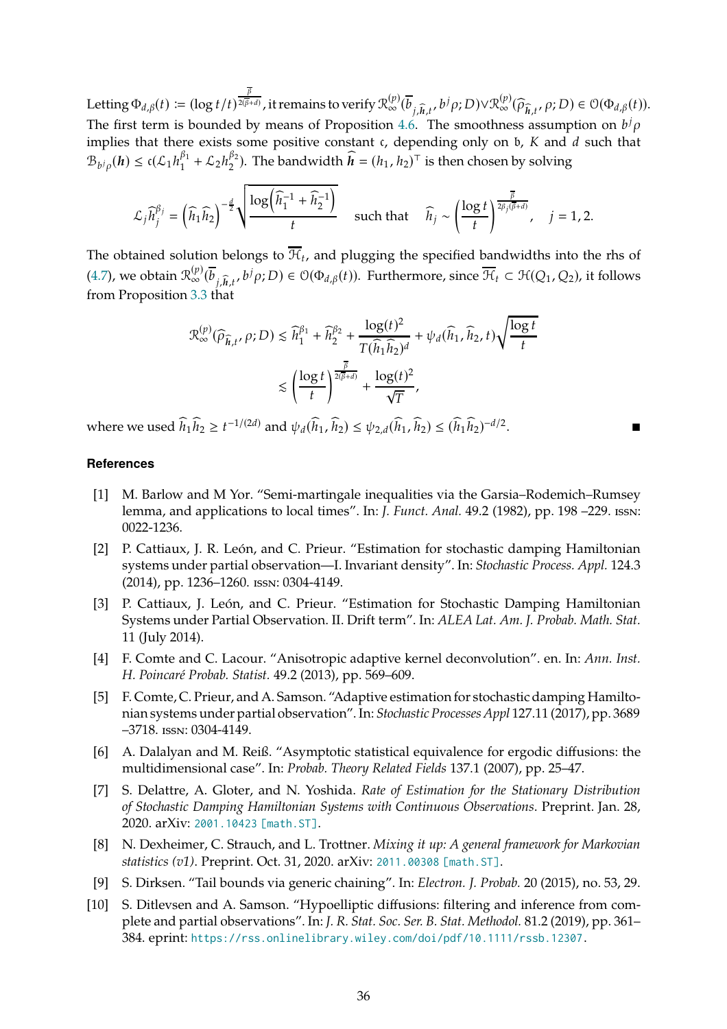Letting $\Phi_{d,\beta}(t) := (\log t/t)^{\frac{\overline{\beta}}{2(\overline{\beta}+d)}}$, it remains to verify $\mathcal{R}_\infty^{(p)}(\overline{b}_{j,\widehat{\boldsymbol{h}},t}, b^j\rho; D) \vee \mathcal{R}_\infty^{(p)}(\widehat{\rho}_{\widehat{\boldsymbol{h}},t}, \rho; D) \in \mathcal{O}(\Phi_{d,\beta}(t))$. The first term is bounded by means of Proposition 4.6. The smoothness assumption on $b^j\rho$ implies that there exists some positive constant $\mathfrak{c}$, depending only on $\mathfrak{b}$, $K$ and $d$ such that $\mathcal{B}_{b^j\rho}(\boldsymbol{h}) \leq \mathfrak{c}(\mathcal{L}_1 h_1^{\beta_1} + \mathcal{L}_2 h_2^{\beta_2})$. The bandwidth $\widehat{\boldsymbol{h}} = (h_1, h_2)^\top$ is then chosen by solving

$$\mathcal{L}_j \widehat{h}_j^{\beta_j} = \left(\widehat{h}_1 \widehat{h}_2\right)^{-\frac{d}{2}} \sqrt{\frac{\log\left(\widehat{h}_1^{-1} + \widehat{h}_2^{-1}\right)}{t}} \quad \text{such that} \quad \widehat{h}_j \sim \left(\frac{\log t}{t}\right)^{\frac{\overline{\beta}}{2\beta_j(\overline{\beta}+d)}}, \quad j = 1, 2.$$

The obtained solution belongs to $\overline{\mathcal{H}}_t$, and plugging the specified bandwidths into the rhs of (4.7), we obtain $\mathcal{R}_\infty^{(p)}(\overline{b}_{j,\widehat{\boldsymbol{h}},t}, b^j\rho; D) \in \mathcal{O}(\Phi_{d,\beta}(t))$. Furthermore, since $\overline{\mathcal{H}}_t \subset \mathcal{H}(Q_1, Q_2)$, it follows from Proposition 3.3 that

$$\begin{aligned}
\mathcal{R}_\infty^{(p)}(\widehat{\rho}_{\widehat{\boldsymbol{h}},t}, \rho; D) &\lesssim \widehat{h}_1^{\beta_1} + \widehat{h}_2^{\beta_2} + \frac{\log(t)^2}{T(\widehat{h}_1\widehat{h}_2)^d} + \psi_d(\widehat{h}_1, \widehat{h}_2, t)\sqrt{\frac{\log t}{t}} \\
&\lesssim \left(\frac{\log t}{t}\right)^{\frac{\overline{\beta}}{2(\overline{\beta}+d)}} + \frac{\log(t)^2}{\sqrt{T}},
\end{aligned}$$

where we used $\widehat{h}_1\widehat{h}_2 \geq t^{-1/(2d)}$ and $\psi_d(\widehat{h}_1, \widehat{h}_2) \leq \psi_{2,d}(\widehat{h}_1, \widehat{h}_2) \leq (\widehat{h}_1\widehat{h}_2)^{-d/2}$. ∎

## References

[1] M. Barlow and M Yor. "Semi-martingale inequalities via the Garsia–Rodemich–Rumsey lemma, and applications to local times". In: *J. Funct. Anal.* 49.2 (1982), pp. 198 –229. ISSN: 0022-1236.

[2] P. Cattiaux, J. R. León, and C. Prieur. "Estimation for stochastic damping Hamiltonian systems under partial observation—I. Invariant density". In: *Stochastic Process. Appl.* 124.3 (2014), pp. 1236–1260. ISSN: 0304-4149.

[3] P. Cattiaux, J. León, and C. Prieur. "Estimation for Stochastic Damping Hamiltonian Systems under Partial Observation. II. Drift term". In: *ALEA Lat. Am. J. Probab. Math. Stat.* 11 (July 2014).

[4] F. Comte and C. Lacour. "Anisotropic adaptive kernel deconvolution". en. In: *Ann. Inst. H. Poincaré Probab. Statist.* 49.2 (2013), pp. 569–609.

[5] F. Comte, C. Prieur, and A. Samson. "Adaptive estimation for stochastic damping Hamiltonian systems under partial observation". In: *Stochastic Processes Appl* 127.11 (2017), pp. 3689 –3718. ISSN: 0304-4149.

[6] A. Dalalyan and M. Reiß. "Asymptotic statistical equivalence for ergodic diffusions: the multidimensional case". In: *Probab. Theory Related Fields* 137.1 (2007), pp. 25–47.

[7] S. Delattre, A. Gloter, and N. Yoshida. *Rate of Estimation for the Stationary Distribution of Stochastic Damping Hamiltonian Systems with Continuous Observations*. Preprint. Jan. 28, 2020. arXiv: 2001.10423 [math.ST].

[8] N. Dexheimer, C. Strauch, and L. Trottner. *Mixing it up: A general framework for Markovian statistics (v1)*. Preprint. Oct. 31, 2020. arXiv: 2011.00308 [math.ST].

[9] S. Dirksen. "Tail bounds via generic chaining". In: *Electron. J. Probab.* 20 (2015), no. 53, 29.

[10] S. Ditlevsen and A. Samson. "Hypoelliptic diffusions: filtering and inference from complete and partial observations". In: *J. R. Stat. Soc. Ser. B. Stat. Methodol.* 81.2 (2019), pp. 361–384. eprint: https://rss.onlinelibrary.wiley.com/doi/pdf/10.1111/rssb.12307.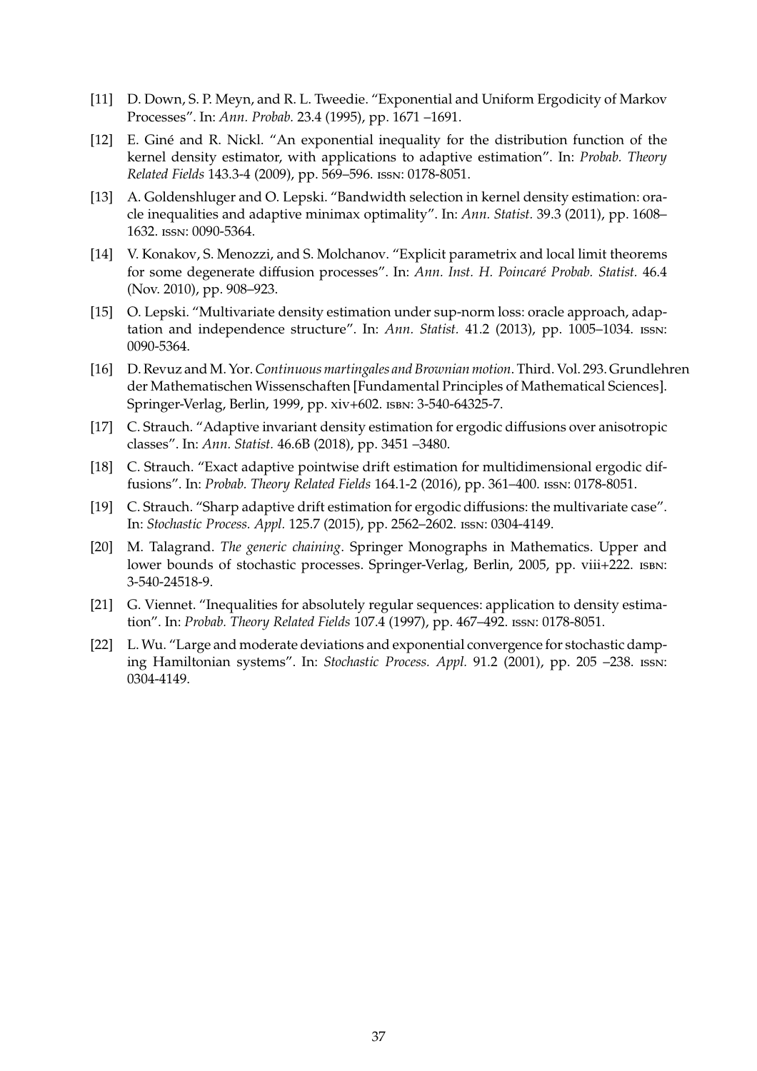[11] D. Down, S. P. Meyn, and R. L. Tweedie. "Exponential and Uniform Ergodicity of Markov Processes". In: *Ann. Probab.* 23.4 (1995), pp. 1671 –1691.

[12] E. Giné and R. Nickl. "An exponential inequality for the distribution function of the kernel density estimator, with applications to adaptive estimation". In: *Probab. Theory Related Fields* 143.3-4 (2009), pp. 569–596. ISSN: 0178-8051.

[13] A. Goldenshluger and O. Lepski. "Bandwidth selection in kernel density estimation: oracle inequalities and adaptive minimax optimality". In: *Ann. Statist.* 39.3 (2011), pp. 1608–1632. ISSN: 0090-5364.

[14] V. Konakov, S. Menozzi, and S. Molchanov. "Explicit parametrix and local limit theorems for some degenerate diffusion processes". In: *Ann. Inst. H. Poincaré Probab. Statist.* 46.4 (Nov. 2010), pp. 908–923.

[15] O. Lepski. "Multivariate density estimation under sup-norm loss: oracle approach, adaptation and independence structure". In: *Ann. Statist.* 41.2 (2013), pp. 1005–1034. ISSN: 0090-5364.

[16] D. Revuz and M. Yor. *Continuous martingales and Brownian motion*. Third. Vol. 293. Grundlehren der Mathematischen Wissenschaften [Fundamental Principles of Mathematical Sciences]. Springer-Verlag, Berlin, 1999, pp. xiv+602. ISBN: 3-540-64325-7.

[17] C. Strauch. "Adaptive invariant density estimation for ergodic diffusions over anisotropic classes". In: *Ann. Statist.* 46.6B (2018), pp. 3451 –3480.

[18] C. Strauch. "Exact adaptive pointwise drift estimation for multidimensional ergodic diffusions". In: *Probab. Theory Related Fields* 164.1-2 (2016), pp. 361–400. ISSN: 0178-8051.

[19] C. Strauch. "Sharp adaptive drift estimation for ergodic diffusions: the multivariate case". In: *Stochastic Process. Appl.* 125.7 (2015), pp. 2562–2602. ISSN: 0304-4149.

[20] M. Talagrand. *The generic chaining*. Springer Monographs in Mathematics. Upper and lower bounds of stochastic processes. Springer-Verlag, Berlin, 2005, pp. viii+222. ISBN: 3-540-24518-9.

[21] G. Viennet. "Inequalities for absolutely regular sequences: application to density estimation". In: *Probab. Theory Related Fields* 107.4 (1997), pp. 467–492. ISSN: 0178-8051.

[22] L. Wu. "Large and moderate deviations and exponential convergence for stochastic damping Hamiltonian systems". In: *Stochastic Process. Appl.* 91.2 (2001), pp. 205 –238. ISSN: 0304-4149.